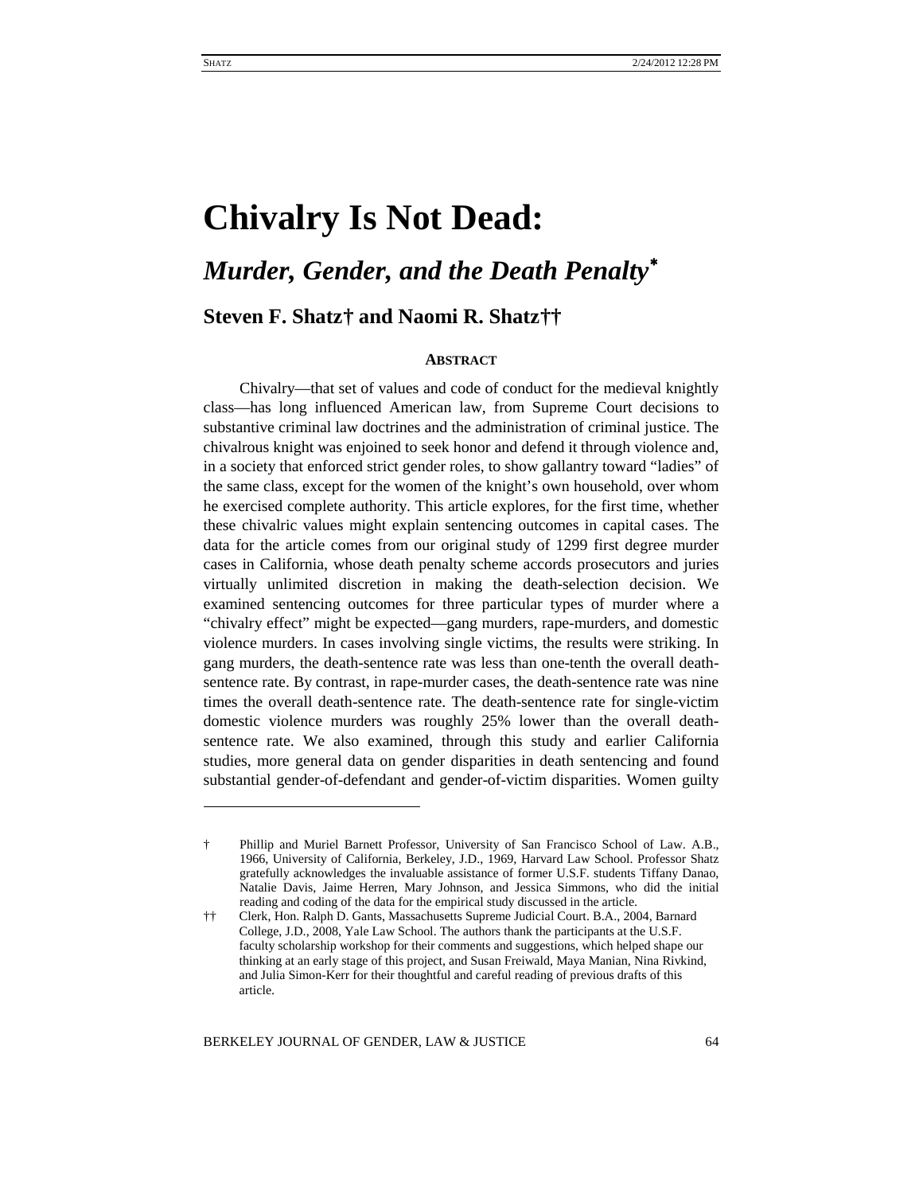# Chivalry Is Not Dead:

## *Murder, Gender, and the Death Penalty*[*]

### Steven F. Shatz† and Naomi R. Shatz††

**ABSTRACT**

Chivalry—that set of values and code of conduct for the medieval knightly class—has long influenced American law, from Supreme Court decisions to substantive criminal law doctrines and the administration of criminal justice. The chivalrous knight was enjoined to seek honor and defend it through violence and, in a society that enforced strict gender roles, to show gallantry toward "ladies" of the same class, except for the women of the knight's own household, over whom he exercised complete authority. This article explores, for the first time, whether these chivalric values might explain sentencing outcomes in capital cases. The data for the article comes from our original study of 1299 first degree murder cases in California, whose death penalty scheme accords prosecutors and juries virtually unlimited discretion in making the death-selection decision. We examined sentencing outcomes for three particular types of murder where a "chivalry effect" might be expected—gang murders, rape-murders, and domestic violence murders. In cases involving single victims, the results were striking. In gang murders, the death-sentence rate was less than one-tenth the overall death-sentence rate. By contrast, in rape-murder cases, the death-sentence rate was nine times the overall death-sentence rate. The death-sentence rate for single-victim domestic violence murders was roughly 25% lower than the overall death-sentence rate. We also examined, through this study and earlier California studies, more general data on gender disparities in death sentencing and found substantial gender-of-defendant and gender-of-victim disparities. Women guilty

---

† Phillip and Muriel Barnett Professor, University of San Francisco School of Law. A.B., 1966, University of California, Berkeley, J.D., 1969, Harvard Law School. Professor Shatz gratefully acknowledges the invaluable assistance of former U.S.F. students Tiffany Danao, Natalie Davis, Jaime Herren, Mary Johnson, and Jessica Simmons, who did the initial reading and coding of the data for the empirical study discussed in the article.

†† Clerk, Hon. Ralph D. Gants, Massachusetts Supreme Judicial Court. B.A., 2004, Barnard College, J.D., 2008, Yale Law School. The authors thank the participants at the U.S.F. faculty scholarship workshop for their comments and suggestions, which helped shape our thinking at an early stage of this project, and Susan Freiwald, Maya Manian, Nina Rivkind, and Julia Simon-Kerr for their thoughtful and careful reading of previous drafts of this article.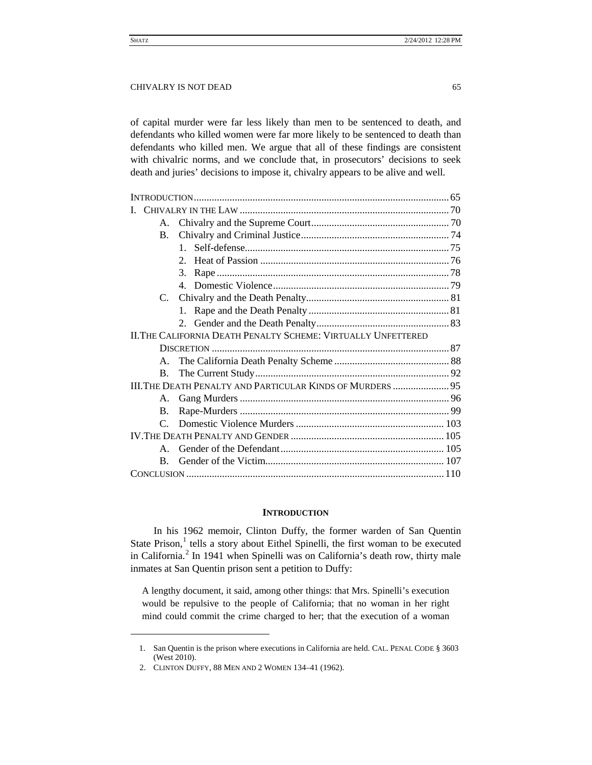of capital murder were far less likely than men to be sentenced to death, and defendants who killed women were far more likely to be sentenced to death than defendants who killed men. We argue that all of these findings are consistent with chivalric norms, and we conclude that, in prosecutors' decisions to seek death and juries' decisions to impose it, chivalry appears to be alive and well.

INTRODUCTION ... 65
I. CHIVALRY IN THE LAW ... 70
  A. Chivalry and the Supreme Court ... 70
  B. Chivalry and Criminal Justice ... 74
    1. Self-defense ... 75
    2. Heat of Passion ... 76
    3. Rape ... 78
    4. Domestic Violence ... 79
  C. Chivalry and the Death Penalty ... 81
    1. Rape and the Death Penalty ... 81
    2. Gender and the Death Penalty ... 83
II. THE CALIFORNIA DEATH PENALTY SCHEME: VIRTUALLY UNFETTERED DISCRETION ... 87
  A. The California Death Penalty Scheme ... 88
  B. The Current Study ... 92
III. THE DEATH PENALTY AND PARTICULAR KINDS OF MURDERS ... 95
  A. Gang Murders ... 96
  B. Rape-Murders ... 99
  C. Domestic Violence Murders ... 103
IV. THE DEATH PENALTY AND GENDER ... 105
  A. Gender of the Defendant ... 105
  B. Gender of the Victim ... 107
CONCLUSION ... 110

## INTRODUCTION

In his 1962 memoir, Clinton Duffy, the former warden of San Quentin State Prison,[1] tells a story about Eithel Spinelli, the first woman to be executed in California.[2] In 1941 when Spinelli was on California's death row, thirty male inmates at San Quentin prison sent a petition to Duffy:

> A lengthy document, it said, among other things: that Mrs. Spinelli's execution would be repulsive to the people of California; that no woman in her right mind could commit the crime charged to her; that the execution of a woman

1. San Quentin is the prison where executions in California are held. CAL. PENAL CODE § 3603 (West 2010).
2. CLINTON DUFFY, 88 MEN AND 2 WOMEN 134–41 (1962).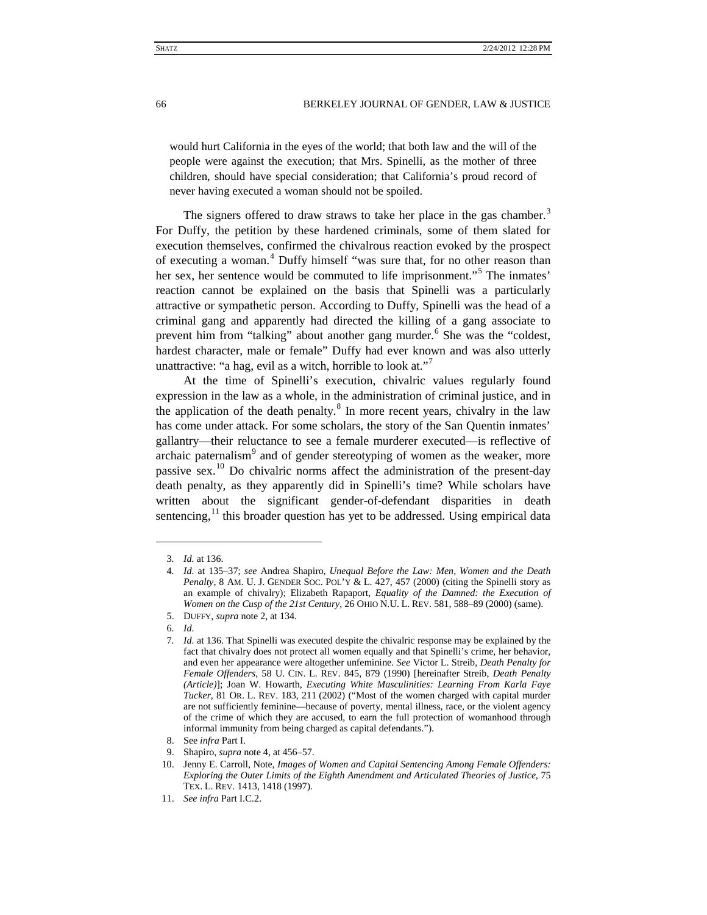> would hurt California in the eyes of the world; that both law and the will of the people were against the execution; that Mrs. Spinelli, as the mother of three children, should have special consideration; that California's proud record of never having executed a woman should not be spoiled.

The signers offered to draw straws to take her place in the gas chamber.[3] For Duffy, the petition by these hardened criminals, some of them slated for execution themselves, confirmed the chivalrous reaction evoked by the prospect of executing a woman.[4] Duffy himself "was sure that, for no other reason than her sex, her sentence would be commuted to life imprisonment."[5] The inmates' reaction cannot be explained on the basis that Spinelli was a particularly attractive or sympathetic person. According to Duffy, Spinelli was the head of a criminal gang and apparently had directed the killing of a gang associate to prevent him from "talking" about another gang murder.[6] She was the "coldest, hardest character, male or female" Duffy had ever known and was also utterly unattractive: "a hag, evil as a witch, horrible to look at."[7]

At the time of Spinelli's execution, chivalric values regularly found expression in the law as a whole, in the administration of criminal justice, and in the application of the death penalty.[8] In more recent years, chivalry in the law has come under attack. For some scholars, the story of the San Quentin inmates' gallantry—their reluctance to see a female murderer executed—is reflective of archaic paternalism[9] and of gender stereotyping of women as the weaker, more passive sex.[10] Do chivalric norms affect the administration of the present-day death penalty, as they apparently did in Spinelli's time? While scholars have written about the significant gender-of-defendant disparities in death sentencing,[11] this broader question has yet to be addressed. Using empirical data

---

3. *Id.* at 136.
4. *Id.* at 135–37; *see* Andrea Shapiro, *Unequal Before the Law: Men, Women and the Death Penalty*, 8 AM. U. J. GENDER SOC. POL'Y & L. 427, 457 (2000) (citing the Spinelli story as an example of chivalry); Elizabeth Rapaport, *Equality of the Damned: the Execution of Women on the Cusp of the 21st Century*, 26 OHIO N.U. L. REV. 581, 588–89 (2000) (same).
5. DUFFY, *supra* note 2, at 134.
6. *Id.*
7. *Id.* at 136. That Spinelli was executed despite the chivalric response may be explained by the fact that chivalry does not protect all women equally and that Spinelli's crime, her behavior, and even her appearance were altogether unfeminine. *See* Victor L. Streib, *Death Penalty for Female Offenders*, 58 U. CIN. L. REV. 845, 879 (1990) [hereinafter Streib, *Death Penalty (Article)*]; Joan W. Howarth, *Executing White Masculinities: Learning From Karla Faye Tucker*, 81 OR. L. REV. 183, 211 (2002) ("Most of the women charged with capital murder are not sufficiently feminine—because of poverty, mental illness, race, or the violent agency of the crime of which they are accused, to earn the full protection of womanhood through informal immunity from being charged as capital defendants.").
8. See *infra* Part I.
9. Shapiro, *supra* note 4, at 456–57.
10. Jenny E. Carroll, Note, *Images of Women and Capital Sentencing Among Female Offenders: Exploring the Outer Limits of the Eighth Amendment and Articulated Theories of Justice*, 75 TEX. L. REV. 1413, 1418 (1997).
11. *See infra* Part I.C.2.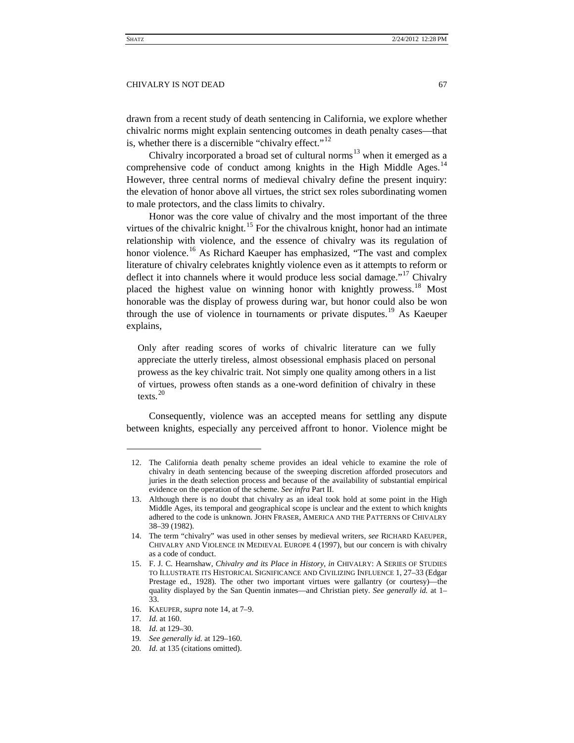drawn from a recent study of death sentencing in California, we explore whether chivalric norms might explain sentencing outcomes in death penalty cases—that is, whether there is a discernible "chivalry effect."[12]

Chivalry incorporated a broad set of cultural norms[13] when it emerged as a comprehensive code of conduct among knights in the High Middle Ages.[14] However, three central norms of medieval chivalry define the present inquiry: the elevation of honor above all virtues, the strict sex roles subordinating women to male protectors, and the class limits to chivalry.

Honor was the core value of chivalry and the most important of the three virtues of the chivalric knight.[15] For the chivalrous knight, honor had an intimate relationship with violence, and the essence of chivalry was its regulation of honor violence.[16] As Richard Kaeuper has emphasized, "The vast and complex literature of chivalry celebrates knightly violence even as it attempts to reform or deflect it into channels where it would produce less social damage."[17] Chivalry placed the highest value on winning honor with knightly prowess.[18] Most honorable was the display of prowess during war, but honor could also be won through the use of violence in tournaments or private disputes.[19] As Kaeuper explains,

> Only after reading scores of works of chivalric literature can we fully appreciate the utterly tireless, almost obsessional emphasis placed on personal prowess as the key chivalric trait. Not simply one quality among others in a list of virtues, prowess often stands as a one-word definition of chivalry in these texts.[20]

Consequently, violence was an accepted means for settling any dispute between knights, especially any perceived affront to honor. Violence might be

---

12. The California death penalty scheme provides an ideal vehicle to examine the role of chivalry in death sentencing because of the sweeping discretion afforded prosecutors and juries in the death selection process and because of the availability of substantial empirical evidence on the operation of the scheme. *See infra* Part II.

13. Although there is no doubt that chivalry as an ideal took hold at some point in the High Middle Ages, its temporal and geographical scope is unclear and the extent to which knights adhered to the code is unknown. JOHN FRASER, AMERICA AND THE PATTERNS OF CHIVALRY 38–39 (1982).

14. The term "chivalry" was used in other senses by medieval writers, *see* RICHARD KAEUPER, CHIVALRY AND VIOLENCE IN MEDIEVAL EUROPE 4 (1997), but our concern is with chivalry as a code of conduct.

15. F. J. C. Hearnshaw, *Chivalry and its Place in History*, *in* CHIVALRY: A SERIES OF STUDIES TO ILLUSTRATE ITS HISTORICAL SIGNIFICANCE AND CIVILIZING INFLUENCE 1, 27–33 (Edgar Prestage ed., 1928). The other two important virtues were gallantry (or courtesy)—the quality displayed by the San Quentin inmates—and Christian piety. *See generally id.* at 1–33.

16. KAEUPER, *supra* note 14, at 7–9.

17. *Id.* at 160.

18. *Id.* at 129–30.

19. *See generally id.* at 129–160.

20. *Id.* at 135 (citations omitted).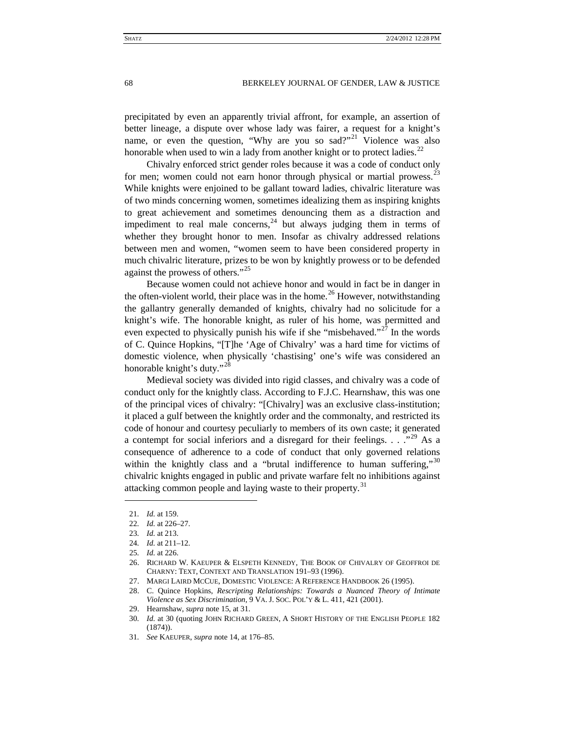precipitated by even an apparently trivial affront, for example, an assertion of better lineage, a dispute over whose lady was fairer, a request for a knight's name, or even the question, "Why are you so sad?"[21] Violence was also honorable when used to win a lady from another knight or to protect ladies.[22]

Chivalry enforced strict gender roles because it was a code of conduct only for men; women could not earn honor through physical or martial prowess.[23] While knights were enjoined to be gallant toward ladies, chivalric literature was of two minds concerning women, sometimes idealizing them as inspiring knights to great achievement and sometimes denouncing them as a distraction and impediment to real male concerns,[24] but always judging them in terms of whether they brought honor to men. Insofar as chivalry addressed relations between men and women, "women seem to have been considered property in much chivalric literature, prizes to be won by knightly prowess or to be defended against the prowess of others."[25]

Because women could not achieve honor and would in fact be in danger in the often-violent world, their place was in the home.[26] However, notwithstanding the gallantry generally demanded of knights, chivalry had no solicitude for a knight's wife. The honorable knight, as ruler of his home, was permitted and even expected to physically punish his wife if she "misbehaved."[27] In the words of C. Quince Hopkins, "[T]he 'Age of Chivalry' was a hard time for victims of domestic violence, when physically 'chastising' one's wife was considered an honorable knight's duty."[28]

Medieval society was divided into rigid classes, and chivalry was a code of conduct only for the knightly class. According to F.J.C. Hearnshaw, this was one of the principal vices of chivalry: "[Chivalry] was an exclusive class-institution; it placed a gulf between the knightly order and the commonalty, and restricted its code of honour and courtesy peculiarly to members of its own caste; it generated a contempt for social inferiors and a disregard for their feelings. . . ."[29] As a consequence of adherence to a code of conduct that only governed relations within the knightly class and a "brutal indifference to human suffering,"[30] chivalric knights engaged in public and private warfare felt no inhibitions against attacking common people and laying waste to their property.[31]

---

21. *Id.* at 159.
22. *Id.* at 226–27.
23. *Id.* at 213.
24. *Id.* at 211–12.
25. *Id.* at 226.
26. RICHARD W. KAEUPER & ELSPETH KENNEDY, THE BOOK OF CHIVALRY OF GEOFFROI DE CHARNY: TEXT, CONTEXT AND TRANSLATION 191–93 (1996).
27. MARGI LAIRD MCCUE, DOMESTIC VIOLENCE: A REFERENCE HANDBOOK 26 (1995).
28. C. Quince Hopkins, *Rescripting Relationships: Towards a Nuanced Theory of Intimate Violence as Sex Discrimination*, 9 VA. J. SOC. POL'Y & L. 411, 421 (2001).
29. Hearnshaw, *supra* note 15, at 31.
30. *Id.* at 30 (quoting JOHN RICHARD GREEN, A SHORT HISTORY OF THE ENGLISH PEOPLE 182 (1874)).
31. *See* KAEUPER, *supra* note 14, at 176–85.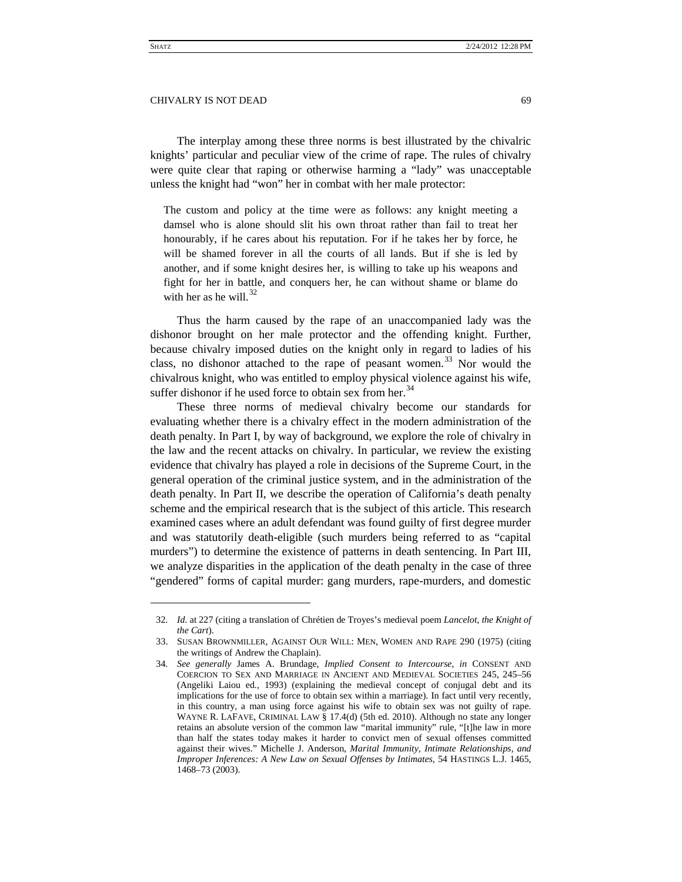The interplay among these three norms is best illustrated by the chivalric knights' particular and peculiar view of the crime of rape. The rules of chivalry were quite clear that raping or otherwise harming a "lady" was unacceptable unless the knight had "won" her in combat with her male protector:

> The custom and policy at the time were as follows: any knight meeting a damsel who is alone should slit his own throat rather than fail to treat her honourably, if he cares about his reputation. For if he takes her by force, he will be shamed forever in all the courts of all lands. But if she is led by another, and if some knight desires her, is willing to take up his weapons and fight for her in battle, and conquers her, he can without shame or blame do with her as he will.[32]

Thus the harm caused by the rape of an unaccompanied lady was the dishonor brought on her male protector and the offending knight. Further, because chivalry imposed duties on the knight only in regard to ladies of his class, no dishonor attached to the rape of peasant women.[33] Nor would the chivalrous knight, who was entitled to employ physical violence against his wife, suffer dishonor if he used force to obtain sex from her.[34]

These three norms of medieval chivalry become our standards for evaluating whether there is a chivalry effect in the modern administration of the death penalty. In Part I, by way of background, we explore the role of chivalry in the law and the recent attacks on chivalry. In particular, we review the existing evidence that chivalry has played a role in decisions of the Supreme Court, in the general operation of the criminal justice system, and in the administration of the death penalty. In Part II, we describe the operation of California's death penalty scheme and the empirical research that is the subject of this article. This research examined cases where an adult defendant was found guilty of first degree murder and was statutorily death-eligible (such murders being referred to as "capital murders") to determine the existence of patterns in death sentencing. In Part III, we analyze disparities in the application of the death penalty in the case of three "gendered" forms of capital murder: gang murders, rape-murders, and domestic

---

32. *Id.* at 227 (citing a translation of Chrétien de Troyes's medieval poem *Lancelot, the Knight of the Cart*).

33. SUSAN BROWNMILLER, AGAINST OUR WILL: MEN, WOMEN AND RAPE 290 (1975) (citing the writings of Andrew the Chaplain).

34. *See generally* James A. Brundage, *Implied Consent to Intercourse*, *in* CONSENT AND COERCION TO SEX AND MARRIAGE IN ANCIENT AND MEDIEVAL SOCIETIES 245, 245–56 (Angeliki Laiou ed., 1993) (explaining the medieval concept of conjugal debt and its implications for the use of force to obtain sex within a marriage). In fact until very recently, in this country, a man using force against his wife to obtain sex was not guilty of rape. WAYNE R. LAFAVE, CRIMINAL LAW § 17.4(d) (5th ed. 2010). Although no state any longer retains an absolute version of the common law "marital immunity" rule, "[t]he law in more than half the states today makes it harder to convict men of sexual offenses committed against their wives." Michelle J. Anderson, *Marital Immunity, Intimate Relationships, and Improper Inferences: A New Law on Sexual Offenses by Intimates*, 54 HASTINGS L.J. 1465, 1468–73 (2003).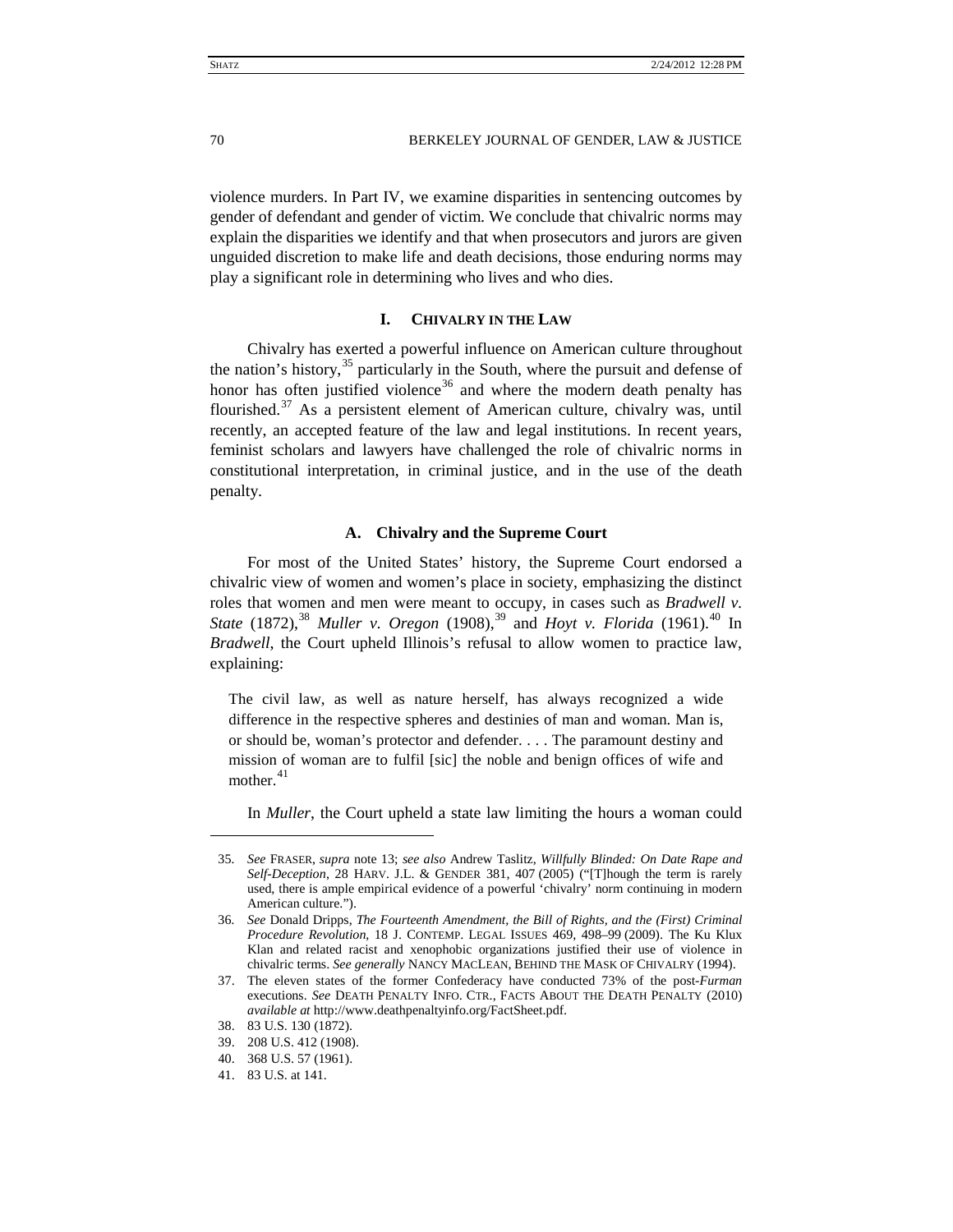violence murders. In Part IV, we examine disparities in sentencing outcomes by gender of defendant and gender of victim. We conclude that chivalric norms may explain the disparities we identify and that when prosecutors and jurors are given unguided discretion to make life and death decisions, those enduring norms may play a significant role in determining who lives and who dies.

## I. Chivalry in the Law

Chivalry has exerted a powerful influence on American culture throughout the nation's history,[35] particularly in the South, where the pursuit and defense of honor has often justified violence[36] and where the modern death penalty has flourished.[37] As a persistent element of American culture, chivalry was, until recently, an accepted feature of the law and legal institutions. In recent years, feminist scholars and lawyers have challenged the role of chivalric norms in constitutional interpretation, in criminal justice, and in the use of the death penalty.

### A. Chivalry and the Supreme Court

For most of the United States' history, the Supreme Court endorsed a chivalric view of women and women's place in society, emphasizing the distinct roles that women and men were meant to occupy, in cases such as *Bradwell v. State* (1872),[38] *Muller v. Oregon* (1908),[39] and *Hoyt v. Florida* (1961).[40] In *Bradwell*, the Court upheld Illinois's refusal to allow women to practice law, explaining:

> The civil law, as well as nature herself, has always recognized a wide difference in the respective spheres and destinies of man and woman. Man is, or should be, woman's protector and defender. . . . The paramount destiny and mission of woman are to fulfil [sic] the noble and benign offices of wife and mother.[41]

In *Muller*, the Court upheld a state law limiting the hours a woman could

---

35. *See* FRASER, *supra* note 13; *see also* Andrew Taslitz, *Willfully Blinded: On Date Rape and Self-Deception*, 28 HARV. J.L. & GENDER 381, 407 (2005) ("[T]hough the term is rarely used, there is ample empirical evidence of a powerful 'chivalry' norm continuing in modern American culture.").

36. *See* Donald Dripps, *The Fourteenth Amendment, the Bill of Rights, and the (First) Criminal Procedure Revolution*, 18 J. CONTEMP. LEGAL ISSUES 469, 498–99 (2009). The Ku Klux Klan and related racist and xenophobic organizations justified their use of violence in chivalric terms. *See generally* NANCY MACLEAN, BEHIND THE MASK OF CHIVALRY (1994).

37. The eleven states of the former Confederacy have conducted 73% of the post-*Furman* executions. *See* DEATH PENALTY INFO. CTR., FACTS ABOUT THE DEATH PENALTY (2010) *available at* http://www.deathpenaltyinfo.org/FactSheet.pdf.

38. 83 U.S. 130 (1872).

39. 208 U.S. 412 (1908).

40. 368 U.S. 57 (1961).

41. 83 U.S. at 141.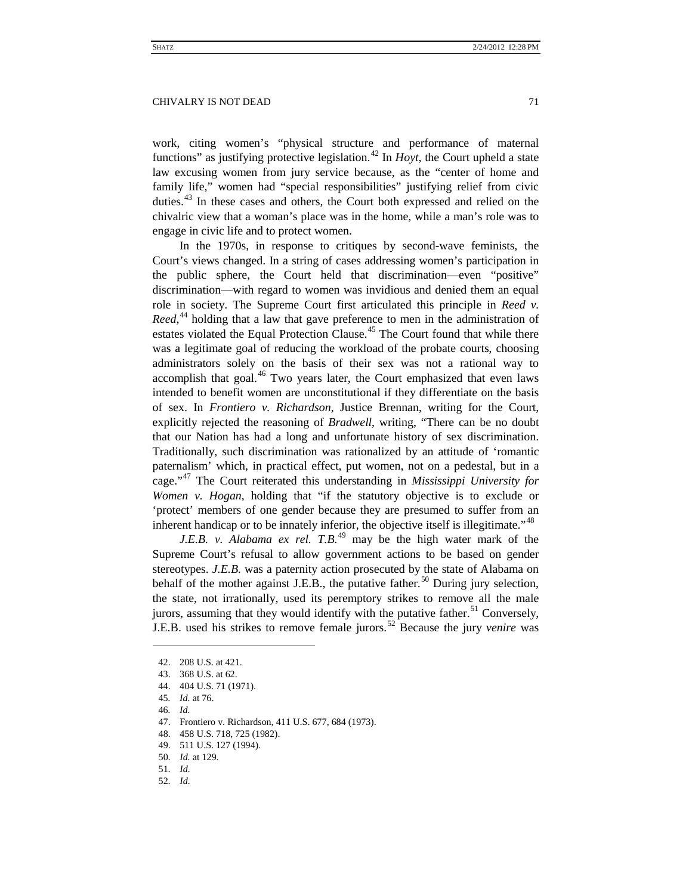work, citing women's "physical structure and performance of maternal functions" as justifying protective legislation.[42] In *Hoyt*, the Court upheld a state law excusing women from jury service because, as the "center of home and family life," women had "special responsibilities" justifying relief from civic duties.[43] In these cases and others, the Court both expressed and relied on the chivalric view that a woman's place was in the home, while a man's role was to engage in civic life and to protect women.

In the 1970s, in response to critiques by second-wave feminists, the Court's views changed. In a string of cases addressing women's participation in the public sphere, the Court held that discrimination—even "positive" discrimination—with regard to women was invidious and denied them an equal role in society. The Supreme Court first articulated this principle in *Reed v. Reed*,[44] holding that a law that gave preference to men in the administration of estates violated the Equal Protection Clause.[45] The Court found that while there was a legitimate goal of reducing the workload of the probate courts, choosing administrators solely on the basis of their sex was not a rational way to accomplish that goal.[46] Two years later, the Court emphasized that even laws intended to benefit women are unconstitutional if they differentiate on the basis of sex. In *Frontiero v. Richardson*, Justice Brennan, writing for the Court, explicitly rejected the reasoning of *Bradwell*, writing, "There can be no doubt that our Nation has had a long and unfortunate history of sex discrimination. Traditionally, such discrimination was rationalized by an attitude of 'romantic paternalism' which, in practical effect, put women, not on a pedestal, but in a cage."[47] The Court reiterated this understanding in *Mississippi University for Women v. Hogan*, holding that "if the statutory objective is to exclude or 'protect' members of one gender because they are presumed to suffer from an inherent handicap or to be innately inferior, the objective itself is illegitimate."[48]

*J.E.B. v. Alabama ex rel. T.B.*[49] may be the high water mark of the Supreme Court's refusal to allow government actions to be based on gender stereotypes. *J.E.B.* was a paternity action prosecuted by the state of Alabama on behalf of the mother against J.E.B., the putative father.[50] During jury selection, the state, not irrationally, used its peremptory strikes to remove all the male jurors, assuming that they would identify with the putative father.[51] Conversely, J.E.B. used his strikes to remove female jurors.[52] Because the jury *venire* was

---

42. 208 U.S. at 421.
43. 368 U.S. at 62.
44. 404 U.S. 71 (1971).
45. *Id.* at 76.
46. *Id.*
47. Frontiero v. Richardson, 411 U.S. 677, 684 (1973).
48. 458 U.S. 718, 725 (1982).
49. 511 U.S. 127 (1994).
50. *Id.* at 129.
51. *Id.*
52. *Id.*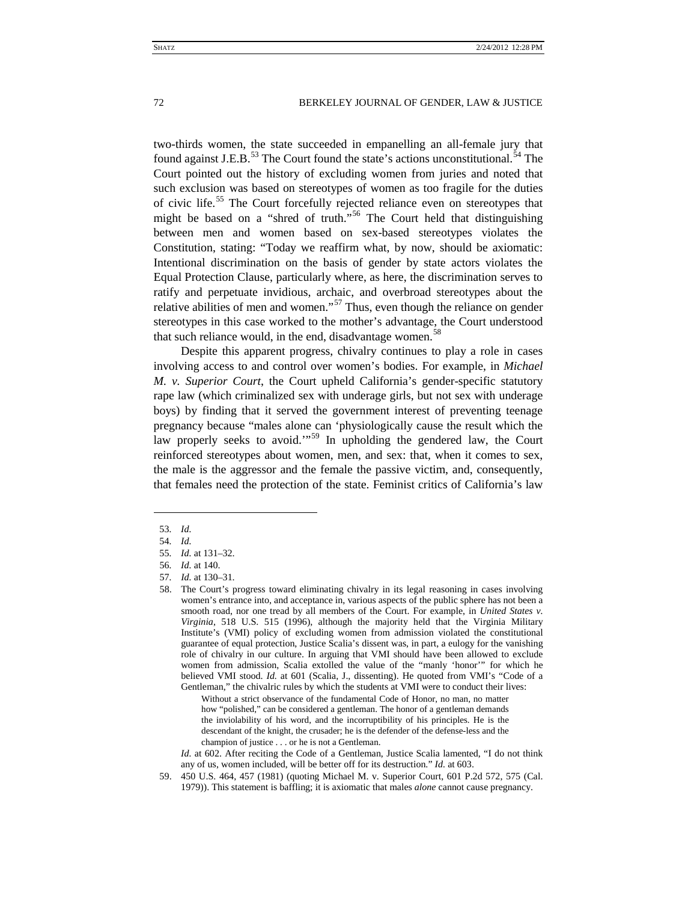two-thirds women, the state succeeded in empanelling an all-female jury that found against J.E.B.[53] The Court found the state's actions unconstitutional.[54] The Court pointed out the history of excluding women from juries and noted that such exclusion was based on stereotypes of women as too fragile for the duties of civic life.[55] The Court forcefully rejected reliance even on stereotypes that might be based on a "shred of truth."[56] The Court held that distinguishing between men and women based on sex-based stereotypes violates the Constitution, stating: "Today we reaffirm what, by now, should be axiomatic: Intentional discrimination on the basis of gender by state actors violates the Equal Protection Clause, particularly where, as here, the discrimination serves to ratify and perpetuate invidious, archaic, and overbroad stereotypes about the relative abilities of men and women."[57] Thus, even though the reliance on gender stereotypes in this case worked to the mother's advantage, the Court understood that such reliance would, in the end, disadvantage women.[58]

Despite this apparent progress, chivalry continues to play a role in cases involving access to and control over women's bodies. For example, in *Michael M. v. Superior Court*, the Court upheld California's gender-specific statutory rape law (which criminalized sex with underage girls, but not sex with underage boys) by finding that it served the government interest of preventing teenage pregnancy because "males alone can 'physiologically cause the result which the law properly seeks to avoid.'"[59] In upholding the gendered law, the Court reinforced stereotypes about women, men, and sex: that, when it comes to sex, the male is the aggressor and the female the passive victim, and, consequently, that females need the protection of the state. Feminist critics of California's law

---

53. *Id.*

54. *Id.*

55. *Id.* at 131–32.

56. *Id.* at 140.

57. *Id.* at 130–31.

58. The Court's progress toward eliminating chivalry in its legal reasoning in cases involving women's entrance into, and acceptance in, various aspects of the public sphere has not been a smooth road, nor one tread by all members of the Court. For example, in *United States v. Virginia*, 518 U.S. 515 (1996), although the majority held that the Virginia Military Institute's (VMI) policy of excluding women from admission violated the constitutional guarantee of equal protection, Justice Scalia's dissent was, in part, a eulogy for the vanishing role of chivalry in our culture. In arguing that VMI should have been allowed to exclude women from admission, Scalia extolled the value of the "manly 'honor'" for which he believed VMI stood. *Id.* at 601 (Scalia, J., dissenting). He quoted from VMI's "Code of a Gentleman," the chivalric rules by which the students at VMI were to conduct their lives:

> Without a strict observance of the fundamental Code of Honor, no man, no matter how "polished," can be considered a gentleman. The honor of a gentleman demands the inviolability of his word, and the incorruptibility of his principles. He is the descendant of the knight, the crusader; he is the defender of the defense-less and the champion of justice . . . or he is not a Gentleman.

*Id.* at 602. After reciting the Code of a Gentleman, Justice Scalia lamented, "I do not think any of us, women included, will be better off for its destruction." *Id.* at 603.

59. 450 U.S. 464, 457 (1981) (quoting Michael M. v. Superior Court, 601 P.2d 572, 575 (Cal. 1979)). This statement is baffling; it is axiomatic that males *alone* cannot cause pregnancy.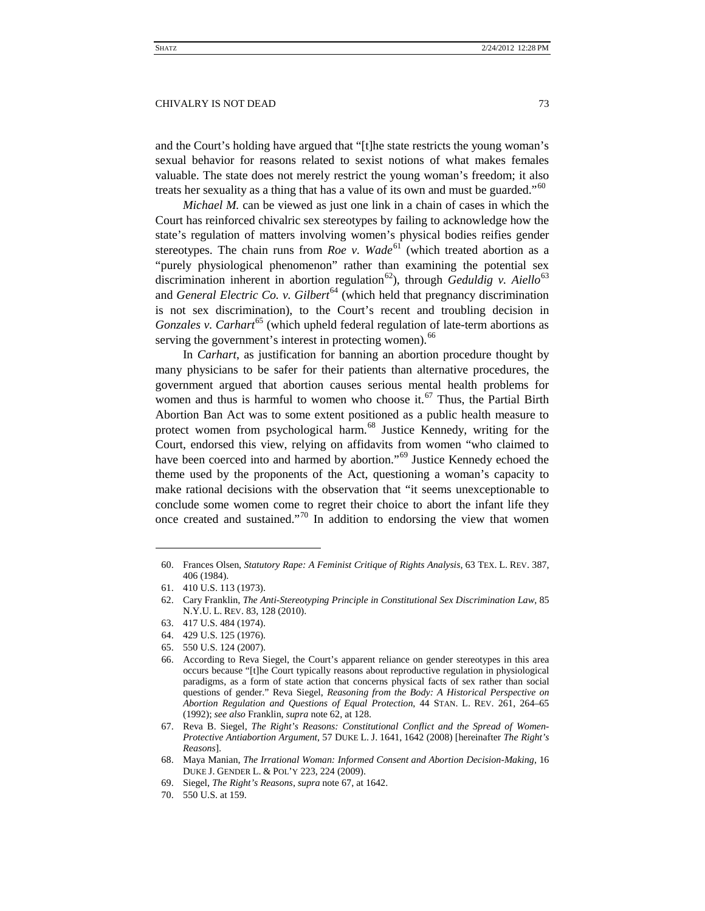and the Court's holding have argued that "[t]he state restricts the young woman's sexual behavior for reasons related to sexist notions of what makes females valuable. The state does not merely restrict the young woman's freedom; it also treats her sexuality as a thing that has a value of its own and must be guarded."[60]

*Michael M.* can be viewed as just one link in a chain of cases in which the Court has reinforced chivalric sex stereotypes by failing to acknowledge how the state's regulation of matters involving women's physical bodies reifies gender stereotypes. The chain runs from *Roe v. Wade*[61] (which treated abortion as a "purely physiological phenomenon" rather than examining the potential sex discrimination inherent in abortion regulation[62]), through *Geduldig v. Aiello*[63] and *General Electric Co. v. Gilbert*[64] (which held that pregnancy discrimination is not sex discrimination), to the Court's recent and troubling decision in *Gonzales v. Carhart*[65] (which upheld federal regulation of late-term abortions as serving the government's interest in protecting women).[66]

In *Carhart*, as justification for banning an abortion procedure thought by many physicians to be safer for their patients than alternative procedures, the government argued that abortion causes serious mental health problems for women and thus is harmful to women who choose it.[67] Thus, the Partial Birth Abortion Ban Act was to some extent positioned as a public health measure to protect women from psychological harm.[68] Justice Kennedy, writing for the Court, endorsed this view, relying on affidavits from women "who claimed to have been coerced into and harmed by abortion."[69] Justice Kennedy echoed the theme used by the proponents of the Act, questioning a woman's capacity to make rational decisions with the observation that "it seems unexceptionable to conclude some women come to regret their choice to abort the infant life they once created and sustained."[70] In addition to endorsing the view that women

---

60. Frances Olsen, *Statutory Rape: A Feminist Critique of Rights Analysis*, 63 TEX. L. REV. 387, 406 (1984).

61. 410 U.S. 113 (1973).

62. Cary Franklin, *The Anti-Stereotyping Principle in Constitutional Sex Discrimination Law*, 85 N.Y.U. L. REV. 83, 128 (2010).

63. 417 U.S. 484 (1974).

64. 429 U.S. 125 (1976).

65. 550 U.S. 124 (2007).

66. According to Reva Siegel, the Court's apparent reliance on gender stereotypes in this area occurs because "[t]he Court typically reasons about reproductive regulation in physiological paradigms, as a form of state action that concerns physical facts of sex rather than social questions of gender." Reva Siegel, *Reasoning from the Body: A Historical Perspective on Abortion Regulation and Questions of Equal Protection*, 44 STAN. L. REV. 261, 264–65 (1992); *see also* Franklin, *supra* note 62, at 128.

67. Reva B. Siegel, *The Right's Reasons: Constitutional Conflict and the Spread of Women-Protective Antiabortion Argument*, 57 DUKE L. J. 1641, 1642 (2008) [hereinafter *The Right's Reasons*].

68. Maya Manian, *The Irrational Woman: Informed Consent and Abortion Decision-Making*, 16 DUKE J. GENDER L. & POL'Y 223, 224 (2009).

69. Siegel, *The Right's Reasons*, *supra* note 67, at 1642.

70. 550 U.S. at 159.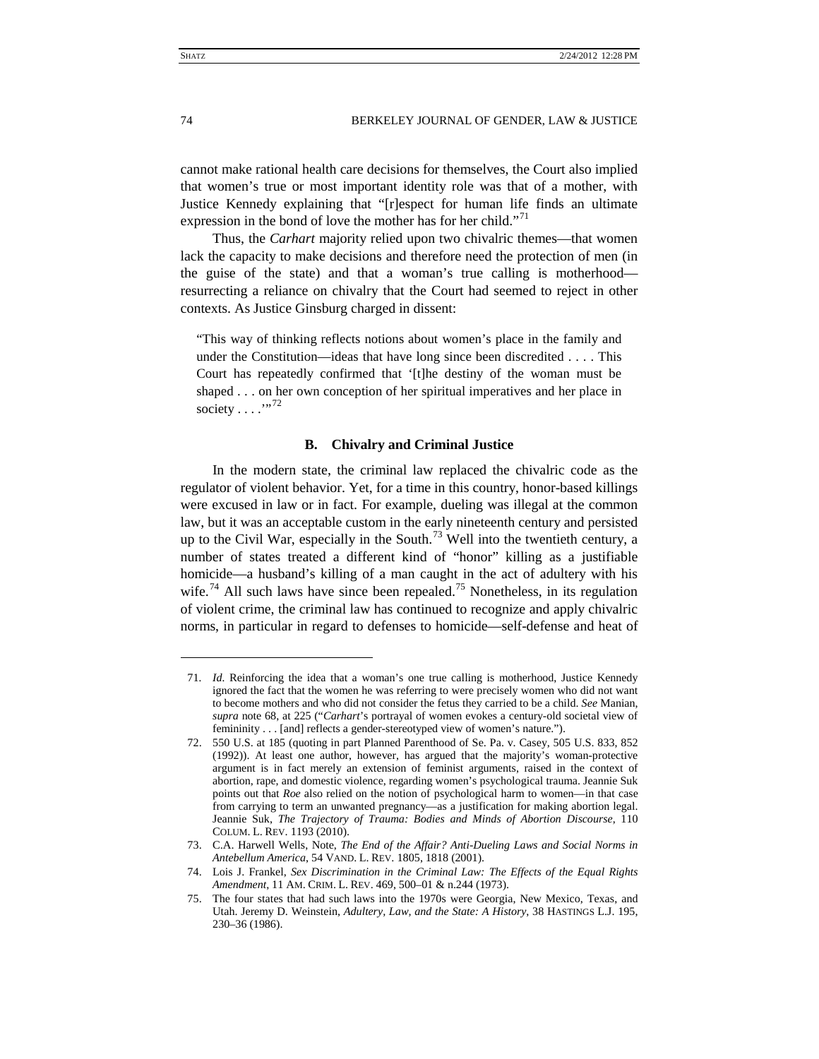cannot make rational health care decisions for themselves, the Court also implied that women's true or most important identity role was that of a mother, with Justice Kennedy explaining that "[r]espect for human life finds an ultimate expression in the bond of love the mother has for her child."[71]

Thus, the *Carhart* majority relied upon two chivalric themes—that women lack the capacity to make decisions and therefore need the protection of men (in the guise of the state) and that a woman's true calling is motherhood—resurrecting a reliance on chivalry that the Court had seemed to reject in other contexts. As Justice Ginsburg charged in dissent:

> "This way of thinking reflects notions about women's place in the family and under the Constitution—ideas that have long since been discredited . . . . This Court has repeatedly confirmed that '[t]he destiny of the woman must be shaped . . . on her own conception of her spiritual imperatives and her place in society . . . .'"[72]

### B. Chivalry and Criminal Justice

In the modern state, the criminal law replaced the chivalric code as the regulator of violent behavior. Yet, for a time in this country, honor-based killings were excused in law or in fact. For example, dueling was illegal at the common law, but it was an acceptable custom in the early nineteenth century and persisted up to the Civil War, especially in the South.[73] Well into the twentieth century, a number of states treated a different kind of "honor" killing as a justifiable homicide—a husband's killing of a man caught in the act of adultery with his wife.[74] All such laws have since been repealed.[75] Nonetheless, in its regulation of violent crime, the criminal law has continued to recognize and apply chivalric norms, in particular in regard to defenses to homicide—self-defense and heat of

---

71. *Id.* Reinforcing the idea that a woman's one true calling is motherhood, Justice Kennedy ignored the fact that the women he was referring to were precisely women who did not want to become mothers and who did not consider the fetus they carried to be a child. *See* Manian, *supra* note 68, at 225 ("*Carhart*'s portrayal of women evokes a century-old societal view of femininity . . . [and] reflects a gender-stereotyped view of women's nature.").

72. 550 U.S. at 185 (quoting in part Planned Parenthood of Se. Pa. v. Casey, 505 U.S. 833, 852 (1992)). At least one author, however, has argued that the majority's woman-protective argument is in fact merely an extension of feminist arguments, raised in the context of abortion, rape, and domestic violence, regarding women's psychological trauma. Jeannie Suk points out that *Roe* also relied on the notion of psychological harm to women—in that case from carrying to term an unwanted pregnancy—as a justification for making abortion legal. Jeannie Suk, *The Trajectory of Trauma: Bodies and Minds of Abortion Discourse*, 110 COLUM. L. REV. 1193 (2010).

73. C.A. Harwell Wells, Note, *The End of the Affair? Anti-Dueling Laws and Social Norms in Antebellum America*, 54 VAND. L. REV. 1805, 1818 (2001).

74. Lois J. Frankel, *Sex Discrimination in the Criminal Law: The Effects of the Equal Rights Amendment*, 11 AM. CRIM. L. REV. 469, 500–01 & n.244 (1973).

75. The four states that had such laws into the 1970s were Georgia, New Mexico, Texas, and Utah. Jeremy D. Weinstein, *Adultery, Law, and the State: A History*, 38 HASTINGS L.J. 195, 230–36 (1986).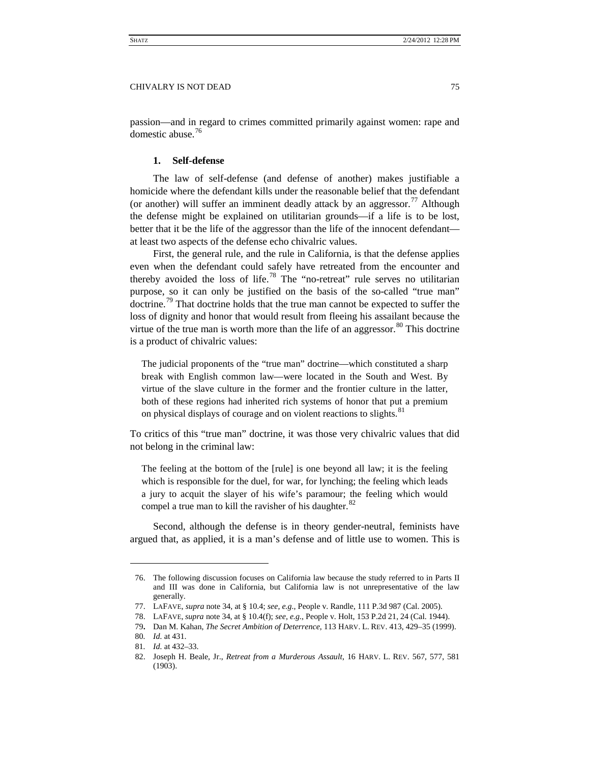passion—and in regard to crimes committed primarily against women: rape and domestic abuse.[76]

### 1. Self-defense

The law of self-defense (and defense of another) makes justifiable a homicide where the defendant kills under the reasonable belief that the defendant (or another) will suffer an imminent deadly attack by an aggressor.[77] Although the defense might be explained on utilitarian grounds—if a life is to be lost, better that it be the life of the aggressor than the life of the innocent defendant—at least two aspects of the defense echo chivalric values.

First, the general rule, and the rule in California, is that the defense applies even when the defendant could safely have retreated from the encounter and thereby avoided the loss of life.[78] The "no-retreat" rule serves no utilitarian purpose, so it can only be justified on the basis of the so-called "true man" doctrine.[79] That doctrine holds that the true man cannot be expected to suffer the loss of dignity and honor that would result from fleeing his assailant because the virtue of the true man is worth more than the life of an aggressor.[80] This doctrine is a product of chivalric values:

> The judicial proponents of the "true man" doctrine—which constituted a sharp break with English common law—were located in the South and West. By virtue of the slave culture in the former and the frontier culture in the latter, both of these regions had inherited rich systems of honor that put a premium on physical displays of courage and on violent reactions to slights.[81]

To critics of this "true man" doctrine, it was those very chivalric values that did not belong in the criminal law:

> The feeling at the bottom of the [rule] is one beyond all law; it is the feeling which is responsible for the duel, for war, for lynching; the feeling which leads a jury to acquit the slayer of his wife's paramour; the feeling which would compel a true man to kill the ravisher of his daughter.[82]

Second, although the defense is in theory gender-neutral, feminists have argued that, as applied, it is a man's defense and of little use to women. This is

---

76. The following discussion focuses on California law because the study referred to in Parts II and III was done in California, but California law is not unrepresentative of the law generally.

77. LAFAVE, *supra* note 34, at § 10.4; *see, e.g.*, People v. Randle, 111 P.3d 987 (Cal. 2005).

78. LAFAVE, *supra* note 34, at § 10.4(f); *see, e.g.*, People v. Holt, 153 P.2d 21, 24 (Cal. 1944).

79. Dan M. Kahan, *The Secret Ambition of Deterrence*, 113 HARV. L. REV. 413, 429–35 (1999).

80. *Id.* at 431.

81. *Id.* at 432–33.

82. Joseph H. Beale, Jr., *Retreat from a Murderous Assault*, 16 HARV. L. REV. 567, 577, 581 (1903).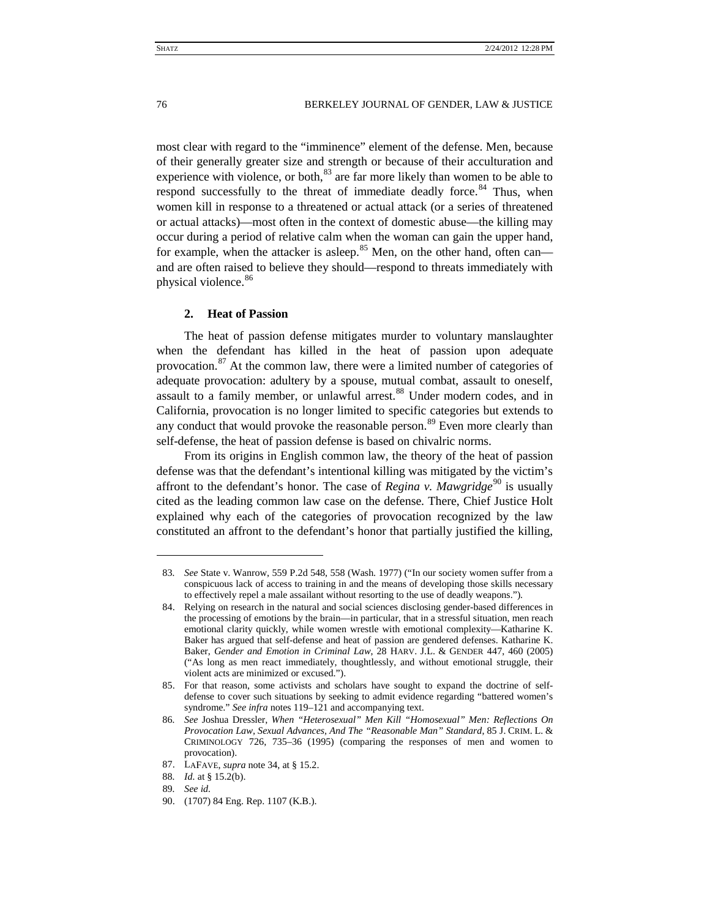most clear with regard to the "imminence" element of the defense. Men, because of their generally greater size and strength or because of their acculturation and experience with violence, or both,[83] are far more likely than women to be able to respond successfully to the threat of immediate deadly force.[84] Thus, when women kill in response to a threatened or actual attack (or a series of threatened or actual attacks)—most often in the context of domestic abuse—the killing may occur during a period of relative calm when the woman can gain the upper hand, for example, when the attacker is asleep.[85] Men, on the other hand, often can—and are often raised to believe they should—respond to threats immediately with physical violence.[86]

### 2. Heat of Passion

The heat of passion defense mitigates murder to voluntary manslaughter when the defendant has killed in the heat of passion upon adequate provocation.[87] At the common law, there were a limited number of categories of adequate provocation: adultery by a spouse, mutual combat, assault to oneself, assault to a family member, or unlawful arrest.[88] Under modern codes, and in California, provocation is no longer limited to specific categories but extends to any conduct that would provoke the reasonable person.[89] Even more clearly than self-defense, the heat of passion defense is based on chivalric norms.

From its origins in English common law, the theory of the heat of passion defense was that the defendant's intentional killing was mitigated by the victim's affront to the defendant's honor. The case of *Regina v. Mawgridge*[90] is usually cited as the leading common law case on the defense. There, Chief Justice Holt explained why each of the categories of provocation recognized by the law constituted an affront to the defendant's honor that partially justified the killing,

---

83. *See* State v. Wanrow, 559 P.2d 548, 558 (Wash. 1977) ("In our society women suffer from a conspicuous lack of access to training in and the means of developing those skills necessary to effectively repel a male assailant without resorting to the use of deadly weapons.").

84. Relying on research in the natural and social sciences disclosing gender-based differences in the processing of emotions by the brain—in particular, that in a stressful situation, men reach emotional clarity quickly, while women wrestle with emotional complexity—Katharine K. Baker has argued that self-defense and heat of passion are gendered defenses. Katharine K. Baker, *Gender and Emotion in Criminal Law*, 28 HARV. J.L. & GENDER 447, 460 (2005) ("As long as men react immediately, thoughtlessly, and without emotional struggle, their violent acts are minimized or excused.").

85. For that reason, some activists and scholars have sought to expand the doctrine of self-defense to cover such situations by seeking to admit evidence regarding "battered women's syndrome." *See infra* notes 119–121 and accompanying text.

86. *See* Joshua Dressler, *When "Heterosexual" Men Kill "Homosexual" Men: Reflections On Provocation Law, Sexual Advances, And The "Reasonable Man" Standard*, 85 J. CRIM. L. & CRIMINOLOGY 726, 735–36 (1995) (comparing the responses of men and women to provocation).

87. LAFAVE, *supra* note 34, at § 15.2.

88. *Id.* at § 15.2(b).

89. *See id.*

90. (1707) 84 Eng. Rep. 1107 (K.B.).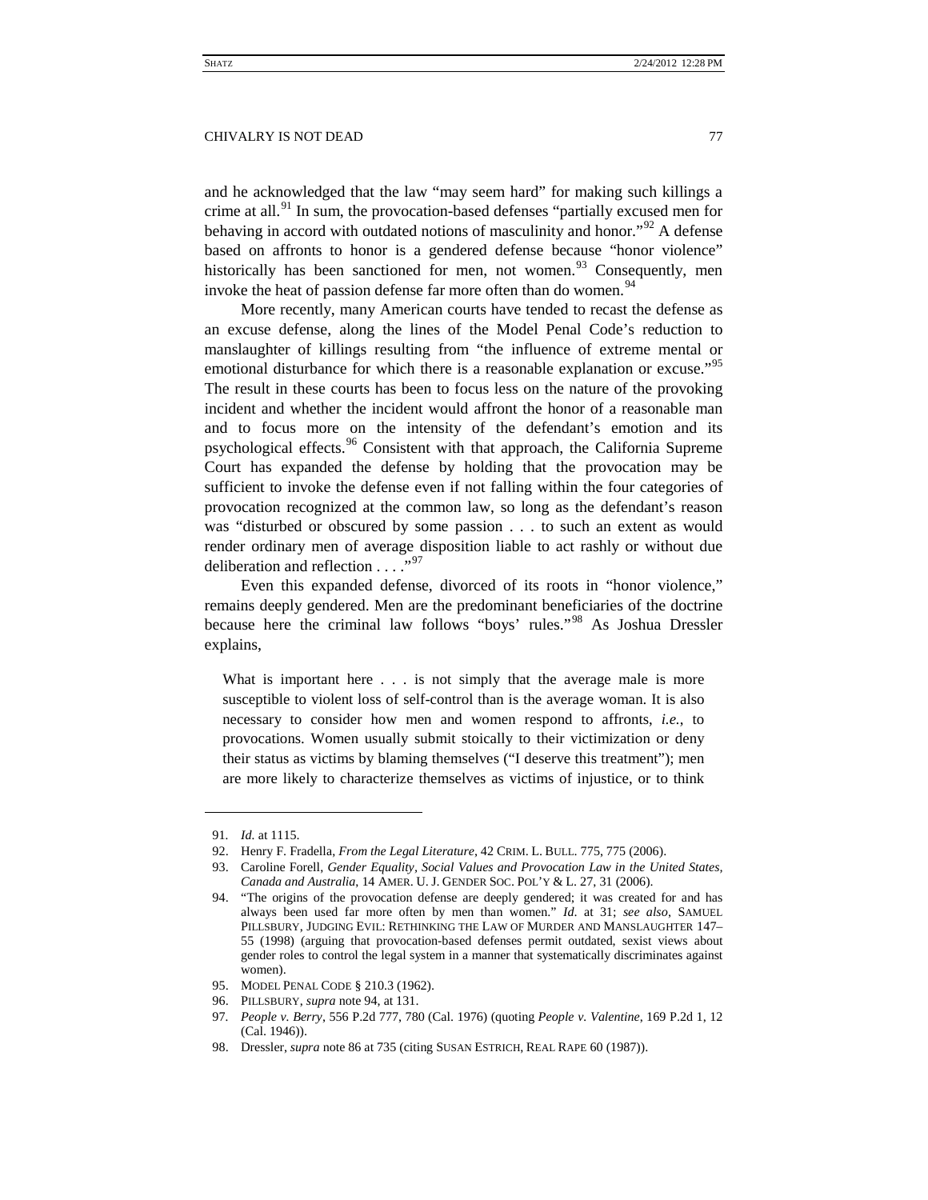and he acknowledged that the law "may seem hard" for making such killings a crime at all.[91] In sum, the provocation-based defenses "partially excused men for behaving in accord with outdated notions of masculinity and honor."[92] A defense based on affronts to honor is a gendered defense because "honor violence" historically has been sanctioned for men, not women.[93] Consequently, men invoke the heat of passion defense far more often than do women.[94]

More recently, many American courts have tended to recast the defense as an excuse defense, along the lines of the Model Penal Code's reduction to manslaughter of killings resulting from "the influence of extreme mental or emotional disturbance for which there is a reasonable explanation or excuse."[95] The result in these courts has been to focus less on the nature of the provoking incident and whether the incident would affront the honor of a reasonable man and to focus more on the intensity of the defendant's emotion and its psychological effects.[96] Consistent with that approach, the California Supreme Court has expanded the defense by holding that the provocation may be sufficient to invoke the defense even if not falling within the four categories of provocation recognized at the common law, so long as the defendant's reason was "disturbed or obscured by some passion . . . to such an extent as would render ordinary men of average disposition liable to act rashly or without due deliberation and reflection . . . ."[97]

Even this expanded defense, divorced of its roots in "honor violence," remains deeply gendered. Men are the predominant beneficiaries of the doctrine because here the criminal law follows "boys' rules."[98] As Joshua Dressler explains,

> What is important here . . . is not simply that the average male is more susceptible to violent loss of self-control than is the average woman. It is also necessary to consider how men and women respond to affronts, *i.e.*, to provocations. Women usually submit stoically to their victimization or deny their status as victims by blaming themselves ("I deserve this treatment"); men are more likely to characterize themselves as victims of injustice, or to think

---

91. *Id.* at 1115.

92. Henry F. Fradella, *From the Legal Literature*, 42 CRIM. L. BULL. 775, 775 (2006).

93. Caroline Forell, *Gender Equality, Social Values and Provocation Law in the United States, Canada and Australia*, 14 AMER. U. J. GENDER SOC. POL'Y & L. 27, 31 (2006).

94. "The origins of the provocation defense are deeply gendered; it was created for and has always been used far more often by men than women." *Id.* at 31; *see also*, SAMUEL PILLSBURY, JUDGING EVIL: RETHINKING THE LAW OF MURDER AND MANSLAUGHTER 147–55 (1998) (arguing that provocation-based defenses permit outdated, sexist views about gender roles to control the legal system in a manner that systematically discriminates against women).

95. MODEL PENAL CODE § 210.3 (1962).

96. PILLSBURY, *supra* note 94, at 131.

97. *People v. Berry*, 556 P.2d 777, 780 (Cal. 1976) (quoting *People v. Valentine*, 169 P.2d 1, 12 (Cal. 1946)).

98. Dressler, *supra* note 86 at 735 (citing SUSAN ESTRICH, REAL RAPE 60 (1987)).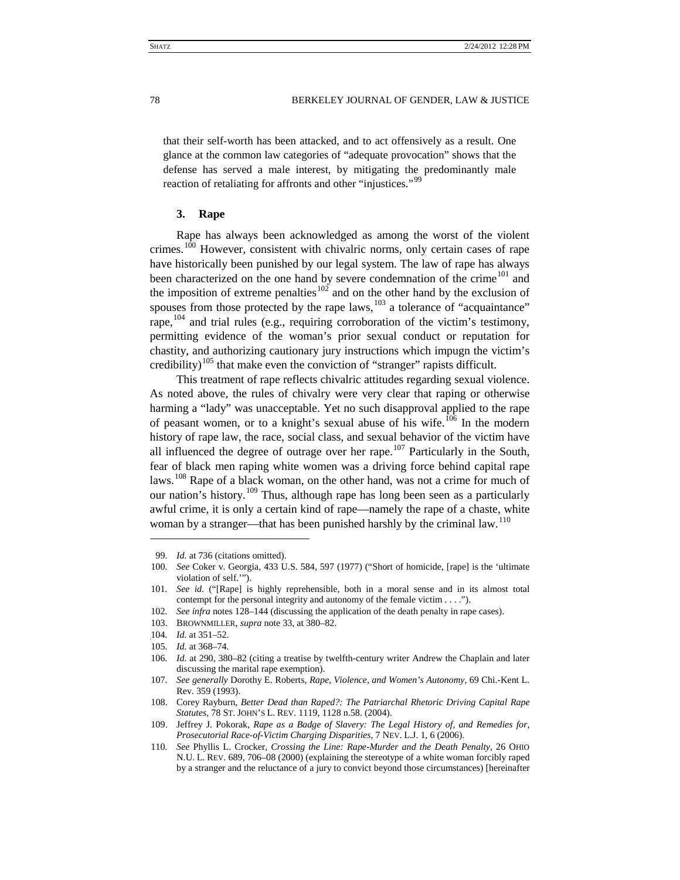that their self-worth has been attacked, and to act offensively as a result. One glance at the common law categories of "adequate provocation" shows that the defense has served a male interest, by mitigating the predominantly male reaction of retaliating for affronts and other "injustices."[99]

### 3. Rape

Rape has always been acknowledged as among the worst of the violent crimes.[100] However, consistent with chivalric norms, only certain cases of rape have historically been punished by our legal system. The law of rape has always been characterized on the one hand by severe condemnation of the crime[101] and the imposition of extreme penalties[102] and on the other hand by the exclusion of spouses from those protected by the rape laws,[103] a tolerance of "acquaintance" rape,[104] and trial rules (e.g., requiring corroboration of the victim's testimony, permitting evidence of the woman's prior sexual conduct or reputation for chastity, and authorizing cautionary jury instructions which impugn the victim's credibility)[105] that make even the conviction of "stranger" rapists difficult.

This treatment of rape reflects chivalric attitudes regarding sexual violence. As noted above, the rules of chivalry were very clear that raping or otherwise harming a "lady" was unacceptable. Yet no such disapproval applied to the rape of peasant women, or to a knight's sexual abuse of his wife.[106] In the modern history of rape law, the race, social class, and sexual behavior of the victim have all influenced the degree of outrage over her rape.[107] Particularly in the South, fear of black men raping white women was a driving force behind capital rape laws.[108] Rape of a black woman, on the other hand, was not a crime for much of our nation's history.[109] Thus, although rape has long been seen as a particularly awful crime, it is only a certain kind of rape—namely the rape of a chaste, white woman by a stranger—that has been punished harshly by the criminal law.[110]

---

99. *Id.* at 736 (citations omitted).

100. *See* Coker v. Georgia, 433 U.S. 584, 597 (1977) ("Short of homicide, [rape] is the 'ultimate violation of self.'").

101. *See id.* ("[Rape] is highly reprehensible, both in a moral sense and in its almost total contempt for the personal integrity and autonomy of the female victim . . . .").

102. *See infra* notes 128–144 (discussing the application of the death penalty in rape cases).

103. BROWNMILLER, *supra* note 33, at 380–82.

104. *Id.* at 351–52.

105. *Id.* at 368–74.

106. *Id.* at 290, 380–82 (citing a treatise by twelfth-century writer Andrew the Chaplain and later discussing the marital rape exemption).

107. *See generally* Dorothy E. Roberts, *Rape, Violence, and Women's Autonomy*, 69 Chi.-Kent L. Rev. 359 (1993).

108. Corey Rayburn, *Better Dead than Raped?: The Patriarchal Rhetoric Driving Capital Rape Statutes*, 78 ST. JOHN'S L. REV. 1119, 1128 n.58. (2004).

109. Jeffrey J. Pokorak, *Rape as a Badge of Slavery: The Legal History of, and Remedies for, Prosecutorial Race-of-Victim Charging Disparities*, 7 NEV. L.J. 1, 6 (2006).

110. *See* Phyllis L. Crocker, *Crossing the Line: Rape-Murder and the Death Penalty*, 26 OHIO N.U. L. REV. 689, 706–08 (2000) (explaining the stereotype of a white woman forcibly raped by a stranger and the reluctance of a jury to convict beyond those circumstances) [hereinafter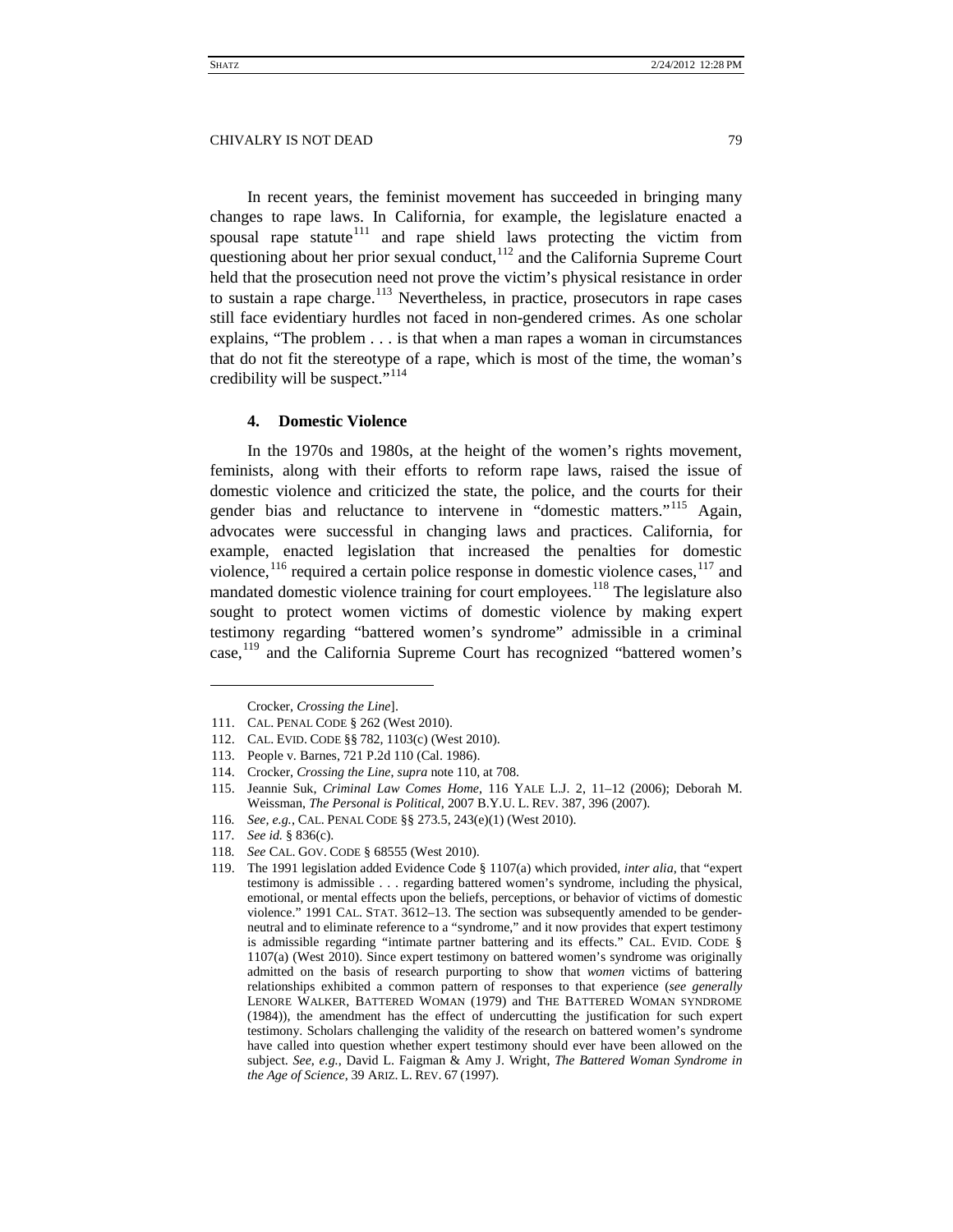In recent years, the feminist movement has succeeded in bringing many changes to rape laws. In California, for example, the legislature enacted a spousal rape statute[111] and rape shield laws protecting the victim from questioning about her prior sexual conduct,[112] and the California Supreme Court held that the prosecution need not prove the victim's physical resistance in order to sustain a rape charge.[113] Nevertheless, in practice, prosecutors in rape cases still face evidentiary hurdles not faced in non-gendered crimes. As one scholar explains, "The problem . . . is that when a man rapes a woman in circumstances that do not fit the stereotype of a rape, which is most of the time, the woman's credibility will be suspect."[114]

#### 4. Domestic Violence

In the 1970s and 1980s, at the height of the women's rights movement, feminists, along with their efforts to reform rape laws, raised the issue of domestic violence and criticized the state, the police, and the courts for their gender bias and reluctance to intervene in "domestic matters."[115] Again, advocates were successful in changing laws and practices. California, for example, enacted legislation that increased the penalties for domestic violence,[116] required a certain police response in domestic violence cases,[117] and mandated domestic violence training for court employees.[118] The legislature also sought to protect women victims of domestic violence by making expert testimony regarding "battered women's syndrome" admissible in a criminal case,[119] and the California Supreme Court has recognized "battered women's

---

Crocker, *Crossing the Line*].

111. CAL. PENAL CODE § 262 (West 2010).

112. CAL. EVID. CODE §§ 782, 1103(c) (West 2010).

113. People v. Barnes, 721 P.2d 110 (Cal. 1986).

114. Crocker, *Crossing the Line*, *supra* note 110, at 708.

115. Jeannie Suk, *Criminal Law Comes Home*, 116 YALE L.J. 2, 11–12 (2006); Deborah M. Weissman, *The Personal is Political*, 2007 B.Y.U. L. REV. 387, 396 (2007).

116. *See, e.g.*, CAL. PENAL CODE §§ 273.5, 243(e)(1) (West 2010).

117. *See id.* § 836(c).

118. *See* CAL. GOV. CODE § 68555 (West 2010).

119. The 1991 legislation added Evidence Code § 1107(a) which provided, *inter alia*, that "expert testimony is admissible . . . regarding battered women's syndrome, including the physical, emotional, or mental effects upon the beliefs, perceptions, or behavior of victims of domestic violence." 1991 CAL. STAT. 3612–13. The section was subsequently amended to be gender-neutral and to eliminate reference to a "syndrome," and it now provides that expert testimony is admissible regarding "intimate partner battering and its effects." CAL. EVID. CODE § 1107(a) (West 2010). Since expert testimony on battered women's syndrome was originally admitted on the basis of research purporting to show that *women* victims of battering relationships exhibited a common pattern of responses to that experience (*see generally* LENORE WALKER, BATTERED WOMAN (1979) and THE BATTERED WOMAN SYNDROME (1984)), the amendment has the effect of undercutting the justification for such expert testimony. Scholars challenging the validity of the research on battered women's syndrome have called into question whether expert testimony should ever have been allowed on the subject. *See, e.g.*, David L. Faigman & Amy J. Wright, *The Battered Woman Syndrome in the Age of Science*, 39 ARIZ. L. REV. 67 (1997).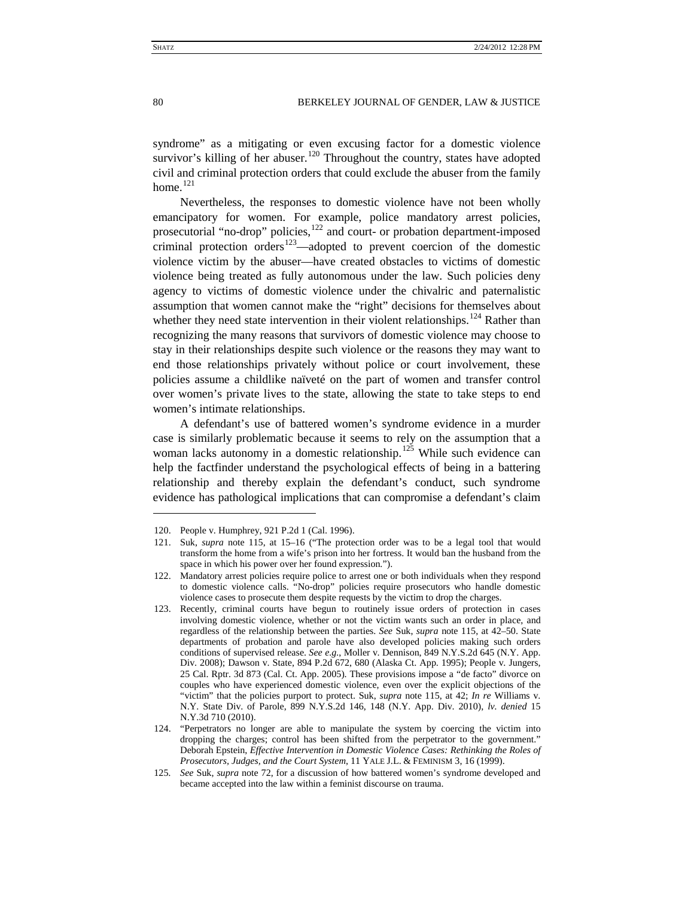syndrome" as a mitigating or even excusing factor for a domestic violence survivor's killing of her abuser.[120] Throughout the country, states have adopted civil and criminal protection orders that could exclude the abuser from the family home.[121]

Nevertheless, the responses to domestic violence have not been wholly emancipatory for women. For example, police mandatory arrest policies, prosecutorial "no-drop" policies,[122] and court- or probation department-imposed criminal protection orders[123]—adopted to prevent coercion of the domestic violence victim by the abuser—have created obstacles to victims of domestic violence being treated as fully autonomous under the law. Such policies deny agency to victims of domestic violence under the chivalric and paternalistic assumption that women cannot make the "right" decisions for themselves about whether they need state intervention in their violent relationships.[124] Rather than recognizing the many reasons that survivors of domestic violence may choose to stay in their relationships despite such violence or the reasons they may want to end those relationships privately without police or court involvement, these policies assume a childlike naïveté on the part of women and transfer control over women's private lives to the state, allowing the state to take steps to end women's intimate relationships.

A defendant's use of battered women's syndrome evidence in a murder case is similarly problematic because it seems to rely on the assumption that a woman lacks autonomy in a domestic relationship.[125] While such evidence can help the factfinder understand the psychological effects of being in a battering relationship and thereby explain the defendant's conduct, such syndrome evidence has pathological implications that can compromise a defendant's claim

---

120. People v. Humphrey, 921 P.2d 1 (Cal. 1996).

121. Suk, *supra* note 115, at 15–16 ("The protection order was to be a legal tool that would transform the home from a wife's prison into her fortress. It would ban the husband from the space in which his power over her found expression.").

122. Mandatory arrest policies require police to arrest one or both individuals when they respond to domestic violence calls. "No-drop" policies require prosecutors who handle domestic violence cases to prosecute them despite requests by the victim to drop the charges.

123. Recently, criminal courts have begun to routinely issue orders of protection in cases involving domestic violence, whether or not the victim wants such an order in place, and regardless of the relationship between the parties. *See* Suk, *supra* note 115, at 42–50. State departments of probation and parole have also developed policies making such orders conditions of supervised release. *See e.g.*, Moller v. Dennison, 849 N.Y.S.2d 645 (N.Y. App. Div. 2008); Dawson v. State, 894 P.2d 672, 680 (Alaska Ct. App. 1995); People v. Jungers, 25 Cal. Rptr. 3d 873 (Cal. Ct. App. 2005). These provisions impose a "de facto" divorce on couples who have experienced domestic violence, even over the explicit objections of the "victim" that the policies purport to protect. Suk, *supra* note 115, at 42; *In re* Williams v. N.Y. State Div. of Parole, 899 N.Y.S.2d 146, 148 (N.Y. App. Div. 2010), *lv. denied* 15 N.Y.3d 710 (2010).

124. "Perpetrators no longer are able to manipulate the system by coercing the victim into dropping the charges; control has been shifted from the perpetrator to the government." Deborah Epstein, *Effective Intervention in Domestic Violence Cases: Rethinking the Roles of Prosecutors, Judges, and the Court System*, 11 YALE J.L. & FEMINISM 3, 16 (1999).

125. *See* Suk, *supra* note 72, for a discussion of how battered women's syndrome developed and became accepted into the law within a feminist discourse on trauma.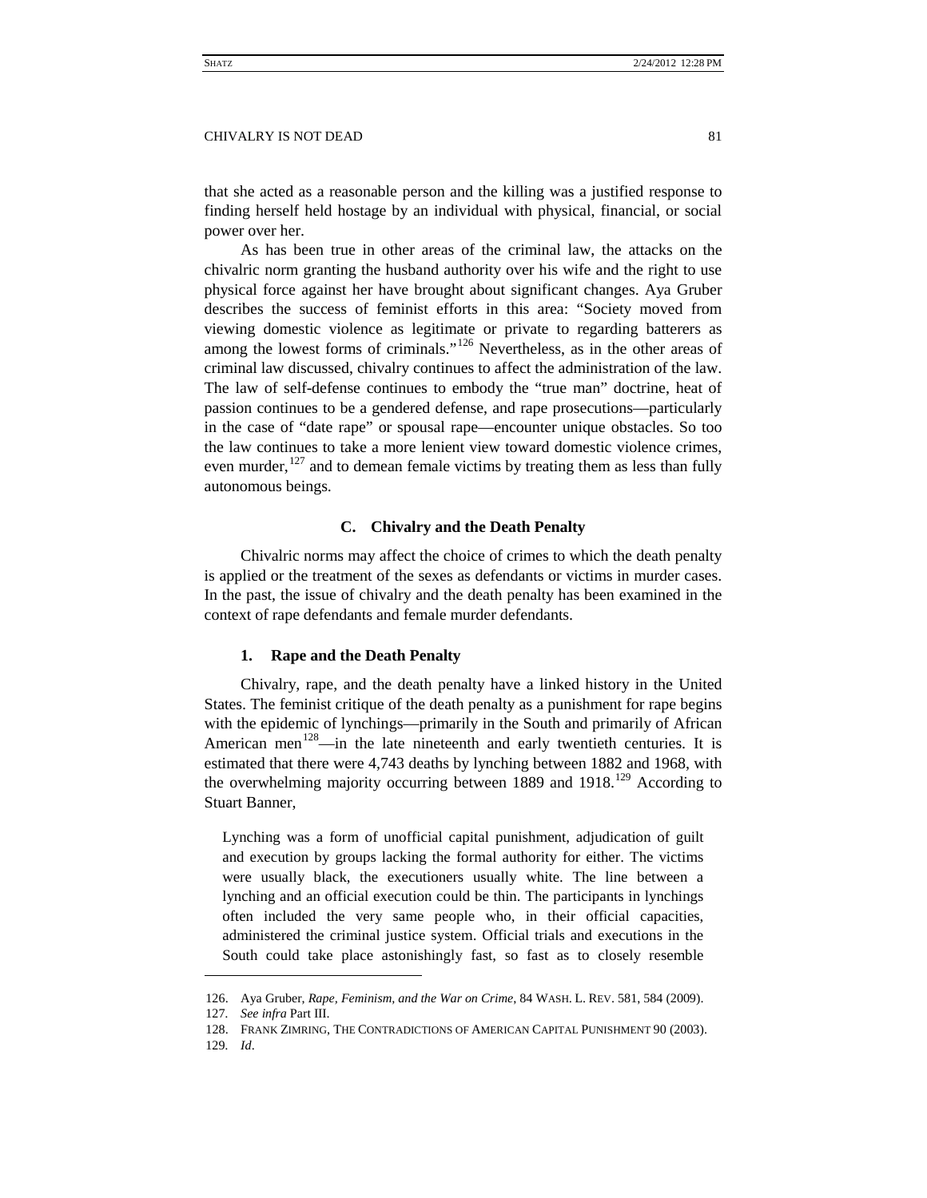that she acted as a reasonable person and the killing was a justified response to finding herself held hostage by an individual with physical, financial, or social power over her.

As has been true in other areas of the criminal law, the attacks on the chivalric norm granting the husband authority over his wife and the right to use physical force against her have brought about significant changes. Aya Gruber describes the success of feminist efforts in this area: "Society moved from viewing domestic violence as legitimate or private to regarding batterers as among the lowest forms of criminals."[126] Nevertheless, as in the other areas of criminal law discussed, chivalry continues to affect the administration of the law. The law of self-defense continues to embody the "true man" doctrine, heat of passion continues to be a gendered defense, and rape prosecutions—particularly in the case of "date rape" or spousal rape—encounter unique obstacles. So too the law continues to take a more lenient view toward domestic violence crimes, even murder,[127] and to demean female victims by treating them as less than fully autonomous beings.

### C. Chivalry and the Death Penalty

Chivalric norms may affect the choice of crimes to which the death penalty is applied or the treatment of the sexes as defendants or victims in murder cases. In the past, the issue of chivalry and the death penalty has been examined in the context of rape defendants and female murder defendants.

#### 1. Rape and the Death Penalty

Chivalry, rape, and the death penalty have a linked history in the United States. The feminist critique of the death penalty as a punishment for rape begins with the epidemic of lynchings—primarily in the South and primarily of African American men[128]—in the late nineteenth and early twentieth centuries. It is estimated that there were 4,743 deaths by lynching between 1882 and 1968, with the overwhelming majority occurring between 1889 and 1918.[129] According to Stuart Banner,

> Lynching was a form of unofficial capital punishment, adjudication of guilt and execution by groups lacking the formal authority for either. The victims were usually black, the executioners usually white. The line between a lynching and an official execution could be thin. The participants in lynchings often included the very same people who, in their official capacities, administered the criminal justice system. Official trials and executions in the South could take place astonishingly fast, so fast as to closely resemble

---

126. Aya Gruber, *Rape, Feminism, and the War on Crime*, 84 WASH. L. REV. 581, 584 (2009).

127. *See infra* Part III.

128. FRANK ZIMRING, THE CONTRADICTIONS OF AMERICAN CAPITAL PUNISHMENT 90 (2003).

129. *Id*.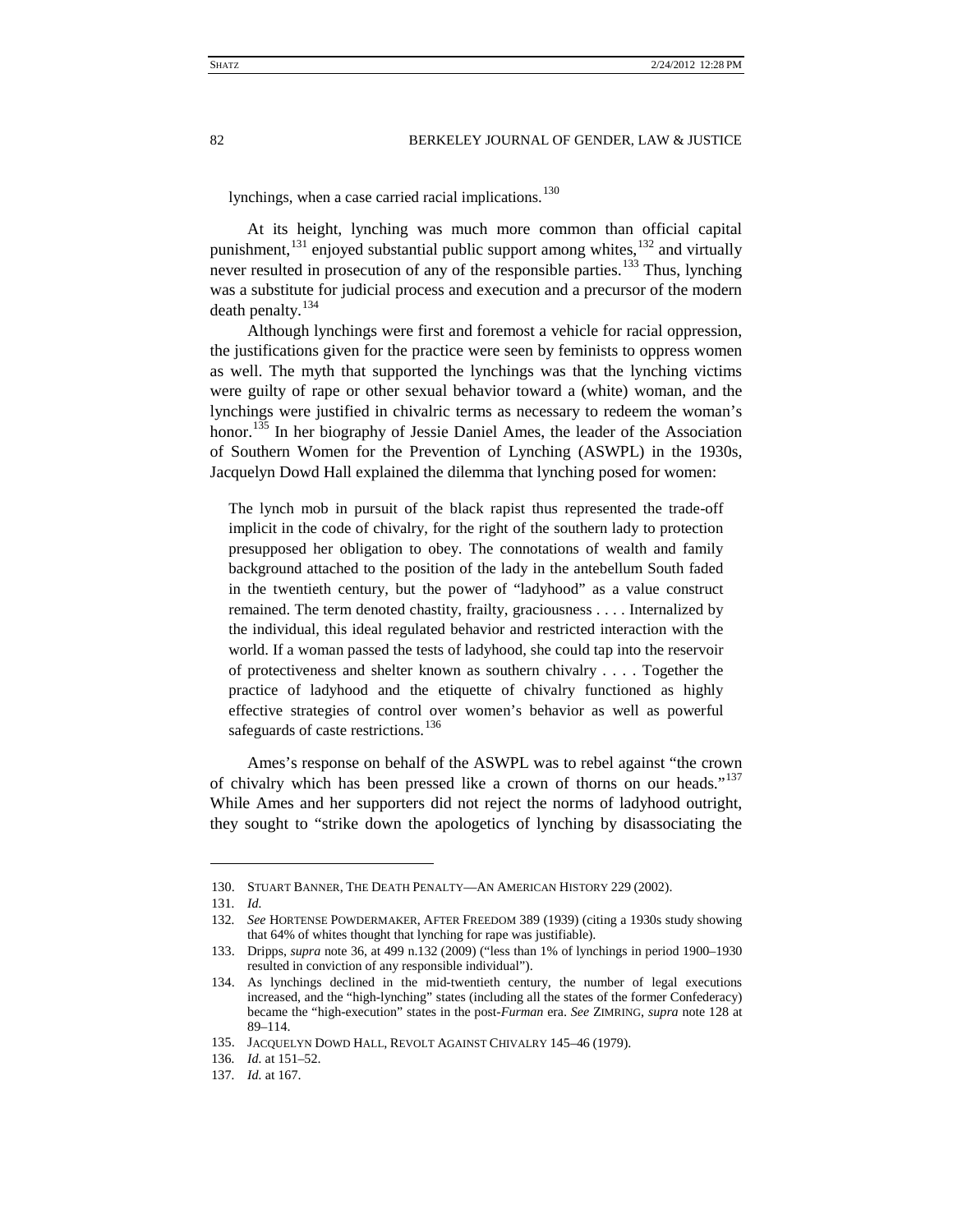lynchings, when a case carried racial implications.[130]

At its height, lynching was much more common than official capital punishment,[131] enjoyed substantial public support among whites,[132] and virtually never resulted in prosecution of any of the responsible parties.[133] Thus, lynching was a substitute for judicial process and execution and a precursor of the modern death penalty.[134]

Although lynchings were first and foremost a vehicle for racial oppression, the justifications given for the practice were seen by feminists to oppress women as well. The myth that supported the lynchings was that the lynching victims were guilty of rape or other sexual behavior toward a (white) woman, and the lynchings were justified in chivalric terms as necessary to redeem the woman's honor.[135] In her biography of Jessie Daniel Ames, the leader of the Association of Southern Women for the Prevention of Lynching (ASWPL) in the 1930s, Jacquelyn Dowd Hall explained the dilemma that lynching posed for women:

> The lynch mob in pursuit of the black rapist thus represented the trade-off implicit in the code of chivalry, for the right of the southern lady to protection presupposed her obligation to obey. The connotations of wealth and family background attached to the position of the lady in the antebellum South faded in the twentieth century, but the power of "ladyhood" as a value construct remained. The term denoted chastity, frailty, graciousness . . . . Internalized by the individual, this ideal regulated behavior and restricted interaction with the world. If a woman passed the tests of ladyhood, she could tap into the reservoir of protectiveness and shelter known as southern chivalry . . . . Together the practice of ladyhood and the etiquette of chivalry functioned as highly effective strategies of control over women's behavior as well as powerful safeguards of caste restrictions.[136]

Ames's response on behalf of the ASWPL was to rebel against "the crown of chivalry which has been pressed like a crown of thorns on our heads."[137] While Ames and her supporters did not reject the norms of ladyhood outright, they sought to "strike down the apologetics of lynching by disassociating the

---

130. STUART BANNER, THE DEATH PENALTY—AN AMERICAN HISTORY 229 (2002).

131. *Id.*

132. *See* HORTENSE POWDERMAKER, AFTER FREEDOM 389 (1939) (citing a 1930s study showing that 64% of whites thought that lynching for rape was justifiable).

133. Dripps, *supra* note 36, at 499 n.132 (2009) ("less than 1% of lynchings in period 1900–1930 resulted in conviction of any responsible individual").

134. As lynchings declined in the mid-twentieth century, the number of legal executions increased, and the "high-lynching" states (including all the states of the former Confederacy) became the "high-execution" states in the post-*Furman* era. *See* ZIMRING, *supra* note 128 at 89–114.

135. JACQUELYN DOWD HALL, REVOLT AGAINST CHIVALRY 145–46 (1979).

136. *Id.* at 151–52.

137. *Id.* at 167.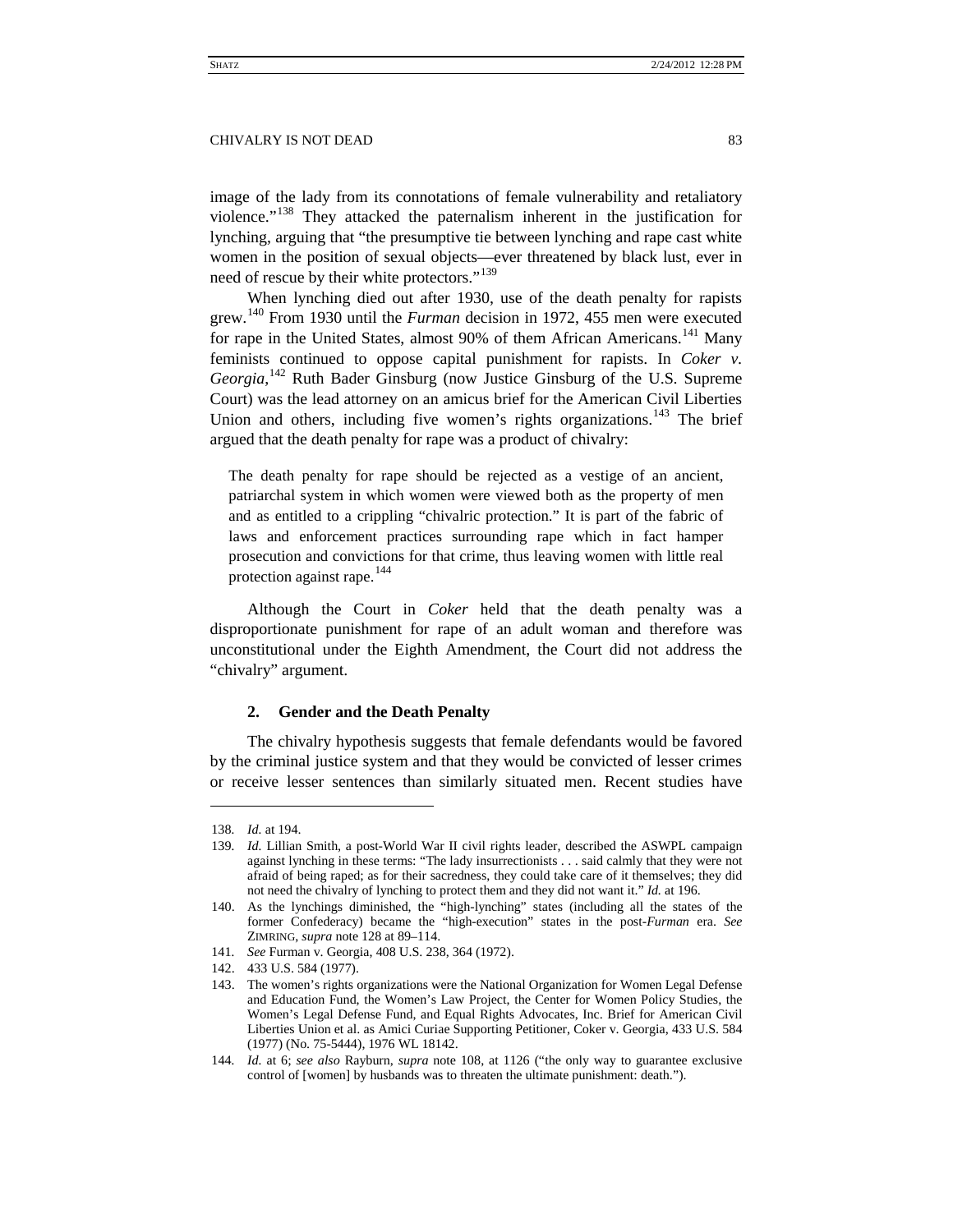image of the lady from its connotations of female vulnerability and retaliatory violence."[138] They attacked the paternalism inherent in the justification for lynching, arguing that "the presumptive tie between lynching and rape cast white women in the position of sexual objects—ever threatened by black lust, ever in need of rescue by their white protectors."[139]

When lynching died out after 1930, use of the death penalty for rapists grew.[140] From 1930 until the *Furman* decision in 1972, 455 men were executed for rape in the United States, almost 90% of them African Americans.[141] Many feminists continued to oppose capital punishment for rapists. In *Coker v. Georgia*,[142] Ruth Bader Ginsburg (now Justice Ginsburg of the U.S. Supreme Court) was the lead attorney on an amicus brief for the American Civil Liberties Union and others, including five women's rights organizations.[143] The brief argued that the death penalty for rape was a product of chivalry:

> The death penalty for rape should be rejected as a vestige of an ancient, patriarchal system in which women were viewed both as the property of men and as entitled to a crippling "chivalric protection." It is part of the fabric of laws and enforcement practices surrounding rape which in fact hamper prosecution and convictions for that crime, thus leaving women with little real protection against rape.[144]

Although the Court in *Coker* held that the death penalty was a disproportionate punishment for rape of an adult woman and therefore was unconstitutional under the Eighth Amendment, the Court did not address the "chivalry" argument.

### 2. Gender and the Death Penalty

The chivalry hypothesis suggests that female defendants would be favored by the criminal justice system and that they would be convicted of lesser crimes or receive lesser sentences than similarly situated men. Recent studies have

---

138. *Id.* at 194.

139. *Id.* Lillian Smith, a post-World War II civil rights leader, described the ASWPL campaign against lynching in these terms: "The lady insurrectionists . . . said calmly that they were not afraid of being raped; as for their sacredness, they could take care of it themselves; they did not need the chivalry of lynching to protect them and they did not want it." *Id.* at 196.

140. As the lynchings diminished, the "high-lynching" states (including all the states of the former Confederacy) became the "high-execution" states in the post-*Furman* era. *See* ZIMRING, *supra* note 128 at 89–114.

141. *See* Furman v. Georgia, 408 U.S. 238, 364 (1972).

142. 433 U.S. 584 (1977).

143. The women's rights organizations were the National Organization for Women Legal Defense and Education Fund, the Women's Law Project, the Center for Women Policy Studies, the Women's Legal Defense Fund, and Equal Rights Advocates, Inc. Brief for American Civil Liberties Union et al. as Amici Curiae Supporting Petitioner, Coker v. Georgia, 433 U.S. 584 (1977) (No. 75-5444), 1976 WL 18142.

144. *Id.* at 6; *see also* Rayburn, *supra* note 108, at 1126 ("the only way to guarantee exclusive control of [women] by husbands was to threaten the ultimate punishment: death.").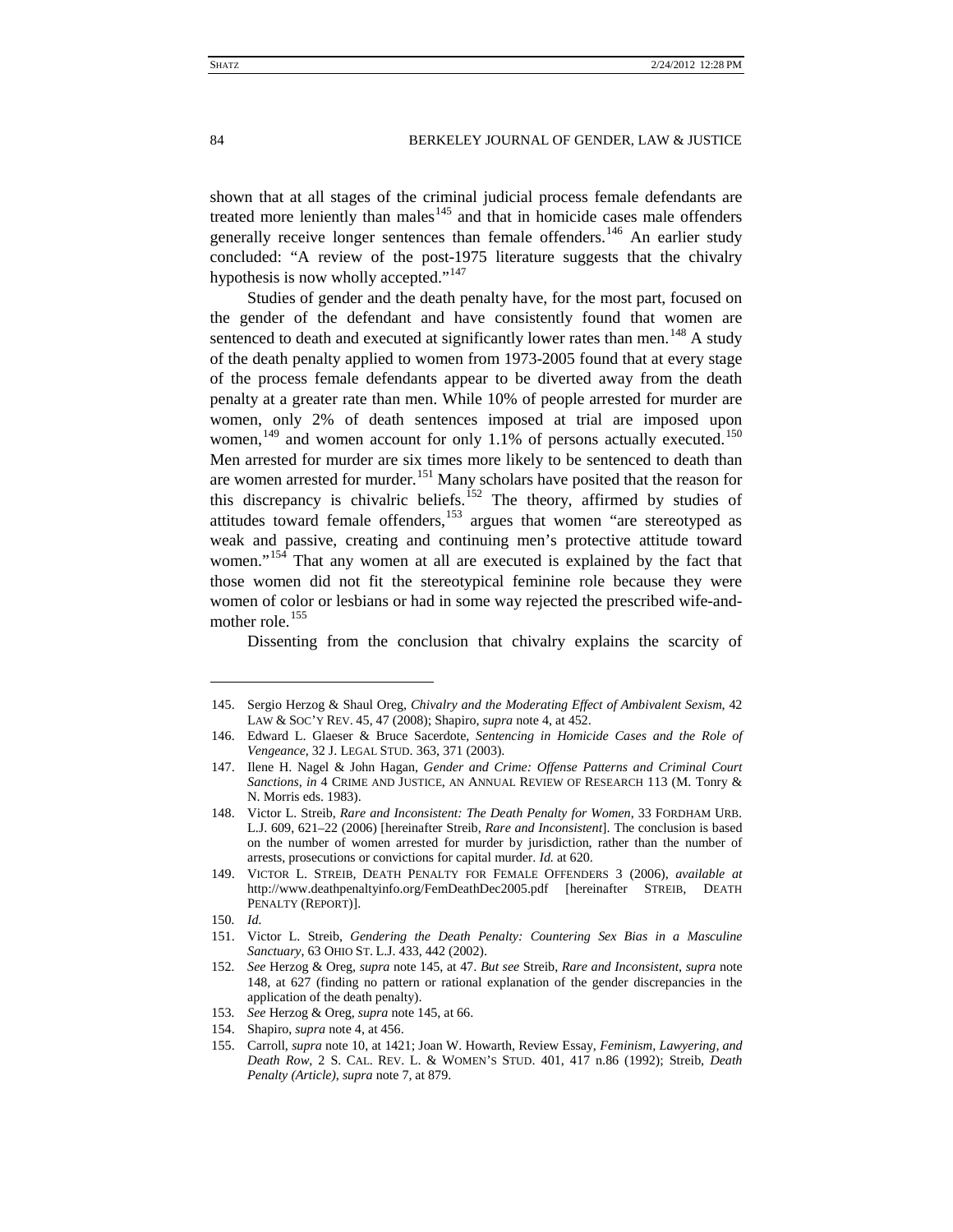shown that at all stages of the criminal judicial process female defendants are treated more leniently than males[145] and that in homicide cases male offenders generally receive longer sentences than female offenders.[146] An earlier study concluded: "A review of the post-1975 literature suggests that the chivalry hypothesis is now wholly accepted."[147]

Studies of gender and the death penalty have, for the most part, focused on the gender of the defendant and have consistently found that women are sentenced to death and executed at significantly lower rates than men.[148] A study of the death penalty applied to women from 1973-2005 found that at every stage of the process female defendants appear to be diverted away from the death penalty at a greater rate than men. While 10% of people arrested for murder are women, only 2% of death sentences imposed at trial are imposed upon women,[149] and women account for only 1.1% of persons actually executed.[150] Men arrested for murder are six times more likely to be sentenced to death than are women arrested for murder.[151] Many scholars have posited that the reason for this discrepancy is chivalric beliefs.[152] The theory, affirmed by studies of attitudes toward female offenders,[153] argues that women "are stereotyped as weak and passive, creating and continuing men's protective attitude toward women."[154] That any women at all are executed is explained by the fact that those women did not fit the stereotypical feminine role because they were women of color or lesbians or had in some way rejected the prescribed wife-and-mother role.[155]

Dissenting from the conclusion that chivalry explains the scarcity of

---

145. Sergio Herzog & Shaul Oreg, *Chivalry and the Moderating Effect of Ambivalent Sexism*, 42 LAW & SOC'Y REV. 45, 47 (2008); Shapiro, *supra* note 4, at 452.

146. Edward L. Glaeser & Bruce Sacerdote, *Sentencing in Homicide Cases and the Role of Vengeance*, 32 J. LEGAL STUD. 363, 371 (2003).

147. Ilene H. Nagel & John Hagan, *Gender and Crime: Offense Patterns and Criminal Court Sanctions*, *in* 4 CRIME AND JUSTICE, AN ANNUAL REVIEW OF RESEARCH 113 (M. Tonry & N. Morris eds. 1983).

148. Victor L. Streib, *Rare and Inconsistent: The Death Penalty for Women*, 33 FORDHAM URB. L.J. 609, 621–22 (2006) [hereinafter Streib, *Rare and Inconsistent*]. The conclusion is based on the number of women arrested for murder by jurisdiction, rather than the number of arrests, prosecutions or convictions for capital murder. *Id.* at 620.

149. VICTOR L. STREIB, DEATH PENALTY FOR FEMALE OFFENDERS 3 (2006), *available at* http://www.deathpenaltyinfo.org/FemDeathDec2005.pdf [hereinafter STREIB, DEATH PENALTY (REPORT)].

150. *Id.*

151. Victor L. Streib, *Gendering the Death Penalty: Countering Sex Bias in a Masculine Sanctuary*, 63 OHIO ST. L.J. 433, 442 (2002).

152. *See* Herzog & Oreg, *supra* note 145, at 47. *But see* Streib, *Rare and Inconsistent*, *supra* note 148, at 627 (finding no pattern or rational explanation of the gender discrepancies in the application of the death penalty).

153. *See* Herzog & Oreg, *supra* note 145, at 66.

154. Shapiro, *supra* note 4, at 456.

155. Carroll, *supra* note 10, at 1421; Joan W. Howarth, Review Essay, *Feminism, Lawyering, and Death Row*, 2 S. CAL. REV. L. & WOMEN'S STUD. 401, 417 n.86 (1992); Streib, *Death Penalty (Article)*, *supra* note 7, at 879.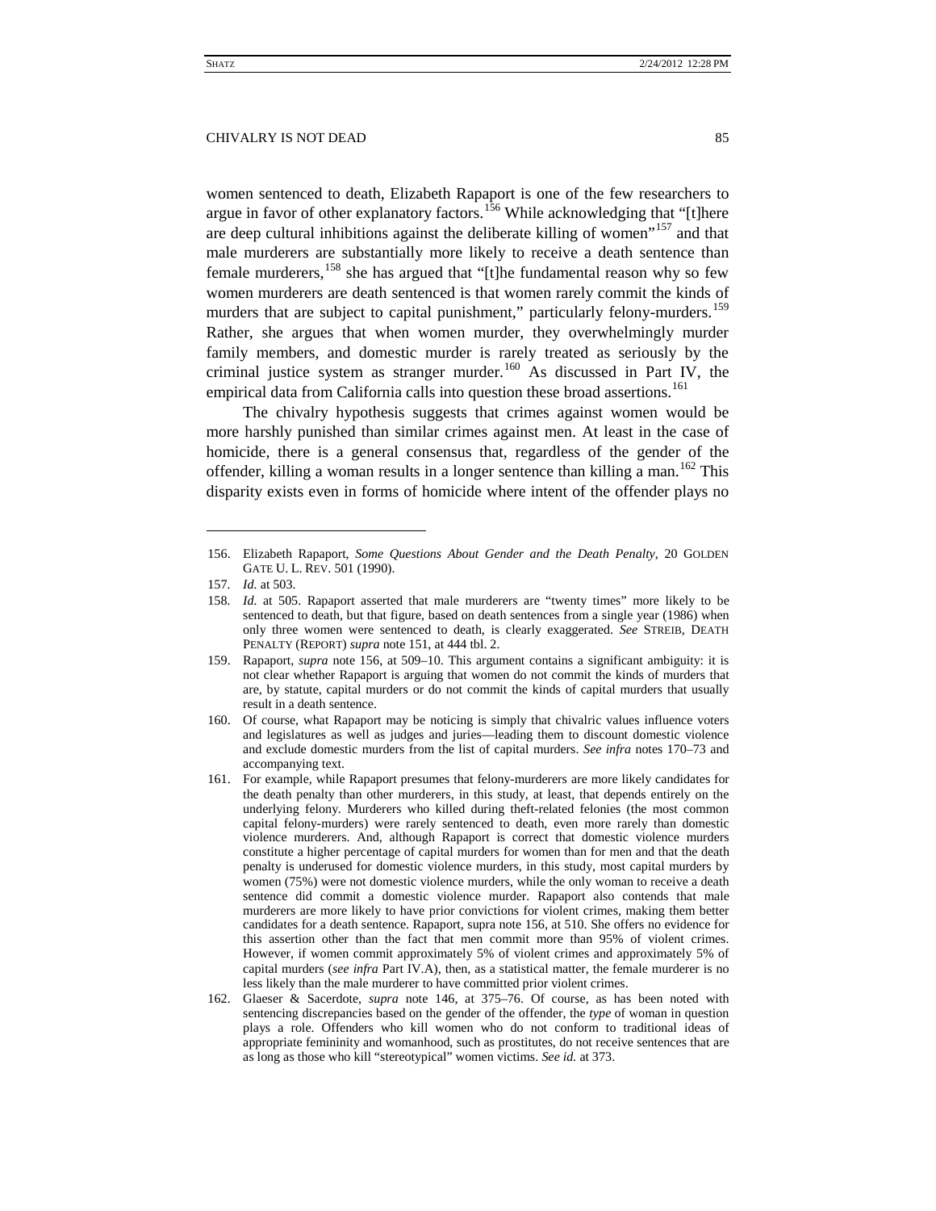women sentenced to death, Elizabeth Rapaport is one of the few researchers to argue in favor of other explanatory factors.[156] While acknowledging that "[t]here are deep cultural inhibitions against the deliberate killing of women"[157] and that male murderers are substantially more likely to receive a death sentence than female murderers,[158] she has argued that "[t]he fundamental reason why so few women murderers are death sentenced is that women rarely commit the kinds of murders that are subject to capital punishment," particularly felony-murders.[159] Rather, she argues that when women murder, they overwhelmingly murder family members, and domestic murder is rarely treated as seriously by the criminal justice system as stranger murder.[160] As discussed in Part IV, the empirical data from California calls into question these broad assertions.[161]

The chivalry hypothesis suggests that crimes against women would be more harshly punished than similar crimes against men. At least in the case of homicide, there is a general consensus that, regardless of the gender of the offender, killing a woman results in a longer sentence than killing a man.[162] This disparity exists even in forms of homicide where intent of the offender plays no

---

156. Elizabeth Rapaport, *Some Questions About Gender and the Death Penalty*, 20 GOLDEN GATE U. L. REV. 501 (1990).

157. *Id.* at 503.

158. *Id.* at 505. Rapaport asserted that male murderers are "twenty times" more likely to be sentenced to death, but that figure, based on death sentences from a single year (1986) when only three women were sentenced to death, is clearly exaggerated. *See* STREIB, DEATH PENALTY (REPORT) *supra* note 151, at 444 tbl. 2.

159. Rapaport, *supra* note 156, at 509–10. This argument contains a significant ambiguity: it is not clear whether Rapaport is arguing that women do not commit the kinds of murders that are, by statute, capital murders or do not commit the kinds of capital murders that usually result in a death sentence.

160. Of course, what Rapaport may be noticing is simply that chivalric values influence voters and legislatures as well as judges and juries—leading them to discount domestic violence and exclude domestic murders from the list of capital murders. *See infra* notes 170–73 and accompanying text.

161. For example, while Rapaport presumes that felony-murderers are more likely candidates for the death penalty than other murderers, in this study, at least, that depends entirely on the underlying felony. Murderers who killed during theft-related felonies (the most common capital felony-murders) were rarely sentenced to death, even more rarely than domestic violence murderers. And, although Rapaport is correct that domestic violence murders constitute a higher percentage of capital murders for women than for men and that the death penalty is underused for domestic violence murders, in this study, most capital murders by women (75%) were not domestic violence murders, while the only woman to receive a death sentence did commit a domestic violence murder. Rapaport also contends that male murderers are more likely to have prior convictions for violent crimes, making them better candidates for a death sentence. Rapaport, supra note 156, at 510. She offers no evidence for this assertion other than the fact that men commit more than 95% of violent crimes. However, if women commit approximately 5% of violent crimes and approximately 5% of capital murders (*see infra* Part IV.A), then, as a statistical matter, the female murderer is no less likely than the male murderer to have committed prior violent crimes.

162. Glaeser & Sacerdote, *supra* note 146, at 375–76. Of course, as has been noted with sentencing discrepancies based on the gender of the offender, the *type* of woman in question plays a role. Offenders who kill women who do not conform to traditional ideas of appropriate femininity and womanhood, such as prostitutes, do not receive sentences that are as long as those who kill "stereotypical" women victims. *See id.* at 373.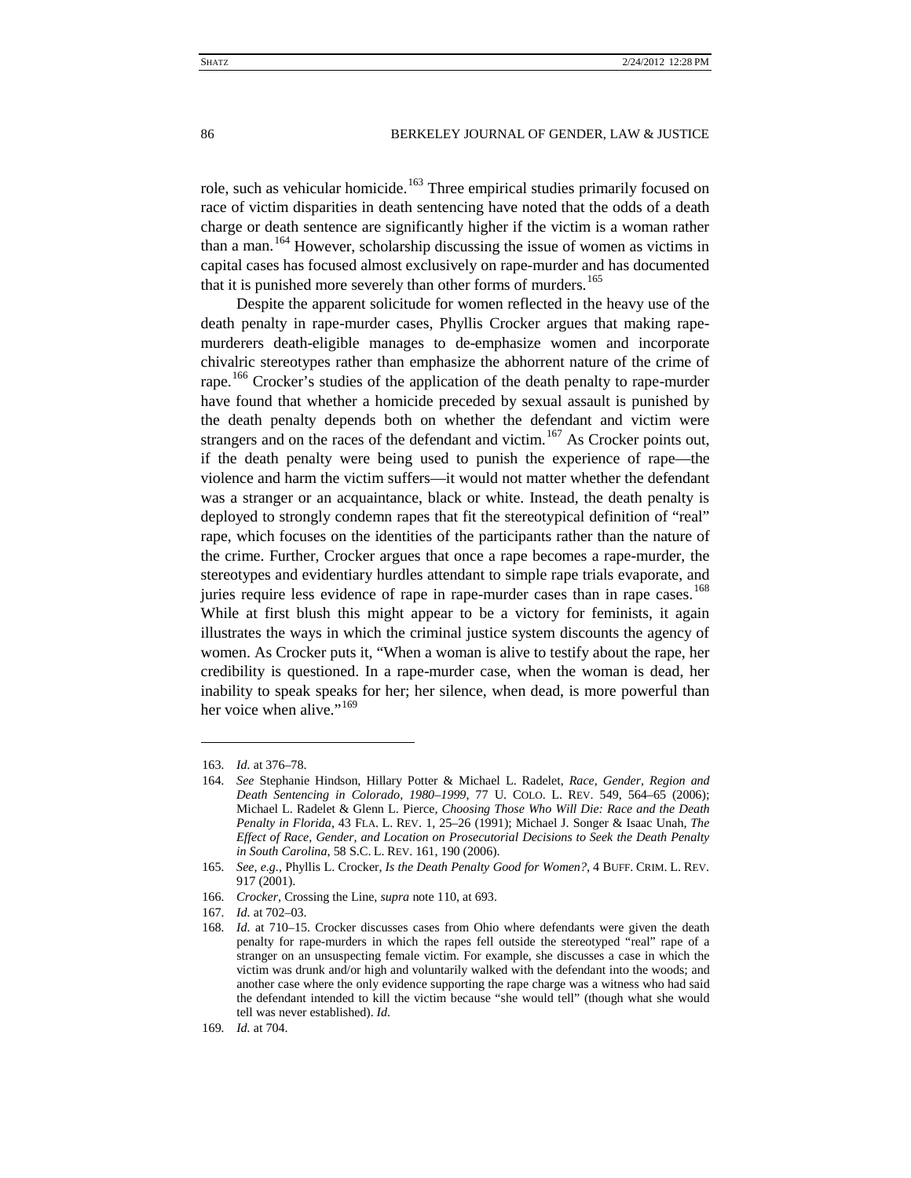role, such as vehicular homicide.[163] Three empirical studies primarily focused on race of victim disparities in death sentencing have noted that the odds of a death charge or death sentence are significantly higher if the victim is a woman rather than a man.[164] However, scholarship discussing the issue of women as victims in capital cases has focused almost exclusively on rape-murder and has documented that it is punished more severely than other forms of murders.[165]

Despite the apparent solicitude for women reflected in the heavy use of the death penalty in rape-murder cases, Phyllis Crocker argues that making rape-murderers death-eligible manages to de-emphasize women and incorporate chivalric stereotypes rather than emphasize the abhorrent nature of the crime of rape.[166] Crocker's studies of the application of the death penalty to rape-murder have found that whether a homicide preceded by sexual assault is punished by the death penalty depends both on whether the defendant and victim were strangers and on the races of the defendant and victim.[167] As Crocker points out, if the death penalty were being used to punish the experience of rape—the violence and harm the victim suffers—it would not matter whether the defendant was a stranger or an acquaintance, black or white. Instead, the death penalty is deployed to strongly condemn rapes that fit the stereotypical definition of "real" rape, which focuses on the identities of the participants rather than the nature of the crime. Further, Crocker argues that once a rape becomes a rape-murder, the stereotypes and evidentiary hurdles attendant to simple rape trials evaporate, and juries require less evidence of rape in rape-murder cases than in rape cases.[168] While at first blush this might appear to be a victory for feminists, it again illustrates the ways in which the criminal justice system discounts the agency of women. As Crocker puts it, "When a woman is alive to testify about the rape, her credibility is questioned. In a rape-murder case, when the woman is dead, her inability to speak speaks for her; her silence, when dead, is more powerful than her voice when alive."[169]

---

163. *Id.* at 376–78.

164. *See* Stephanie Hindson, Hillary Potter & Michael L. Radelet, *Race, Gender, Region and Death Sentencing in Colorado, 1980–1999*, 77 U. COLO. L. REV. 549, 564–65 (2006); Michael L. Radelet & Glenn L. Pierce, *Choosing Those Who Will Die: Race and the Death Penalty in Florida*, 43 FLA. L. REV. 1, 25–26 (1991); Michael J. Songer & Isaac Unah, *The Effect of Race, Gender, and Location on Prosecutorial Decisions to Seek the Death Penalty in South Carolina*, 58 S.C. L. REV. 161, 190 (2006).

165. *See, e.g.*, Phyllis L. Crocker, *Is the Death Penalty Good for Women?*, 4 BUFF. CRIM. L. REV. 917 (2001).

166. *Crocker,* Crossing the Line, *supra* note 110, at 693.

167. *Id.* at 702–03.

168. *Id.* at 710–15. Crocker discusses cases from Ohio where defendants were given the death penalty for rape-murders in which the rapes fell outside the stereotyped "real" rape of a stranger on an unsuspecting female victim. For example, she discusses a case in which the victim was drunk and/or high and voluntarily walked with the defendant into the woods; and another case where the only evidence supporting the rape charge was a witness who had said the defendant intended to kill the victim because "she would tell" (though what she would tell was never established). *Id.*

169. *Id.* at 704.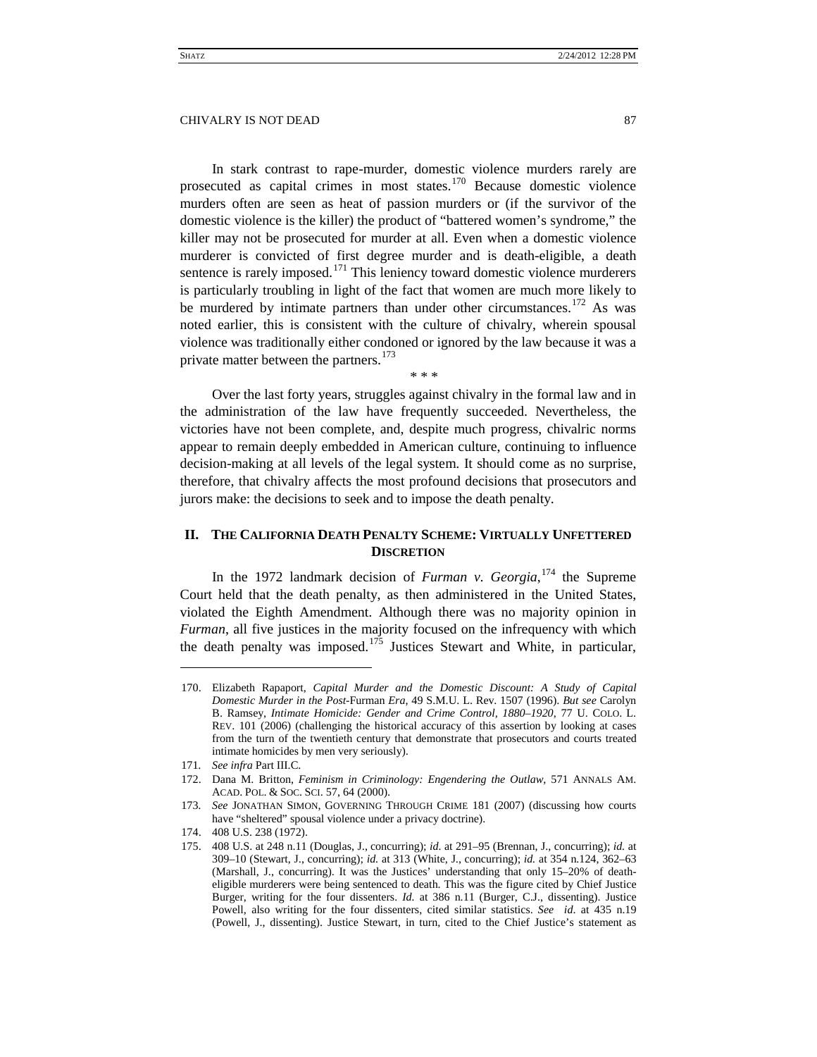In stark contrast to rape-murder, domestic violence murders rarely are prosecuted as capital crimes in most states.[170] Because domestic violence murders often are seen as heat of passion murders or (if the survivor of the domestic violence is the killer) the product of "battered women's syndrome," the killer may not be prosecuted for murder at all. Even when a domestic violence murderer is convicted of first degree murder and is death-eligible, a death sentence is rarely imposed.[171] This leniency toward domestic violence murderers is particularly troubling in light of the fact that women are much more likely to be murdered by intimate partners than under other circumstances.[172] As was noted earlier, this is consistent with the culture of chivalry, wherein spousal violence was traditionally either condoned or ignored by the law because it was a private matter between the partners.[173]

\* \* \*

Over the last forty years, struggles against chivalry in the formal law and in the administration of the law have frequently succeeded. Nevertheless, the victories have not been complete, and, despite much progress, chivalric norms appear to remain deeply embedded in American culture, continuing to influence decision-making at all levels of the legal system. It should come as no surprise, therefore, that chivalry affects the most profound decisions that prosecutors and jurors make: the decisions to seek and to impose the death penalty.

## II. The California Death Penalty Scheme: Virtually Unfettered Discretion

In the 1972 landmark decision of *Furman v. Georgia*,[174] the Supreme Court held that the death penalty, as then administered in the United States, violated the Eighth Amendment. Although there was no majority opinion in *Furman*, all five justices in the majority focused on the infrequency with which the death penalty was imposed.[175] Justices Stewart and White, in particular,

---

170. Elizabeth Rapaport, *Capital Murder and the Domestic Discount: A Study of Capital Domestic Murder in the Post-*Furman *Era*, 49 S.M.U. L. Rev. 1507 (1996). *But see* Carolyn B. Ramsey, *Intimate Homicide: Gender and Crime Control, 1880–1920*, 77 U. COLO. L. REV. 101 (2006) (challenging the historical accuracy of this assertion by looking at cases from the turn of the twentieth century that demonstrate that prosecutors and courts treated intimate homicides by men very seriously).

171. *See infra* Part III.C.

172. Dana M. Britton, *Feminism in Criminology: Engendering the Outlaw*, 571 ANNALS AM. ACAD. POL. & SOC. SCI. 57, 64 (2000).

173. *See* JONATHAN SIMON, GOVERNING THROUGH CRIME 181 (2007) (discussing how courts have "sheltered" spousal violence under a privacy doctrine).

174. 408 U.S. 238 (1972).

175. 408 U.S. at 248 n.11 (Douglas, J., concurring); *id.* at 291–95 (Brennan, J., concurring); *id.* at 309–10 (Stewart, J., concurring); *id.* at 313 (White, J., concurring); *id.* at 354 n.124, 362–63 (Marshall, J., concurring). It was the Justices' understanding that only 15–20% of death-eligible murderers were being sentenced to death. This was the figure cited by Chief Justice Burger, writing for the four dissenters. *Id.* at 386 n.11 (Burger, C.J., dissenting). Justice Powell, also writing for the four dissenters, cited similar statistics. *See id*. at 435 n.19 (Powell, J., dissenting). Justice Stewart, in turn, cited to the Chief Justice's statement as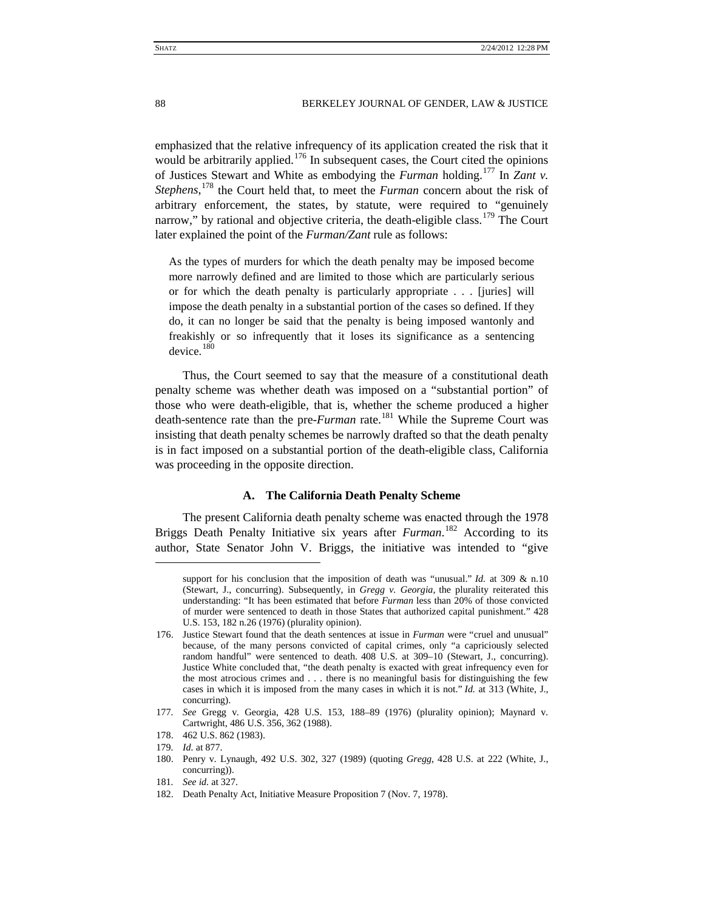emphasized that the relative infrequency of its application created the risk that it would be arbitrarily applied.[176] In subsequent cases, the Court cited the opinions of Justices Stewart and White as embodying the *Furman* holding.[177] In *Zant v. Stephens*,[178] the Court held that, to meet the *Furman* concern about the risk of arbitrary enforcement, the states, by statute, were required to "genuinely narrow," by rational and objective criteria, the death-eligible class.[179] The Court later explained the point of the *Furman/Zant* rule as follows:

> As the types of murders for which the death penalty may be imposed become more narrowly defined and are limited to those which are particularly serious or for which the death penalty is particularly appropriate . . . [juries] will impose the death penalty in a substantial portion of the cases so defined. If they do, it can no longer be said that the penalty is being imposed wantonly and freakishly or so infrequently that it loses its significance as a sentencing device.[180]

Thus, the Court seemed to say that the measure of a constitutional death penalty scheme was whether death was imposed on a "substantial portion" of those who were death-eligible, that is, whether the scheme produced a higher death-sentence rate than the pre-*Furman* rate.[181] While the Supreme Court was insisting that death penalty schemes be narrowly drafted so that the death penalty is in fact imposed on a substantial portion of the death-eligible class, California was proceeding in the opposite direction.

### A. The California Death Penalty Scheme

The present California death penalty scheme was enacted through the 1978 Briggs Death Penalty Initiative six years after *Furman*.[182] According to its author, State Senator John V. Briggs, the initiative was intended to "give

---

support for his conclusion that the imposition of death was "unusual." *Id.* at 309 & n.10 (Stewart, J., concurring). Subsequently, in *Gregg v. Georgia*, the plurality reiterated this understanding: "It has been estimated that before *Furman* less than 20% of those convicted of murder were sentenced to death in those States that authorized capital punishment." 428 U.S. 153, 182 n.26 (1976) (plurality opinion).

176. Justice Stewart found that the death sentences at issue in *Furman* were "cruel and unusual" because, of the many persons convicted of capital crimes, only "a capriciously selected random handful" were sentenced to death. 408 U.S. at 309–10 (Stewart, J., concurring). Justice White concluded that, "the death penalty is exacted with great infrequency even for the most atrocious crimes and . . . there is no meaningful basis for distinguishing the few cases in which it is imposed from the many cases in which it is not." *Id.* at 313 (White, J., concurring).

177. *See* Gregg v. Georgia, 428 U.S. 153, 188–89 (1976) (plurality opinion); Maynard v. Cartwright, 486 U.S. 356, 362 (1988).

178. 462 U.S. 862 (1983).

179. *Id.* at 877.

180. Penry v. Lynaugh, 492 U.S. 302, 327 (1989) (quoting *Gregg*, 428 U.S. at 222 (White, J., concurring)).

181. *See id.* at 327.

182. Death Penalty Act, Initiative Measure Proposition 7 (Nov. 7, 1978).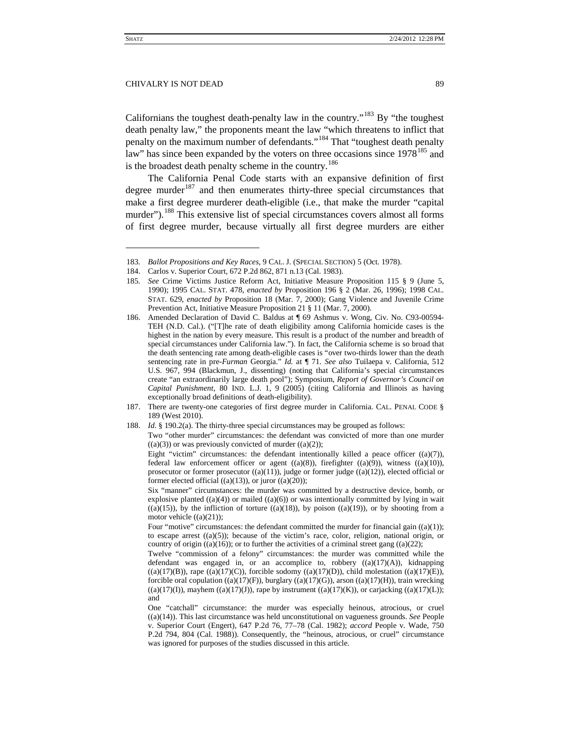Californians the toughest death-penalty law in the country."[183] By "the toughest death penalty law," the proponents meant the law "which threatens to inflict that penalty on the maximum number of defendants."[184] That "toughest death penalty law" has since been expanded by the voters on three occasions since 1978[185] and is the broadest death penalty scheme in the country.[186]

The California Penal Code starts with an expansive definition of first degree murder[187] and then enumerates thirty-three special circumstances that make a first degree murderer death-eligible (i.e., that make the murder "capital murder").[188] This extensive list of special circumstances covers almost all forms of first degree murder, because virtually all first degree murders are either

---

183. *Ballot Propositions and Key Races*, 9 CAL. J. (SPECIAL SECTION) 5 (Oct. 1978).

184. Carlos v. Superior Court, 672 P.2d 862, 871 n.13 (Cal. 1983).

185. *See* Crime Victims Justice Reform Act, Initiative Measure Proposition 115 § 9 (June 5, 1990); 1995 CAL. STAT. 478, *enacted by* Proposition 196 § 2 (Mar. 26, 1996); 1998 CAL. STAT. 629, *enacted by* Proposition 18 (Mar. 7, 2000); Gang Violence and Juvenile Crime Prevention Act, Initiative Measure Proposition 21 § 11 (Mar. 7, 2000).

186. Amended Declaration of David C. Baldus at ¶ 69 Ashmus v. Wong, Civ. No. C93-00594-TEH (N.D. Cal.). ("[T]he rate of death eligibility among California homicide cases is the highest in the nation by every measure. This result is a product of the number and breadth of special circumstances under California law."). In fact, the California scheme is so broad that the death sentencing rate among death-eligible cases is "over two-thirds lower than the death sentencing rate in pre-*Furman* Georgia." *Id.* at ¶ 71. *See also* Tuilaepa v. California, 512 U.S. 967, 994 (Blackmun, J., dissenting) (noting that California's special circumstances create "an extraordinarily large death pool"); Symposium, *Report of Governor's Council on Capital Punishment*, 80 IND. L.J. 1, 9 (2005) (citing California and Illinois as having exceptionally broad definitions of death-eligibility).

187. There are twenty-one categories of first degree murder in California. CAL. PENAL CODE § 189 (West 2010).

188. *Id.* § 190.2(a). The thirty-three special circumstances may be grouped as follows:

Two "other murder" circumstances: the defendant was convicted of more than one murder ((a)(3)) or was previously convicted of murder ((a)(2));

Eight "victim" circumstances: the defendant intentionally killed a peace officer ((a)(7)), federal law enforcement officer or agent ((a)(8)), firefighter ((a)(9)), witness ((a)(10)), prosecutor or former prosecutor ((a)(11)), judge or former judge ((a)(12)), elected official or former elected official ((a)(13)), or juror ((a)(20));

Six "manner" circumstances: the murder was committed by a destructive device, bomb, or explosive planted ((a)(4)) or mailed ((a)(6)) or was intentionally committed by lying in wait ((a)(15)), by the infliction of torture ((a)(18)), by poison ((a)(19)), or by shooting from a motor vehicle ((a)(21));

Four "motive" circumstances: the defendant committed the murder for financial gain ((a)(1)); to escape arrest ((a)(5)); because of the victim's race, color, religion, national origin, or country of origin ((a)(16)); or to further the activities of a criminal street gang ((a)(22);

Twelve "commission of a felony" circumstances: the murder was committed while the defendant was engaged in, or an accomplice to, robbery ((a)(17)(A)), kidnapping ((a)(17)(B)), rape ((a)(17)(C)), forcible sodomy ((a)(17)(D)), child molestation ((a)(17)(E)), forcible oral copulation ((a)(17)(F)), burglary ((a)(17)(G)), arson ((a)(17)(H)), train wrecking ((a)(17)(I)), mayhem ((a)(17)(J)), rape by instrument ((a)(17)(K)), or carjacking ((a)(17)(L)); and

One "catchall" circumstance: the murder was especially heinous, atrocious, or cruel ((a)(14)). This last circumstance was held unconstitutional on vagueness grounds. *See* People v. Superior Court (Engert), 647 P.2d 76, 77–78 (Cal. 1982); *accord* People v. Wade, 750 P.2d 794, 804 (Cal. 1988)). Consequently, the "heinous, atrocious, or cruel" circumstance was ignored for purposes of the studies discussed in this article.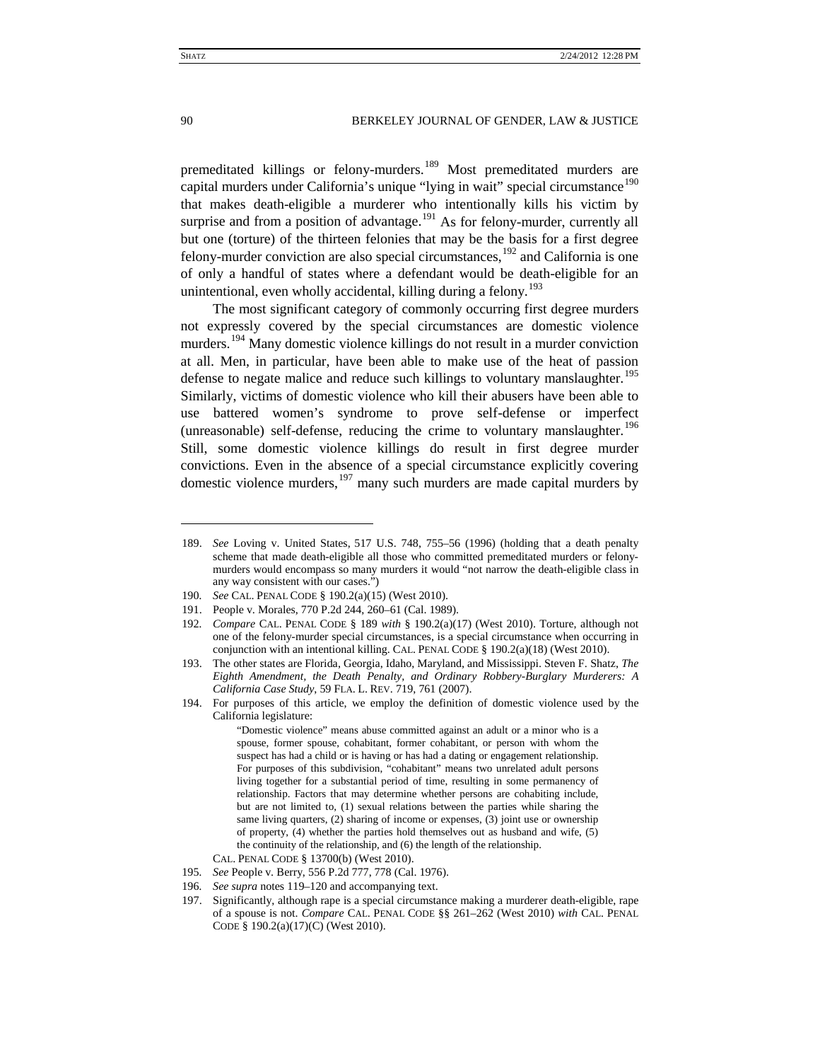premeditated killings or felony-murders.[189] Most premeditated murders are capital murders under California's unique "lying in wait" special circumstance[190] that makes death-eligible a murderer who intentionally kills his victim by surprise and from a position of advantage.[191] As for felony-murder, currently all but one (torture) of the thirteen felonies that may be the basis for a first degree felony-murder conviction are also special circumstances,[192] and California is one of only a handful of states where a defendant would be death-eligible for an unintentional, even wholly accidental, killing during a felony.[193]

The most significant category of commonly occurring first degree murders not expressly covered by the special circumstances are domestic violence murders.[194] Many domestic violence killings do not result in a murder conviction at all. Men, in particular, have been able to make use of the heat of passion defense to negate malice and reduce such killings to voluntary manslaughter.[195] Similarly, victims of domestic violence who kill their abusers have been able to use battered women's syndrome to prove self-defense or imperfect (unreasonable) self-defense, reducing the crime to voluntary manslaughter.[196] Still, some domestic violence killings do result in first degree murder convictions. Even in the absence of a special circumstance explicitly covering domestic violence murders,[197] many such murders are made capital murders by

---

189. *See* Loving v. United States, 517 U.S. 748, 755–56 (1996) (holding that a death penalty scheme that made death-eligible all those who committed premeditated murders or felony-murders would encompass so many murders it would "not narrow the death-eligible class in any way consistent with our cases.")

190. *See* CAL. PENAL CODE § 190.2(a)(15) (West 2010).

191. People v. Morales, 770 P.2d 244, 260–61 (Cal. 1989).

192. *Compare* CAL. PENAL CODE § 189 *with* § 190.2(a)(17) (West 2010). Torture, although not one of the felony-murder special circumstances, is a special circumstance when occurring in conjunction with an intentional killing. CAL. PENAL CODE § 190.2(a)(18) (West 2010).

193. The other states are Florida, Georgia, Idaho, Maryland, and Mississippi. Steven F. Shatz, *The Eighth Amendment, the Death Penalty, and Ordinary Robbery-Burglary Murderers: A California Case Study*, 59 FLA. L. REV. 719, 761 (2007).

194. For purposes of this article, we employ the definition of domestic violence used by the California legislature:

> "Domestic violence" means abuse committed against an adult or a minor who is a spouse, former spouse, cohabitant, former cohabitant, or person with whom the suspect has had a child or is having or has had a dating or engagement relationship. For purposes of this subdivision, "cohabitant" means two unrelated adult persons living together for a substantial period of time, resulting in some permanency of relationship. Factors that may determine whether persons are cohabiting include, but are not limited to, (1) sexual relations between the parties while sharing the same living quarters, (2) sharing of income or expenses, (3) joint use or ownership of property, (4) whether the parties hold themselves out as husband and wife, (5) the continuity of the relationship, and (6) the length of the relationship.

CAL. PENAL CODE § 13700(b) (West 2010).

195. *See* People v. Berry, 556 P.2d 777, 778 (Cal. 1976).

196. *See supra* notes 119–120 and accompanying text.

197. Significantly, although rape is a special circumstance making a murderer death-eligible, rape of a spouse is not. *Compare* CAL. PENAL CODE §§ 261–262 (West 2010) *with* CAL. PENAL CODE § 190.2(a)(17)(C) (West 2010).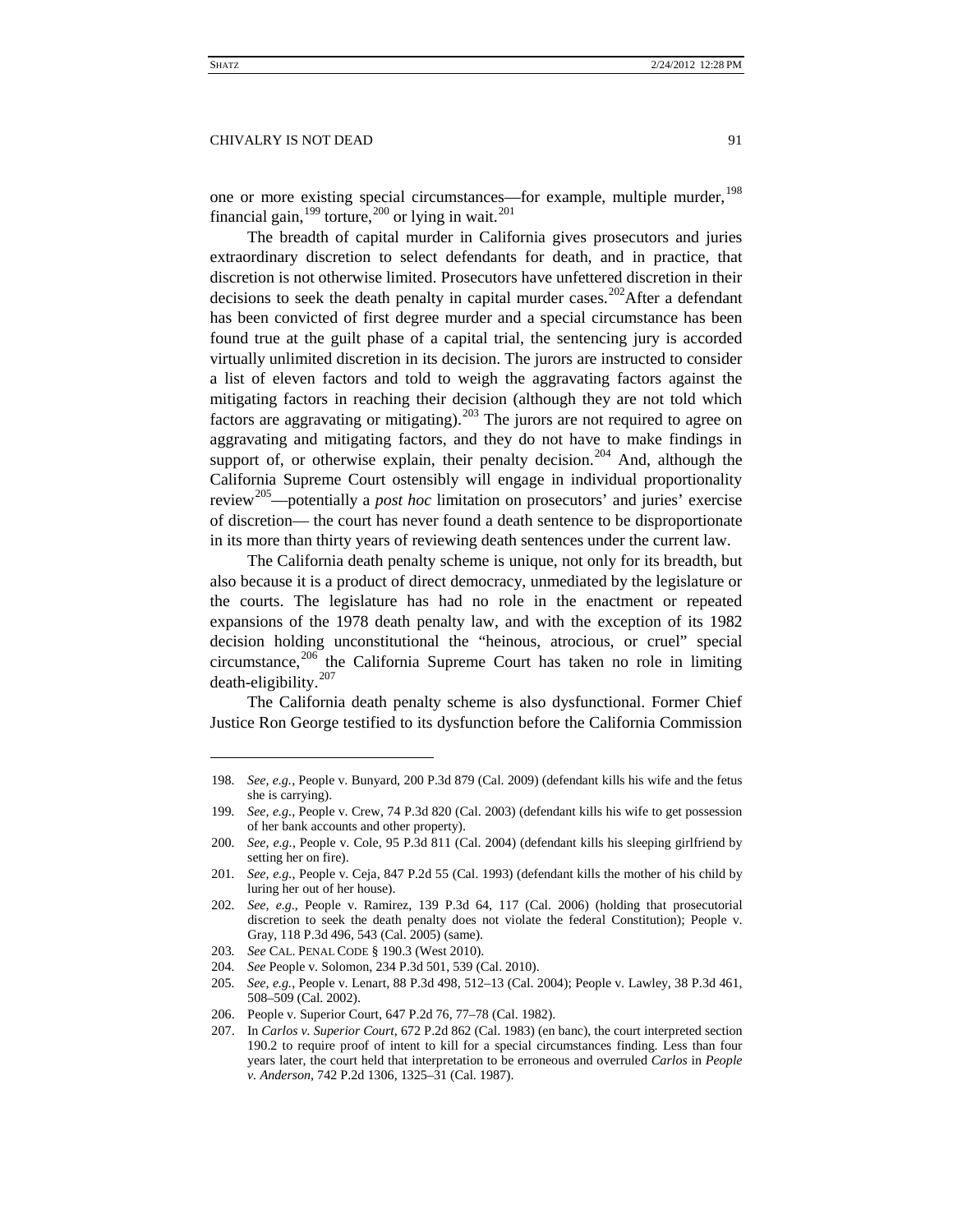one or more existing special circumstances—for example, multiple murder,[198] financial gain,[199] torture,[200] or lying in wait.[201]

The breadth of capital murder in California gives prosecutors and juries extraordinary discretion to select defendants for death, and in practice, that discretion is not otherwise limited. Prosecutors have unfettered discretion in their decisions to seek the death penalty in capital murder cases.[202]After a defendant has been convicted of first degree murder and a special circumstance has been found true at the guilt phase of a capital trial, the sentencing jury is accorded virtually unlimited discretion in its decision. The jurors are instructed to consider a list of eleven factors and told to weigh the aggravating factors against the mitigating factors in reaching their decision (although they are not told which factors are aggravating or mitigating).[203] The jurors are not required to agree on aggravating and mitigating factors, and they do not have to make findings in support of, or otherwise explain, their penalty decision.[204] And, although the California Supreme Court ostensibly will engage in individual proportionality review[205]—potentially a *post hoc* limitation on prosecutors' and juries' exercise of discretion— the court has never found a death sentence to be disproportionate in its more than thirty years of reviewing death sentences under the current law.

The California death penalty scheme is unique, not only for its breadth, but also because it is a product of direct democracy, unmediated by the legislature or the courts. The legislature has had no role in the enactment or repeated expansions of the 1978 death penalty law, and with the exception of its 1982 decision holding unconstitutional the "heinous, atrocious, or cruel" special circumstance,[206] the California Supreme Court has taken no role in limiting death-eligibility.[207]

The California death penalty scheme is also dysfunctional. Former Chief Justice Ron George testified to its dysfunction before the California Commission

---

198. *See, e.g.*, People v. Bunyard, 200 P.3d 879 (Cal. 2009) (defendant kills his wife and the fetus she is carrying).

199. *See, e.g.*, People v. Crew, 74 P.3d 820 (Cal. 2003) (defendant kills his wife to get possession of her bank accounts and other property).

200. *See, e.g.*, People v. Cole, 95 P.3d 811 (Cal. 2004) (defendant kills his sleeping girlfriend by setting her on fire).

201. *See, e.g.*, People v. Ceja, 847 P.2d 55 (Cal. 1993) (defendant kills the mother of his child by luring her out of her house).

202. *See, e.g.*, People v. Ramirez, 139 P.3d 64, 117 (Cal. 2006) (holding that prosecutorial discretion to seek the death penalty does not violate the federal Constitution); People v. Gray, 118 P.3d 496, 543 (Cal. 2005) (same).

203. *See* CAL. PENAL CODE § 190.3 (West 2010).

204. *See* People v. Solomon, 234 P.3d 501, 539 (Cal. 2010).

205. *See, e.g.*, People v. Lenart, 88 P.3d 498, 512–13 (Cal. 2004); People v. Lawley, 38 P.3d 461, 508–509 (Cal. 2002).

206. People v. Superior Court, 647 P.2d 76, 77–78 (Cal. 1982).

207. In *Carlos v. Superior Court*, 672 P.2d 862 (Cal. 1983) (en banc), the court interpreted section 190.2 to require proof of intent to kill for a special circumstances finding. Less than four years later, the court held that interpretation to be erroneous and overruled *Carlos* in *People v. Anderson*, 742 P.2d 1306, 1325–31 (Cal. 1987).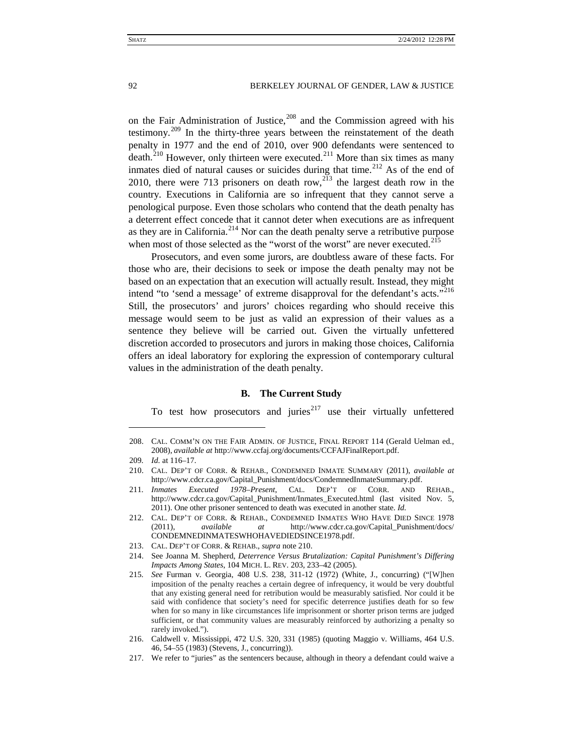on the Fair Administration of Justice,[208] and the Commission agreed with his testimony.[209] In the thirty-three years between the reinstatement of the death penalty in 1977 and the end of 2010, over 900 defendants were sentenced to death.[210] However, only thirteen were executed.[211] More than six times as many inmates died of natural causes or suicides during that time.[212] As of the end of 2010, there were 713 prisoners on death row,[213] the largest death row in the country. Executions in California are so infrequent that they cannot serve a penological purpose. Even those scholars who contend that the death penalty has a deterrent effect concede that it cannot deter when executions are as infrequent as they are in California.[214] Nor can the death penalty serve a retributive purpose when most of those selected as the "worst of the worst" are never executed.[215]

Prosecutors, and even some jurors, are doubtless aware of these facts. For those who are, their decisions to seek or impose the death penalty may not be based on an expectation that an execution will actually result. Instead, they might intend "to 'send a message' of extreme disapproval for the defendant's acts."[216] Still, the prosecutors' and jurors' choices regarding who should receive this message would seem to be just as valid an expression of their values as a sentence they believe will be carried out. Given the virtually unfettered discretion accorded to prosecutors and jurors in making those choices, California offers an ideal laboratory for exploring the expression of contemporary cultural values in the administration of the death penalty.

### B. The Current Study

To test how prosecutors and juries[217] use their virtually unfettered

---

208. CAL. COMM'N ON THE FAIR ADMIN. OF JUSTICE, FINAL REPORT 114 (Gerald Uelman ed., 2008), *available at* http://www.ccfaj.org/documents/CCFAJFinalReport.pdf.

209. *Id.* at 116–17.

210. CAL. DEP'T OF CORR. & REHAB., CONDEMNED INMATE SUMMARY (2011), *available at* http://www.cdcr.ca.gov/Capital_Punishment/docs/CondemnedInmateSummary.pdf.

211. *Inmates Executed 1978–Present*, CAL. DEP'T OF CORR. AND REHAB., http://www.cdcr.ca.gov/Capital_Punishment/Inmates_Executed.html (last visited Nov. 5, 2011). One other prisoner sentenced to death was executed in another state. *Id.*

212. CAL. DEP'T OF CORR. & REHAB., CONDEMNED INMATES WHO HAVE DIED SINCE 1978 (2011), *available at* http://www.cdcr.ca.gov/Capital_Punishment/docs/CONDEMNEDINMATESWHOHAVEDIEDSINCE1978.pdf.

213. CAL. DEP'T OF CORR. & REHAB., *supra* note 210.

214. See Joanna M. Shepherd, *Deterrence Versus Brutalization: Capital Punishment's Differing Impacts Among States*, 104 MICH. L. REV. 203, 233–42 (2005).

215. *See* Furman v. Georgia, 408 U.S. 238, 311-12 (1972) (White, J., concurring) ("[W]hen imposition of the penalty reaches a certain degree of infrequency, it would be very doubtful that any existing general need for retribution would be measurably satisfied. Nor could it be said with confidence that society's need for specific deterrence justifies death for so few when for so many in like circumstances life imprisonment or shorter prison terms are judged sufficient, or that community values are measurably reinforced by authorizing a penalty so rarely invoked.").

216. Caldwell v. Mississippi, 472 U.S. 320, 331 (1985) (quoting Maggio v. Williams, 464 U.S. 46, 54–55 (1983) (Stevens, J., concurring)).

217. We refer to "juries" as the sentencers because, although in theory a defendant could waive a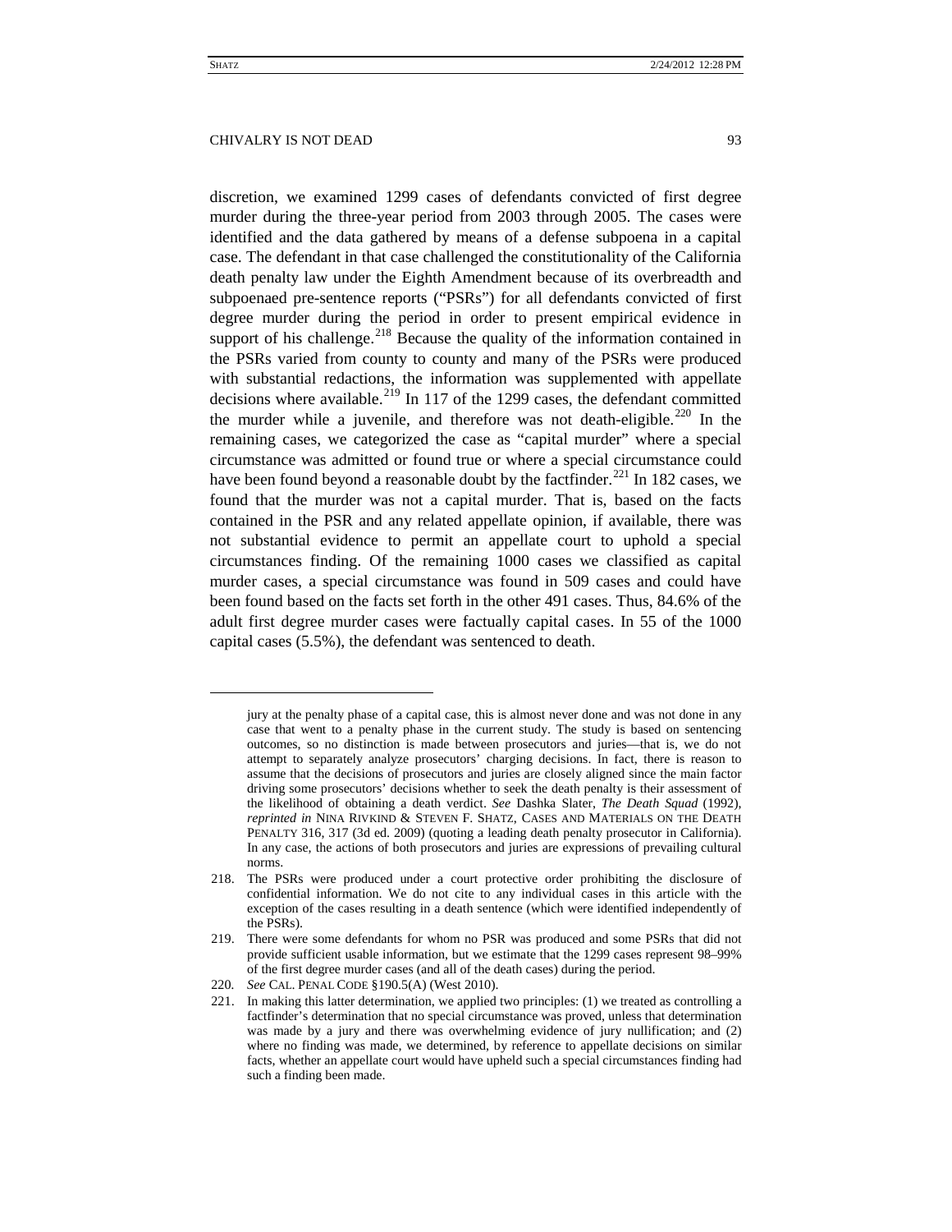discretion, we examined 1299 cases of defendants convicted of first degree murder during the three-year period from 2003 through 2005. The cases were identified and the data gathered by means of a defense subpoena in a capital case. The defendant in that case challenged the constitutionality of the California death penalty law under the Eighth Amendment because of its overbreadth and subpoenaed pre-sentence reports ("PSRs") for all defendants convicted of first degree murder during the period in order to present empirical evidence in support of his challenge.[218] Because the quality of the information contained in the PSRs varied from county to county and many of the PSRs were produced with substantial redactions, the information was supplemented with appellate decisions where available.[219] In 117 of the 1299 cases, the defendant committed the murder while a juvenile, and therefore was not death-eligible.[220] In the remaining cases, we categorized the case as "capital murder" where a special circumstance was admitted or found true or where a special circumstance could have been found beyond a reasonable doubt by the factfinder.[221] In 182 cases, we found that the murder was not a capital murder. That is, based on the facts contained in the PSR and any related appellate opinion, if available, there was not substantial evidence to permit an appellate court to uphold a special circumstances finding. Of the remaining 1000 cases we classified as capital murder cases, a special circumstance was found in 509 cases and could have been found based on the facts set forth in the other 491 cases. Thus, 84.6% of the adult first degree murder cases were factually capital cases. In 55 of the 1000 capital cases (5.5%), the defendant was sentenced to death.

---

jury at the penalty phase of a capital case, this is almost never done and was not done in any case that went to a penalty phase in the current study. The study is based on sentencing outcomes, so no distinction is made between prosecutors and juries—that is, we do not attempt to separately analyze prosecutors' charging decisions. In fact, there is reason to assume that the decisions of prosecutors and juries are closely aligned since the main factor driving some prosecutors' decisions whether to seek the death penalty is their assessment of the likelihood of obtaining a death verdict. *See* Dashka Slater, *The Death Squad* (1992), *reprinted in* NINA RIVKIND & STEVEN F. SHATZ, CASES AND MATERIALS ON THE DEATH PENALTY 316, 317 (3d ed. 2009) (quoting a leading death penalty prosecutor in California). In any case, the actions of both prosecutors and juries are expressions of prevailing cultural norms.

218. The PSRs were produced under a court protective order prohibiting the disclosure of confidential information. We do not cite to any individual cases in this article with the exception of the cases resulting in a death sentence (which were identified independently of the PSRs).

219. There were some defendants for whom no PSR was produced and some PSRs that did not provide sufficient usable information, but we estimate that the 1299 cases represent 98–99% of the first degree murder cases (and all of the death cases) during the period.

220. *See* CAL. PENAL CODE §190.5(A) (West 2010).

221. In making this latter determination, we applied two principles: (1) we treated as controlling a factfinder's determination that no special circumstance was proved, unless that determination was made by a jury and there was overwhelming evidence of jury nullification; and (2) where no finding was made, we determined, by reference to appellate decisions on similar facts, whether an appellate court would have upheld such a special circumstances finding had such a finding been made.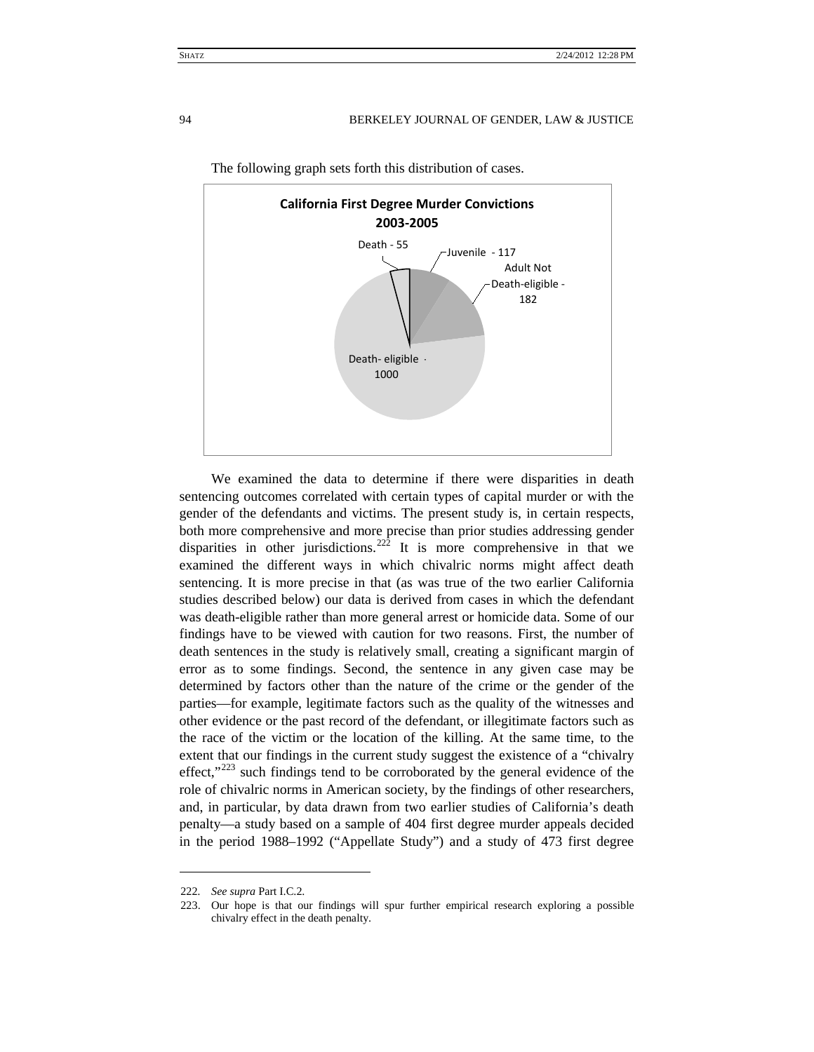The following graph sets forth this distribution of cases.

**California First Degree Murder Convictions 2003-2005**

Death - 55

Juvenile - 117

Adult Not Death-eligible - 182

Death- eligible - 1000

We examined the data to determine if there were disparities in death sentencing outcomes correlated with certain types of capital murder or with the gender of the defendants and victims. The present study is, in certain respects, both more comprehensive and more precise than prior studies addressing gender disparities in other jurisdictions.[222] It is more comprehensive in that we examined the different ways in which chivalric norms might affect death sentencing. It is more precise in that (as was true of the two earlier California studies described below) our data is derived from cases in which the defendant was death-eligible rather than more general arrest or homicide data. Some of our findings have to be viewed with caution for two reasons. First, the number of death sentences in the study is relatively small, creating a significant margin of error as to some findings. Second, the sentence in any given case may be determined by factors other than the nature of the crime or the gender of the parties—for example, legitimate factors such as the quality of the witnesses and other evidence or the past record of the defendant, or illegitimate factors such as the race of the victim or the location of the killing. At the same time, to the extent that our findings in the current study suggest the existence of a "chivalry effect,"[223] such findings tend to be corroborated by the general evidence of the role of chivalric norms in American society, by the findings of other researchers, and, in particular, by data drawn from two earlier studies of California's death penalty—a study based on a sample of 404 first degree murder appeals decided in the period 1988–1992 ("Appellate Study") and a study of 473 first degree

---

222. *See supra* Part I.C.2.

223. Our hope is that our findings will spur further empirical research exploring a possible chivalry effect in the death penalty.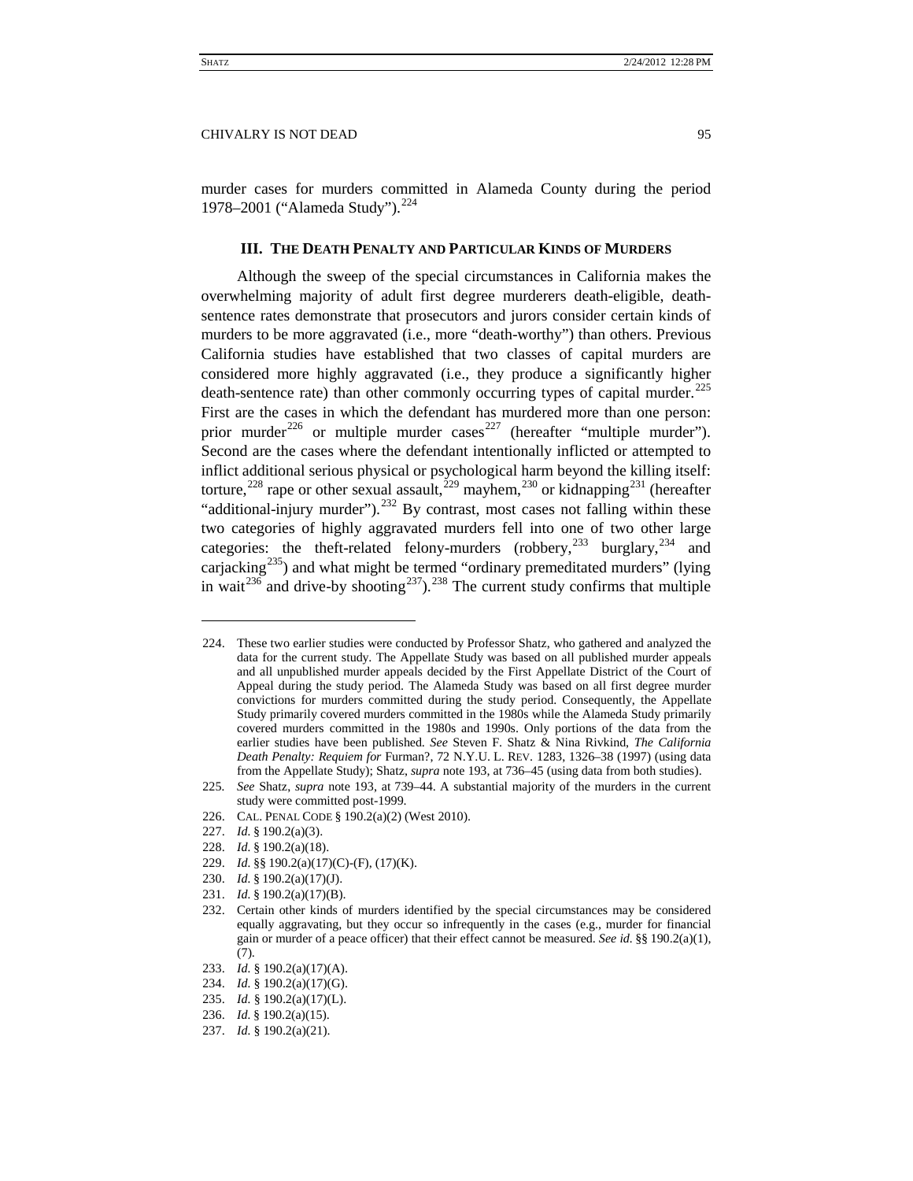murder cases for murders committed in Alameda County during the period 1978–2001 ("Alameda Study").[224]

## III. The Death Penalty and Particular Kinds of Murders

Although the sweep of the special circumstances in California makes the overwhelming majority of adult first degree murderers death-eligible, death-sentence rates demonstrate that prosecutors and jurors consider certain kinds of murders to be more aggravated (i.e., more "death-worthy") than others. Previous California studies have established that two classes of capital murders are considered more highly aggravated (i.e., they produce a significantly higher death-sentence rate) than other commonly occurring types of capital murder.[225] First are the cases in which the defendant has murdered more than one person: prior murder[226] or multiple murder cases[227] (hereafter "multiple murder"). Second are the cases where the defendant intentionally inflicted or attempted to inflict additional serious physical or psychological harm beyond the killing itself: torture,[228] rape or other sexual assault,[229] mayhem,[230] or kidnapping[231] (hereafter "additional-injury murder").[232] By contrast, most cases not falling within these two categories of highly aggravated murders fell into one of two other large categories: the theft-related felony-murders (robbery,[233] burglary,[234] and carjacking[235]) and what might be termed "ordinary premeditated murders" (lying in wait[236] and drive-by shooting[237]).[238] The current study confirms that multiple

---

224. These two earlier studies were conducted by Professor Shatz, who gathered and analyzed the data for the current study. The Appellate Study was based on all published murder appeals and all unpublished murder appeals decided by the First Appellate District of the Court of Appeal during the study period. The Alameda Study was based on all first degree murder convictions for murders committed during the study period. Consequently, the Appellate Study primarily covered murders committed in the 1980s while the Alameda Study primarily covered murders committed in the 1980s and 1990s. Only portions of the data from the earlier studies have been published. *See* Steven F. Shatz & Nina Rivkind, *The California Death Penalty: Requiem for* Furman?, 72 N.Y.U. L. REV. 1283, 1326–38 (1997) (using data from the Appellate Study); Shatz, *supra* note 193, at 736–45 (using data from both studies).

225. *See* Shatz, *supra* note 193, at 739–44. A substantial majority of the murders in the current study were committed post-1999.

226. CAL. PENAL CODE § 190.2(a)(2) (West 2010).

227. *Id.* § 190.2(a)(3).

228. *Id.* § 190.2(a)(18).

229. *Id.* §§ 190.2(a)(17)(C)-(F), (17)(K).

230. *Id.* § 190.2(a)(17)(J).

231. *Id.* § 190.2(a)(17)(B).

232. Certain other kinds of murders identified by the special circumstances may be considered equally aggravating, but they occur so infrequently in the cases (e.g., murder for financial gain or murder of a peace officer) that their effect cannot be measured. *See id.* §§ 190.2(a)(1), (7).

233. *Id.* § 190.2(a)(17)(A).

234. *Id.* § 190.2(a)(17)(G).

235. *Id.* § 190.2(a)(17)(L).

236. *Id.* § 190.2(a)(15).

237. *Id.* § 190.2(a)(21).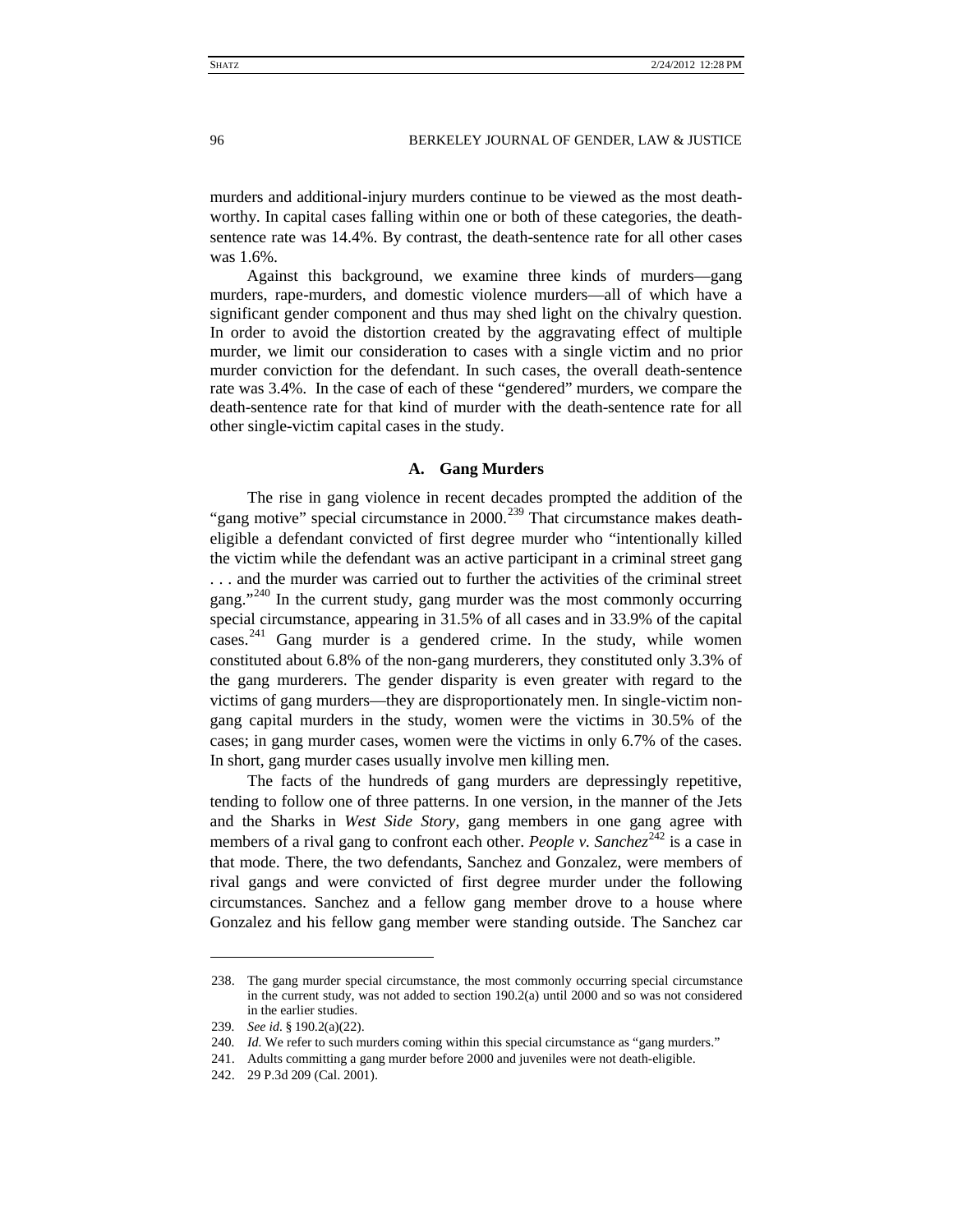murders and additional-injury murders continue to be viewed as the most death-worthy. In capital cases falling within one or both of these categories, the death-sentence rate was 14.4%. By contrast, the death-sentence rate for all other cases was 1.6%.

Against this background, we examine three kinds of murders—gang murders, rape-murders, and domestic violence murders—all of which have a significant gender component and thus may shed light on the chivalry question. In order to avoid the distortion created by the aggravating effect of multiple murder, we limit our consideration to cases with a single victim and no prior murder conviction for the defendant. In such cases, the overall death-sentence rate was 3.4%. In the case of each of these "gendered" murders, we compare the death-sentence rate for that kind of murder with the death-sentence rate for all other single-victim capital cases in the study.

### A. Gang Murders

The rise in gang violence in recent decades prompted the addition of the "gang motive" special circumstance in 2000.[239] That circumstance makes death-eligible a defendant convicted of first degree murder who "intentionally killed the victim while the defendant was an active participant in a criminal street gang . . . and the murder was carried out to further the activities of the criminal street gang."[240] In the current study, gang murder was the most commonly occurring special circumstance, appearing in 31.5% of all cases and in 33.9% of the capital cases.[241] Gang murder is a gendered crime. In the study, while women constituted about 6.8% of the non-gang murderers, they constituted only 3.3% of the gang murderers. The gender disparity is even greater with regard to the victims of gang murders—they are disproportionately men. In single-victim non-gang capital murders in the study, women were the victims in 30.5% of the cases; in gang murder cases, women were the victims in only 6.7% of the cases. In short, gang murder cases usually involve men killing men.

The facts of the hundreds of gang murders are depressingly repetitive, tending to follow one of three patterns. In one version, in the manner of the Jets and the Sharks in *West Side Story*, gang members in one gang agree with members of a rival gang to confront each other. *People v. Sanchez*[242] is a case in that mode. There, the two defendants, Sanchez and Gonzalez, were members of rival gangs and were convicted of first degree murder under the following circumstances. Sanchez and a fellow gang member drove to a house where Gonzalez and his fellow gang member were standing outside. The Sanchez car

---

238. The gang murder special circumstance, the most commonly occurring special circumstance in the current study, was not added to section 190.2(a) until 2000 and so was not considered in the earlier studies.

239. *See id.* § 190.2(a)(22).

240. *Id.* We refer to such murders coming within this special circumstance as "gang murders."

241. Adults committing a gang murder before 2000 and juveniles were not death-eligible.

242. 29 P.3d 209 (Cal. 2001).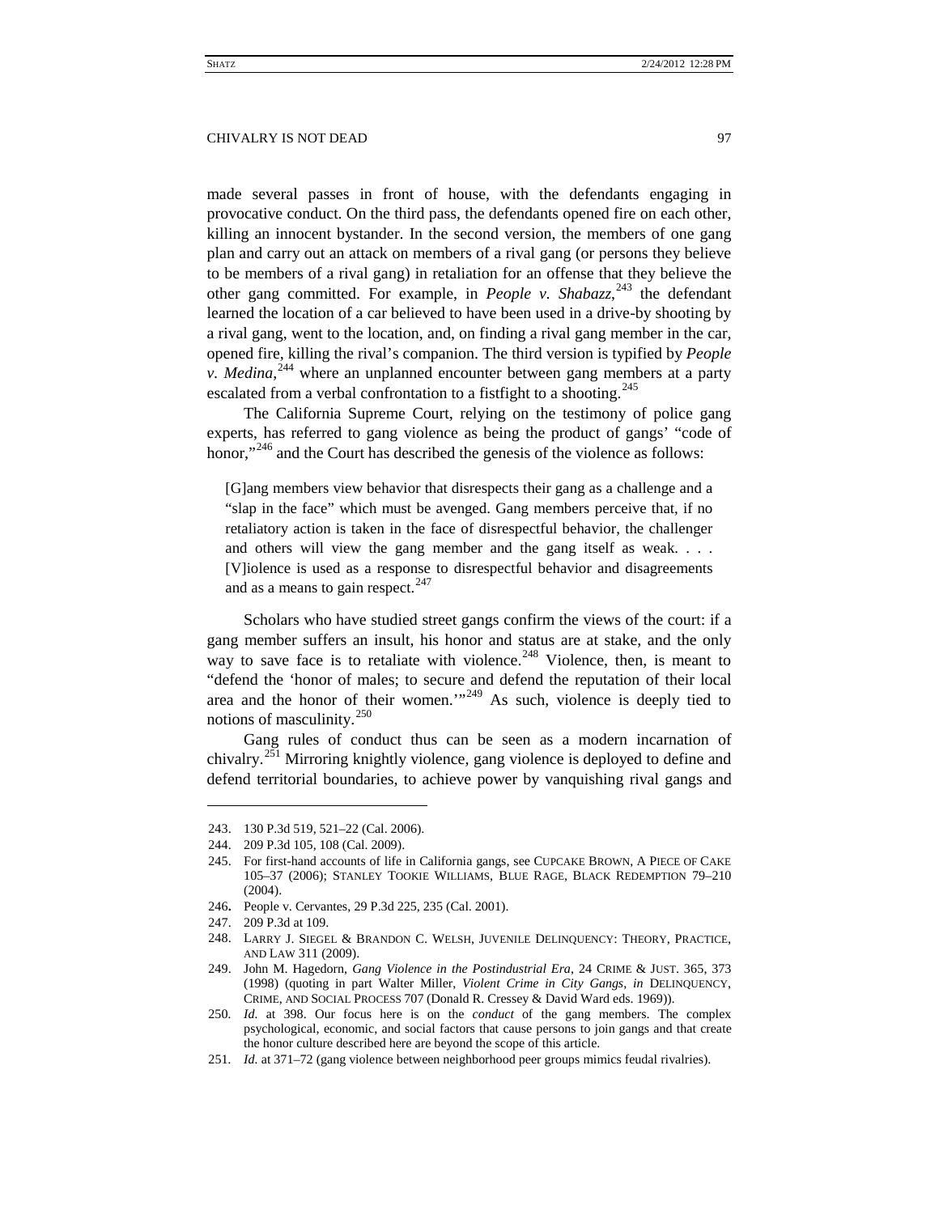made several passes in front of house, with the defendants engaging in provocative conduct. On the third pass, the defendants opened fire on each other, killing an innocent bystander. In the second version, the members of one gang plan and carry out an attack on members of a rival gang (or persons they believe to be members of a rival gang) in retaliation for an offense that they believe the other gang committed. For example, in *People v. Shabazz*,[243] the defendant learned the location of a car believed to have been used in a drive-by shooting by a rival gang, went to the location, and, on finding a rival gang member in the car, opened fire, killing the rival's companion. The third version is typified by *People v. Medina*,[244] where an unplanned encounter between gang members at a party escalated from a verbal confrontation to a fistfight to a shooting.[245]

The California Supreme Court, relying on the testimony of police gang experts, has referred to gang violence as being the product of gangs' "code of honor,"[246] and the Court has described the genesis of the violence as follows:

> [G]ang members view behavior that disrespects their gang as a challenge and a "slap in the face" which must be avenged. Gang members perceive that, if no retaliatory action is taken in the face of disrespectful behavior, the challenger and others will view the gang member and the gang itself as weak. . . . [V]iolence is used as a response to disrespectful behavior and disagreements and as a means to gain respect.[247]

Scholars who have studied street gangs confirm the views of the court: if a gang member suffers an insult, his honor and status are at stake, and the only way to save face is to retaliate with violence.[248] Violence, then, is meant to "defend the 'honor of males; to secure and defend the reputation of their local area and the honor of their women.'"[249] As such, violence is deeply tied to notions of masculinity.[250]

Gang rules of conduct thus can be seen as a modern incarnation of chivalry.[251] Mirroring knightly violence, gang violence is deployed to define and defend territorial boundaries, to achieve power by vanquishing rival gangs and

---

243. 130 P.3d 519, 521–22 (Cal. 2006).

244. 209 P.3d 105, 108 (Cal. 2009).

245. For first-hand accounts of life in California gangs, see CUPCAKE BROWN, A PIECE OF CAKE 105–37 (2006); STANLEY TOOKIE WILLIAMS, BLUE RAGE, BLACK REDEMPTION 79–210 (2004).

246. People v. Cervantes, 29 P.3d 225, 235 (Cal. 2001).

247. 209 P.3d at 109.

248. LARRY J. SIEGEL & BRANDON C. WELSH, JUVENILE DELINQUENCY: THEORY, PRACTICE, AND LAW 311 (2009).

249. John M. Hagedorn, *Gang Violence in the Postindustrial Era*, 24 CRIME & JUST. 365, 373 (1998) (quoting in part Walter Miller, *Violent Crime in City Gangs*, *in* DELINQUENCY, CRIME, AND SOCIAL PROCESS 707 (Donald R. Cressey & David Ward eds. 1969)).

250. *Id.* at 398. Our focus here is on the *conduct* of the gang members. The complex psychological, economic, and social factors that cause persons to join gangs and that create the honor culture described here are beyond the scope of this article.

251. *Id.* at 371–72 (gang violence between neighborhood peer groups mimics feudal rivalries).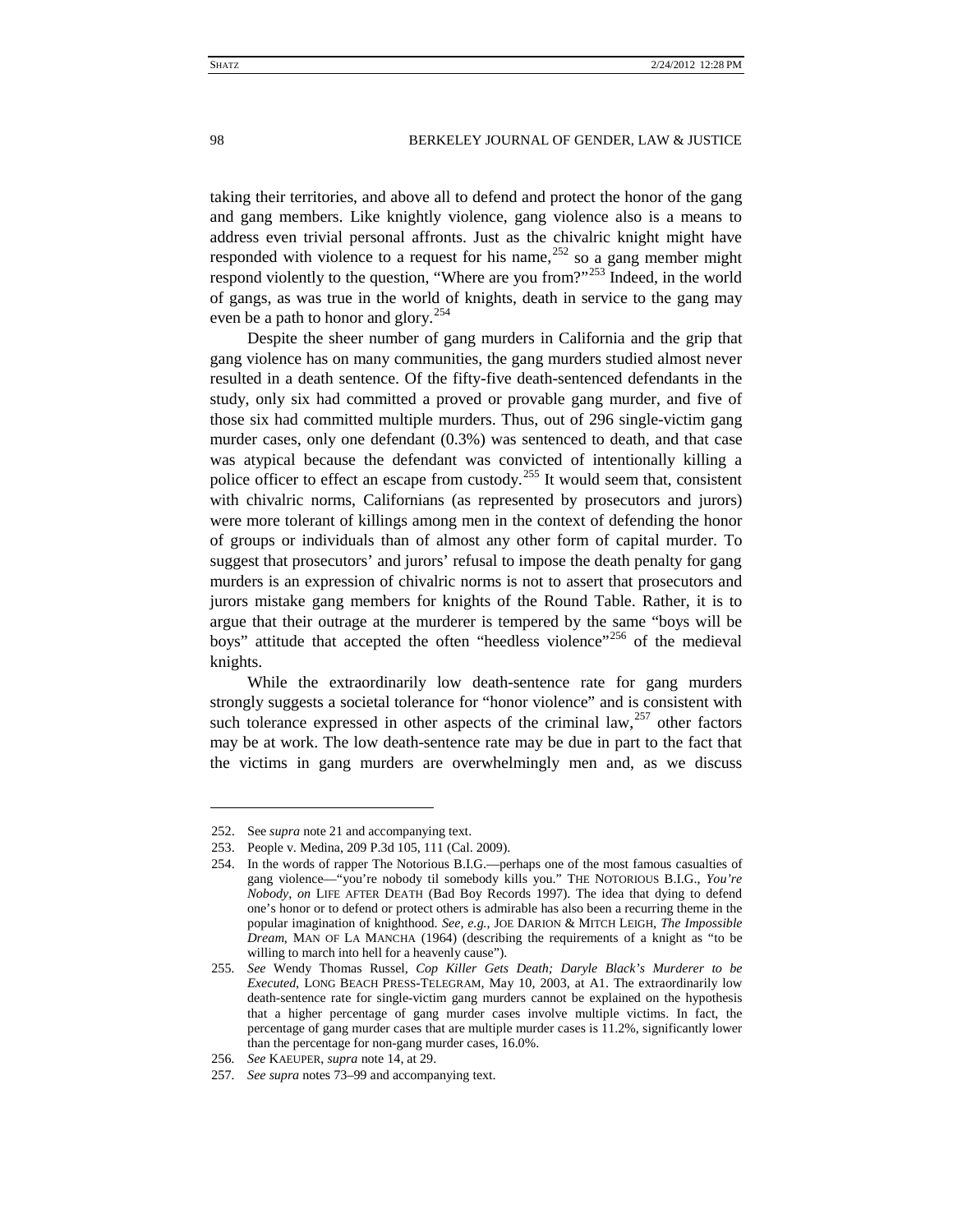taking their territories, and above all to defend and protect the honor of the gang and gang members. Like knightly violence, gang violence also is a means to address even trivial personal affronts. Just as the chivalric knight might have responded with violence to a request for his name,[252] so a gang member might respond violently to the question, "Where are you from?"[253] Indeed, in the world of gangs, as was true in the world of knights, death in service to the gang may even be a path to honor and glory.[254]

Despite the sheer number of gang murders in California and the grip that gang violence has on many communities, the gang murders studied almost never resulted in a death sentence. Of the fifty-five death-sentenced defendants in the study, only six had committed a proved or provable gang murder, and five of those six had committed multiple murders. Thus, out of 296 single-victim gang murder cases, only one defendant (0.3%) was sentenced to death, and that case was atypical because the defendant was convicted of intentionally killing a police officer to effect an escape from custody.[255] It would seem that, consistent with chivalric norms, Californians (as represented by prosecutors and jurors) were more tolerant of killings among men in the context of defending the honor of groups or individuals than of almost any other form of capital murder. To suggest that prosecutors' and jurors' refusal to impose the death penalty for gang murders is an expression of chivalric norms is not to assert that prosecutors and jurors mistake gang members for knights of the Round Table. Rather, it is to argue that their outrage at the murderer is tempered by the same "boys will be boys" attitude that accepted the often "heedless violence"[256] of the medieval knights.

While the extraordinarily low death-sentence rate for gang murders strongly suggests a societal tolerance for "honor violence" and is consistent with such tolerance expressed in other aspects of the criminal law,[257] other factors may be at work. The low death-sentence rate may be due in part to the fact that the victims in gang murders are overwhelmingly men and, as we discuss

---

252. See *supra* note 21 and accompanying text.

253. People v. Medina, 209 P.3d 105, 111 (Cal. 2009).

254. In the words of rapper The Notorious B.I.G.—perhaps one of the most famous casualties of gang violence—"you're nobody til somebody kills you." THE NOTORIOUS B.I.G., *You're Nobody*, *on* LIFE AFTER DEATH (Bad Boy Records 1997). The idea that dying to defend one's honor or to defend or protect others is admirable has also been a recurring theme in the popular imagination of knighthood. *See, e.g.*, JOE DARION & MITCH LEIGH, *The Impossible Dream*, MAN OF LA MANCHA (1964) (describing the requirements of a knight as "to be willing to march into hell for a heavenly cause").

255. *See* Wendy Thomas Russel, *Cop Killer Gets Death; Daryle Black's Murderer to be Executed*, LONG BEACH PRESS-TELEGRAM, May 10, 2003, at A1. The extraordinarily low death-sentence rate for single-victim gang murders cannot be explained on the hypothesis that a higher percentage of gang murder cases involve multiple victims. In fact, the percentage of gang murder cases that are multiple murder cases is 11.2%, significantly lower than the percentage for non-gang murder cases, 16.0%.

256. *See* KAEUPER, *supra* note 14, at 29.

257. *See supra* notes 73–99 and accompanying text.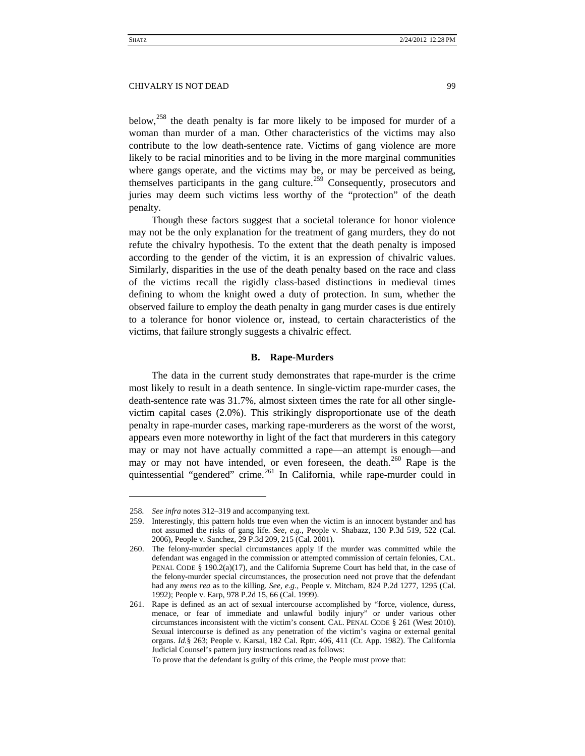below,[258] the death penalty is far more likely to be imposed for murder of a woman than murder of a man. Other characteristics of the victims may also contribute to the low death-sentence rate. Victims of gang violence are more likely to be racial minorities and to be living in the more marginal communities where gangs operate, and the victims may be, or may be perceived as being, themselves participants in the gang culture.[259] Consequently, prosecutors and juries may deem such victims less worthy of the "protection" of the death penalty.

Though these factors suggest that a societal tolerance for honor violence may not be the only explanation for the treatment of gang murders, they do not refute the chivalry hypothesis. To the extent that the death penalty is imposed according to the gender of the victim, it is an expression of chivalric values. Similarly, disparities in the use of the death penalty based on the race and class of the victims recall the rigidly class-based distinctions in medieval times defining to whom the knight owed a duty of protection. In sum, whether the observed failure to employ the death penalty in gang murder cases is due entirely to a tolerance for honor violence or, instead, to certain characteristics of the victims, that failure strongly suggests a chivalric effect.

### B. Rape-Murders

The data in the current study demonstrates that rape-murder is the crime most likely to result in a death sentence. In single-victim rape-murder cases, the death-sentence rate was 31.7%, almost sixteen times the rate for all other single-victim capital cases (2.0%). This strikingly disproportionate use of the death penalty in rape-murder cases, marking rape-murderers as the worst of the worst, appears even more noteworthy in light of the fact that murderers in this category may or may not have actually committed a rape—an attempt is enough—and may or may not have intended, or even foreseen, the death.[260] Rape is the quintessential "gendered" crime.[261] In California, while rape-murder could in

---

258. *See infra* notes 312–319 and accompanying text.

259. Interestingly, this pattern holds true even when the victim is an innocent bystander and has not assumed the risks of gang life. *See, e.g.*, People v. Shabazz, 130 P.3d 519, 522 (Cal. 2006), People v. Sanchez, 29 P.3d 209, 215 (Cal. 2001).

260. The felony-murder special circumstances apply if the murder was committed while the defendant was engaged in the commission or attempted commission of certain felonies, CAL. PENAL CODE § 190.2(a)(17), and the California Supreme Court has held that, in the case of the felony-murder special circumstances, the prosecution need not prove that the defendant had any *mens rea* as to the killing. *See, e.g.*, People v. Mitcham, 824 P.2d 1277, 1295 (Cal. 1992); People v. Earp, 978 P.2d 15, 66 (Cal. 1999).

261. Rape is defined as an act of sexual intercourse accomplished by "force, violence, duress, menace, or fear of immediate and unlawful bodily injury" or under various other circumstances inconsistent with the victim's consent. CAL. PENAL CODE § 261 (West 2010). Sexual intercourse is defined as any penetration of the victim's vagina or external genital organs. *Id.*§ 263; People v. Karsai, 182 Cal. Rptr. 406, 411 (Ct. App. 1982). The California Judicial Counsel's pattern jury instructions read as follows:

    To prove that the defendant is guilty of this crime, the People must prove that: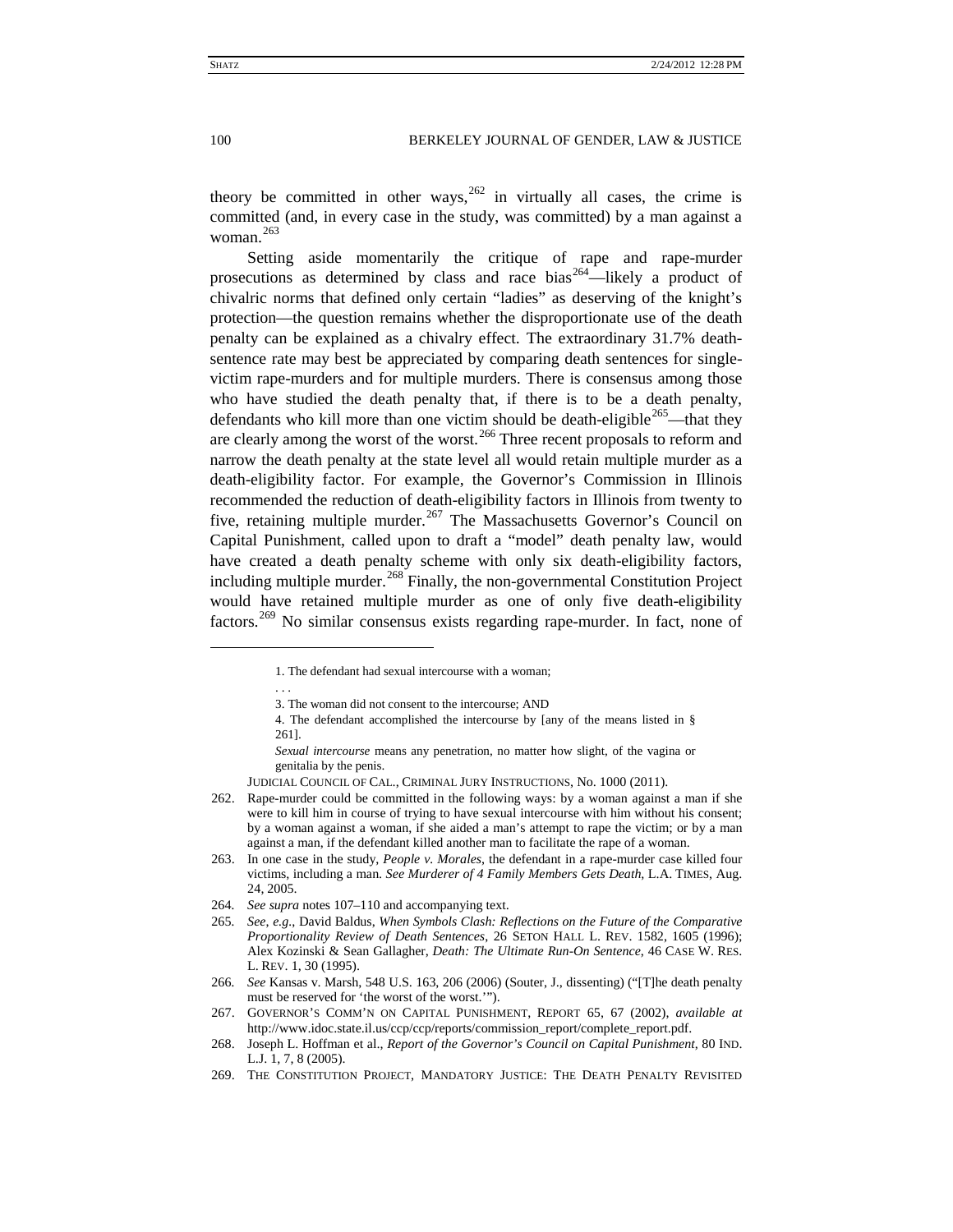theory be committed in other ways,[262] in virtually all cases, the crime is committed (and, in every case in the study, was committed) by a man against a woman.[263]

Setting aside momentarily the critique of rape and rape-murder prosecutions as determined by class and race bias[264]—likely a product of chivalric norms that defined only certain "ladies" as deserving of the knight's protection—the question remains whether the disproportionate use of the death penalty can be explained as a chivalry effect. The extraordinary 31.7% death-sentence rate may best be appreciated by comparing death sentences for single-victim rape-murders and for multiple murders. There is consensus among those who have studied the death penalty that, if there is to be a death penalty, defendants who kill more than one victim should be death-eligible[265]—that they are clearly among the worst of the worst.[266] Three recent proposals to reform and narrow the death penalty at the state level all would retain multiple murder as a death-eligibility factor. For example, the Governor's Commission in Illinois recommended the reduction of death-eligibility factors in Illinois from twenty to five, retaining multiple murder.[267] The Massachusetts Governor's Council on Capital Punishment, called upon to draft a "model" death penalty law, would have created a death penalty scheme with only six death-eligibility factors, including multiple murder.[268] Finally, the non-governmental Constitution Project would have retained multiple murder as one of only five death-eligibility factors.[269] No similar consensus exists regarding rape-murder. In fact, none of

---

> 1. The defendant had sexual intercourse with a woman;
>
> . . .
>
> 3. The woman did not consent to the intercourse; AND
>
> 4. The defendant accomplished the intercourse by [any of the means listed in § 261].
>
> *Sexual intercourse* means any penetration, no matter how slight, of the vagina or genitalia by the penis.

JUDICIAL COUNCIL OF CAL., CRIMINAL JURY INSTRUCTIONS, No. 1000 (2011).

262. Rape-murder could be committed in the following ways: by a woman against a man if she were to kill him in course of trying to have sexual intercourse with him without his consent; by a woman against a woman, if she aided a man's attempt to rape the victim; or by a man against a man, if the defendant killed another man to facilitate the rape of a woman.

263. In one case in the study, *People v. Morales*, the defendant in a rape-murder case killed four victims, including a man. *See Murderer of 4 Family Members Gets Death*, L.A. TIMES, Aug. 24, 2005.

264. *See supra* notes 107–110 and accompanying text.

265. *See, e.g.*, David Baldus, *When Symbols Clash: Reflections on the Future of the Comparative Proportionality Review of Death Sentences*, 26 SETON HALL L. REV. 1582, 1605 (1996); Alex Kozinski & Sean Gallagher, *Death: The Ultimate Run-On Sentence*, 46 CASE W. RES. L. REV. 1, 30 (1995).

266. *See* Kansas v. Marsh, 548 U.S. 163, 206 (2006) (Souter, J., dissenting) ("[T]he death penalty must be reserved for 'the worst of the worst.'").

267. GOVERNOR'S COMM'N ON CAPITAL PUNISHMENT, REPORT 65, 67 (2002), *available at* http://www.idoc.state.il.us/ccp/ccp/reports/commission_report/complete_report.pdf.

268. Joseph L. Hoffman et al., *Report of the Governor's Council on Capital Punishment*, 80 IND. L.J. 1, 7, 8 (2005).

269. THE CONSTITUTION PROJECT, MANDATORY JUSTICE: THE DEATH PENALTY REVISITED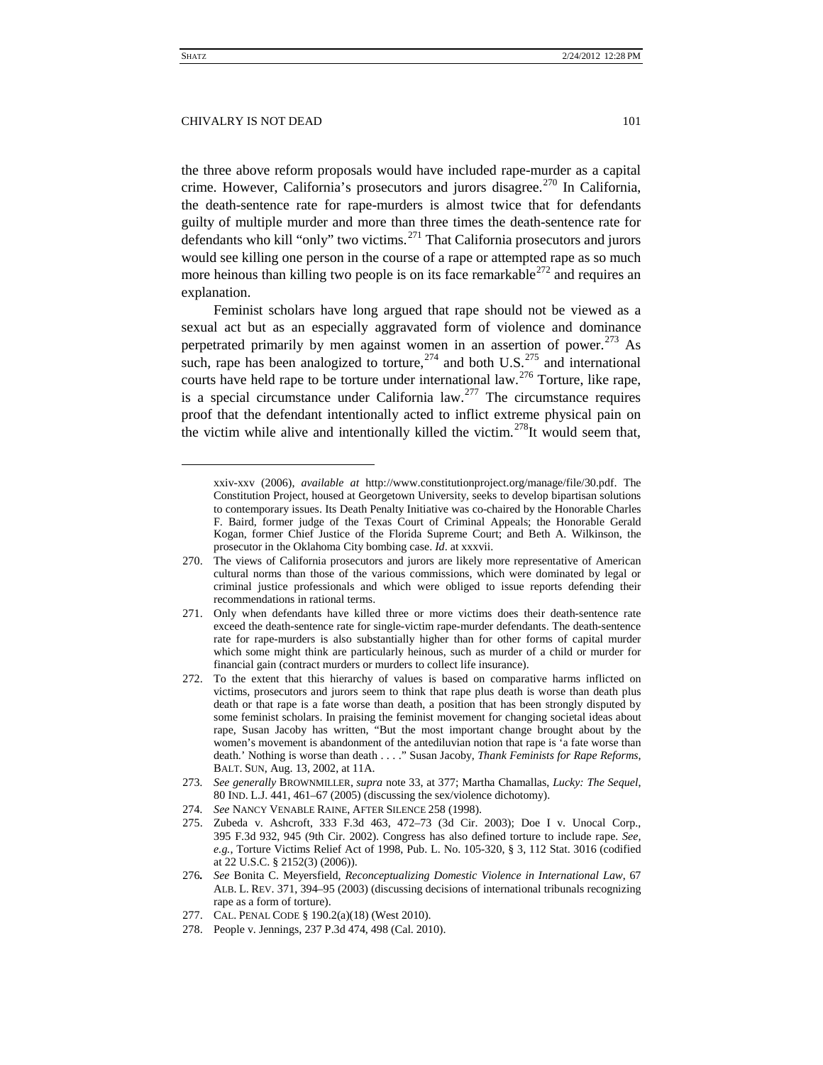the three above reform proposals would have included rape-murder as a capital crime. However, California's prosecutors and jurors disagree.[270] In California, the death-sentence rate for rape-murders is almost twice that for defendants guilty of multiple murder and more than three times the death-sentence rate for defendants who kill "only" two victims.[271] That California prosecutors and jurors would see killing one person in the course of a rape or attempted rape as so much more heinous than killing two people is on its face remarkable[272] and requires an explanation.

Feminist scholars have long argued that rape should not be viewed as a sexual act but as an especially aggravated form of violence and dominance perpetrated primarily by men against women in an assertion of power.[273] As such, rape has been analogized to torture,[274] and both U.S.[275] and international courts have held rape to be torture under international law.[276] Torture, like rape, is a special circumstance under California law.[277] The circumstance requires proof that the defendant intentionally acted to inflict extreme physical pain on the victim while alive and intentionally killed the victim.[278]It would seem that,

---

xxiv-xxv (2006), *available at* http://www.constitutionproject.org/manage/file/30.pdf. The Constitution Project, housed at Georgetown University, seeks to develop bipartisan solutions to contemporary issues. Its Death Penalty Initiative was co-chaired by the Honorable Charles F. Baird, former judge of the Texas Court of Criminal Appeals; the Honorable Gerald Kogan, former Chief Justice of the Florida Supreme Court; and Beth A. Wilkinson, the prosecutor in the Oklahoma City bombing case. *Id*. at xxxvii.

270. The views of California prosecutors and jurors are likely more representative of American cultural norms than those of the various commissions, which were dominated by legal or criminal justice professionals and which were obliged to issue reports defending their recommendations in rational terms.

271. Only when defendants have killed three or more victims does their death-sentence rate exceed the death-sentence rate for single-victim rape-murder defendants. The death-sentence rate for rape-murders is also substantially higher than for other forms of capital murder which some might think are particularly heinous, such as murder of a child or murder for financial gain (contract murders or murders to collect life insurance).

272. To the extent that this hierarchy of values is based on comparative harms inflicted on victims, prosecutors and jurors seem to think that rape plus death is worse than death plus death or that rape is a fate worse than death, a position that has been strongly disputed by some feminist scholars. In praising the feminist movement for changing societal ideas about rape, Susan Jacoby has written, "But the most important change brought about by the women's movement is abandonment of the antediluvian notion that rape is 'a fate worse than death.' Nothing is worse than death . . . ." Susan Jacoby, *Thank Feminists for Rape Reforms*, BALT. SUN, Aug. 13, 2002, at 11A.

273. *See generally* BROWNMILLER, *supra* note 33, at 377; Martha Chamallas, *Lucky: The Sequel*, 80 IND. L.J. 441, 461–67 (2005) (discussing the sex/violence dichotomy).

274. *See* NANCY VENABLE RAINE, AFTER SILENCE 258 (1998).

275. Zubeda v. Ashcroft, 333 F.3d 463, 472–73 (3d Cir. 2003); Doe I v. Unocal Corp., 395 F.3d 932, 945 (9th Cir. 2002). Congress has also defined torture to include rape. *See, e.g.*, Torture Victims Relief Act of 1998, Pub. L. No. 105-320, § 3, 112 Stat. 3016 (codified at 22 U.S.C. § 2152(3) (2006)).

276. *See* Bonita C. Meyersfield, *Reconceptualizing Domestic Violence in International Law*, 67 ALB. L. REV. 371, 394–95 (2003) (discussing decisions of international tribunals recognizing rape as a form of torture).

277. CAL. PENAL CODE § 190.2(a)(18) (West 2010).

278. People v. Jennings, 237 P.3d 474, 498 (Cal. 2010).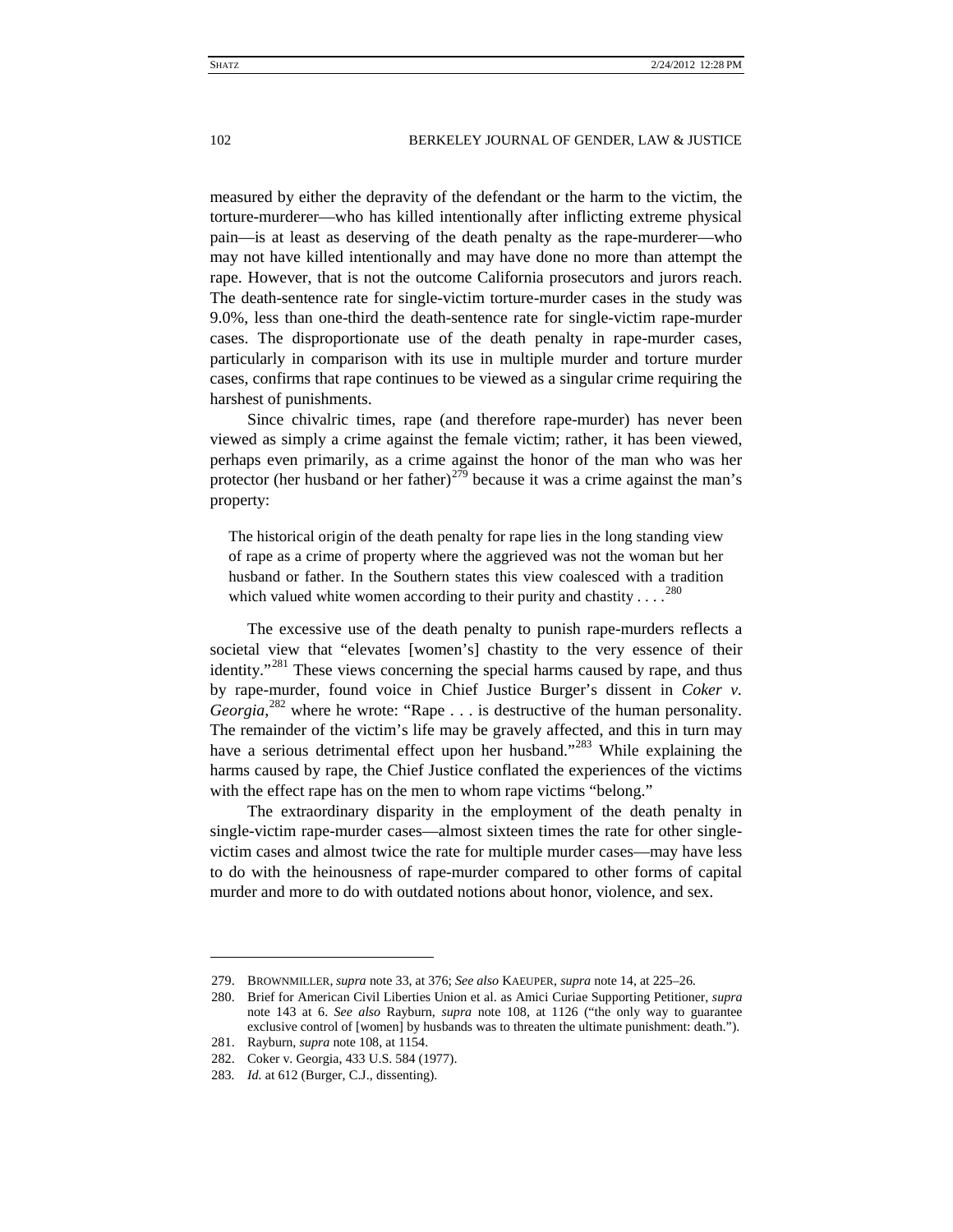measured by either the depravity of the defendant or the harm to the victim, the torture-murderer—who has killed intentionally after inflicting extreme physical pain—is at least as deserving of the death penalty as the rape-murderer—who may not have killed intentionally and may have done no more than attempt the rape. However, that is not the outcome California prosecutors and jurors reach. The death-sentence rate for single-victim torture-murder cases in the study was 9.0%, less than one-third the death-sentence rate for single-victim rape-murder cases. The disproportionate use of the death penalty in rape-murder cases, particularly in comparison with its use in multiple murder and torture murder cases, confirms that rape continues to be viewed as a singular crime requiring the harshest of punishments.

Since chivalric times, rape (and therefore rape-murder) has never been viewed as simply a crime against the female victim; rather, it has been viewed, perhaps even primarily, as a crime against the honor of the man who was her protector (her husband or her father)[279] because it was a crime against the man's property:

> The historical origin of the death penalty for rape lies in the long standing view of rape as a crime of property where the aggrieved was not the woman but her husband or father. In the Southern states this view coalesced with a tradition which valued white women according to their purity and chastity . . . .[280]

The excessive use of the death penalty to punish rape-murders reflects a societal view that "elevates [women's] chastity to the very essence of their identity."[281] These views concerning the special harms caused by rape, and thus by rape-murder, found voice in Chief Justice Burger's dissent in *Coker v. Georgia*,[282] where he wrote: "Rape . . . is destructive of the human personality. The remainder of the victim's life may be gravely affected, and this in turn may have a serious detrimental effect upon her husband."[283] While explaining the harms caused by rape, the Chief Justice conflated the experiences of the victims with the effect rape has on the men to whom rape victims "belong."

The extraordinary disparity in the employment of the death penalty in single-victim rape-murder cases—almost sixteen times the rate for other single-victim cases and almost twice the rate for multiple murder cases—may have less to do with the heinousness of rape-murder compared to other forms of capital murder and more to do with outdated notions about honor, violence, and sex.

---

279. BROWNMILLER, *supra* note 33, at 376; *See also* KAEUPER, *supra* note 14, at 225–26.
280. Brief for American Civil Liberties Union et al. as Amici Curiae Supporting Petitioner, *supra* note 143 at 6. *See also* Rayburn, *supra* note 108, at 1126 ("the only way to guarantee exclusive control of [women] by husbands was to threaten the ultimate punishment: death.").
281. Rayburn, *supra* note 108, at 1154.
282. Coker v. Georgia, 433 U.S. 584 (1977).
283. *Id.* at 612 (Burger, C.J., dissenting).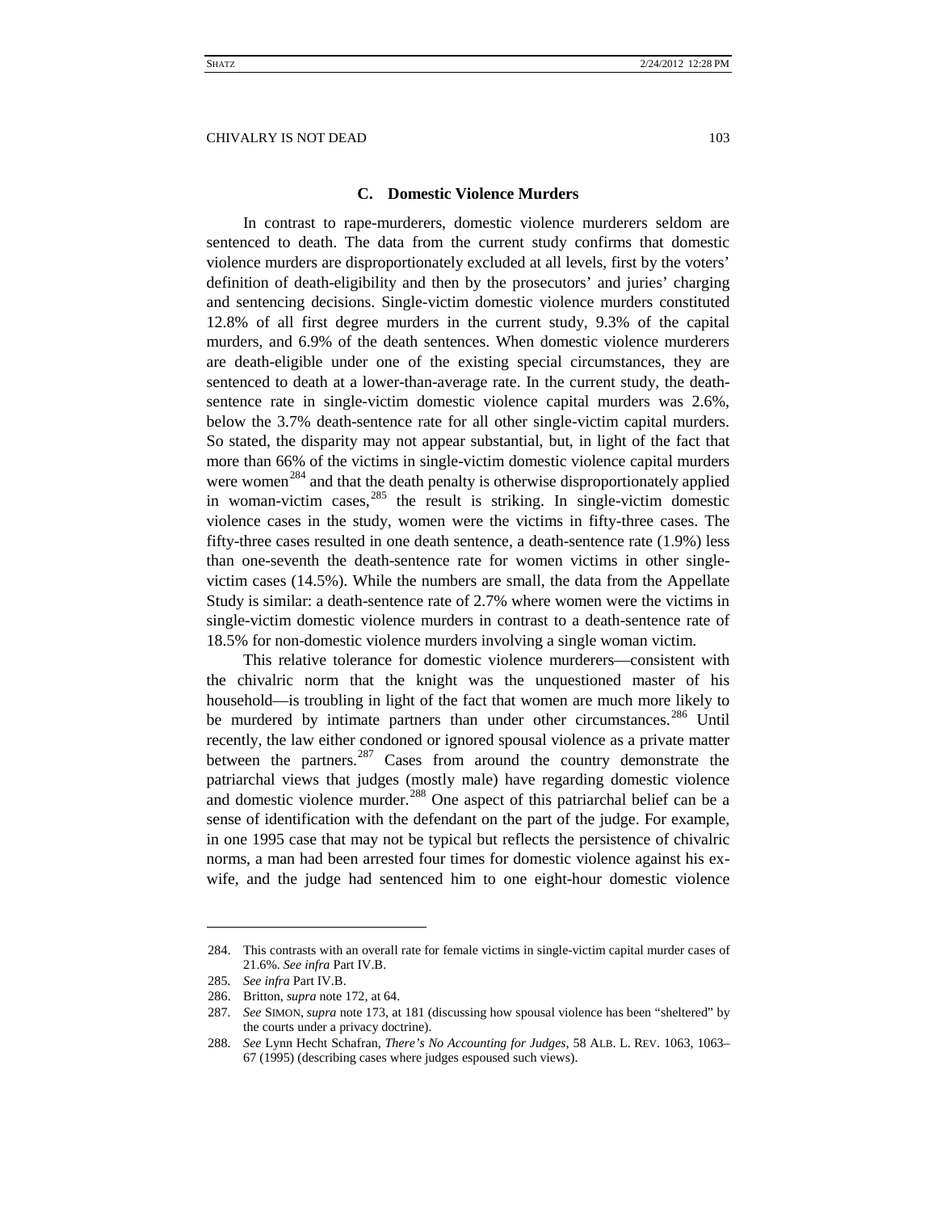### C. Domestic Violence Murders

In contrast to rape-murderers, domestic violence murderers seldom are sentenced to death. The data from the current study confirms that domestic violence murders are disproportionately excluded at all levels, first by the voters' definition of death-eligibility and then by the prosecutors' and juries' charging and sentencing decisions. Single-victim domestic violence murders constituted 12.8% of all first degree murders in the current study, 9.3% of the capital murders, and 6.9% of the death sentences. When domestic violence murderers are death-eligible under one of the existing special circumstances, they are sentenced to death at a lower-than-average rate. In the current study, the death-sentence rate in single-victim domestic violence capital murders was 2.6%, below the 3.7% death-sentence rate for all other single-victim capital murders. So stated, the disparity may not appear substantial, but, in light of the fact that more than 66% of the victims in single-victim domestic violence capital murders were women[284] and that the death penalty is otherwise disproportionately applied in woman-victim cases,[285] the result is striking. In single-victim domestic violence cases in the study, women were the victims in fifty-three cases. The fifty-three cases resulted in one death sentence, a death-sentence rate (1.9%) less than one-seventh the death-sentence rate for women victims in other single-victim cases (14.5%). While the numbers are small, the data from the Appellate Study is similar: a death-sentence rate of 2.7% where women were the victims in single-victim domestic violence murders in contrast to a death-sentence rate of 18.5% for non-domestic violence murders involving a single woman victim.

This relative tolerance for domestic violence murderers—consistent with the chivalric norm that the knight was the unquestioned master of his household—is troubling in light of the fact that women are much more likely to be murdered by intimate partners than under other circumstances.[286] Until recently, the law either condoned or ignored spousal violence as a private matter between the partners.[287] Cases from around the country demonstrate the patriarchal views that judges (mostly male) have regarding domestic violence and domestic violence murder.[288] One aspect of this patriarchal belief can be a sense of identification with the defendant on the part of the judge. For example, in one 1995 case that may not be typical but reflects the persistence of chivalric norms, a man had been arrested four times for domestic violence against his ex-wife, and the judge had sentenced him to one eight-hour domestic violence

---

284. This contrasts with an overall rate for female victims in single-victim capital murder cases of 21.6%. *See infra* Part IV.B.

285. *See infra* Part IV.B.

286. Britton, *supra* note 172, at 64.

287. *See* SIMON, *supra* note 173, at 181 (discussing how spousal violence has been "sheltered" by the courts under a privacy doctrine).

288. *See* Lynn Hecht Schafran, *There's No Accounting for Judges*, 58 ALB. L. REV. 1063, 1063–67 (1995) (describing cases where judges espoused such views).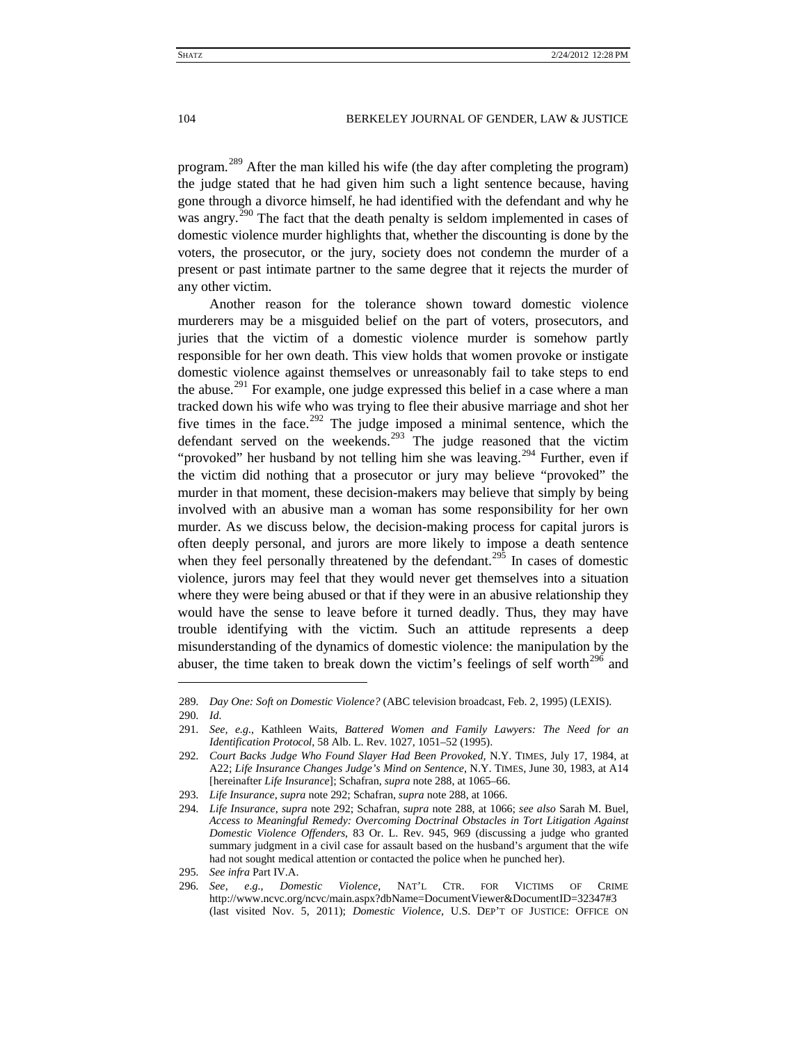program.[289] After the man killed his wife (the day after completing the program) the judge stated that he had given him such a light sentence because, having gone through a divorce himself, he had identified with the defendant and why he was angry.[290] The fact that the death penalty is seldom implemented in cases of domestic violence murder highlights that, whether the discounting is done by the voters, the prosecutor, or the jury, society does not condemn the murder of a present or past intimate partner to the same degree that it rejects the murder of any other victim.

Another reason for the tolerance shown toward domestic violence murderers may be a misguided belief on the part of voters, prosecutors, and juries that the victim of a domestic violence murder is somehow partly responsible for her own death. This view holds that women provoke or instigate domestic violence against themselves or unreasonably fail to take steps to end the abuse.[291] For example, one judge expressed this belief in a case where a man tracked down his wife who was trying to flee their abusive marriage and shot her five times in the face.[292] The judge imposed a minimal sentence, which the defendant served on the weekends.[293] The judge reasoned that the victim "provoked" her husband by not telling him she was leaving.[294] Further, even if the victim did nothing that a prosecutor or jury may believe "provoked" the murder in that moment, these decision-makers may believe that simply by being involved with an abusive man a woman has some responsibility for her own murder. As we discuss below, the decision-making process for capital jurors is often deeply personal, and jurors are more likely to impose a death sentence when they feel personally threatened by the defendant.[295] In cases of domestic violence, jurors may feel that they would never get themselves into a situation where they were being abused or that if they were in an abusive relationship they would have the sense to leave before it turned deadly. Thus, they may have trouble identifying with the victim. Such an attitude represents a deep misunderstanding of the dynamics of domestic violence: the manipulation by the abuser, the time taken to break down the victim's feelings of self worth[296] and

---

289. *Day One: Soft on Domestic Violence?* (ABC television broadcast, Feb. 2, 1995) (LEXIS).

290. *Id.*

291. *See, e.g.*, Kathleen Waits, *Battered Women and Family Lawyers: The Need for an Identification Protocol*, 58 Alb. L. Rev. 1027, 1051–52 (1995).

292. *Court Backs Judge Who Found Slayer Had Been Provoked*, N.Y. TIMES, July 17, 1984, at A22; *Life Insurance Changes Judge's Mind on Sentence*, N.Y. TIMES, June 30, 1983, at A14 [hereinafter *Life Insurance*]; Schafran, *supra* note 288, at 1065–66.

293. *Life Insurance*, *supra* note 292; Schafran, *supra* note 288, at 1066.

294. *Life Insurance*, *supra* note 292; Schafran, *supra* note 288, at 1066; *see also* Sarah M. Buel, *Access to Meaningful Remedy: Overcoming Doctrinal Obstacles in Tort Litigation Against Domestic Violence Offenders*, 83 Or. L. Rev. 945, 969 (discussing a judge who granted summary judgment in a civil case for assault based on the husband's argument that the wife had not sought medical attention or contacted the police when he punched her).

295. *See infra* Part IV.A.

296. *See, e.g.*, *Domestic Violence*, NAT'L CTR. FOR VICTIMS OF CRIME http://www.ncvc.org/ncvc/main.aspx?dbName=DocumentViewer&DocumentID=32347#3 (last visited Nov. 5, 2011); *Domestic Violence*, U.S. DEP'T OF JUSTICE: OFFICE ON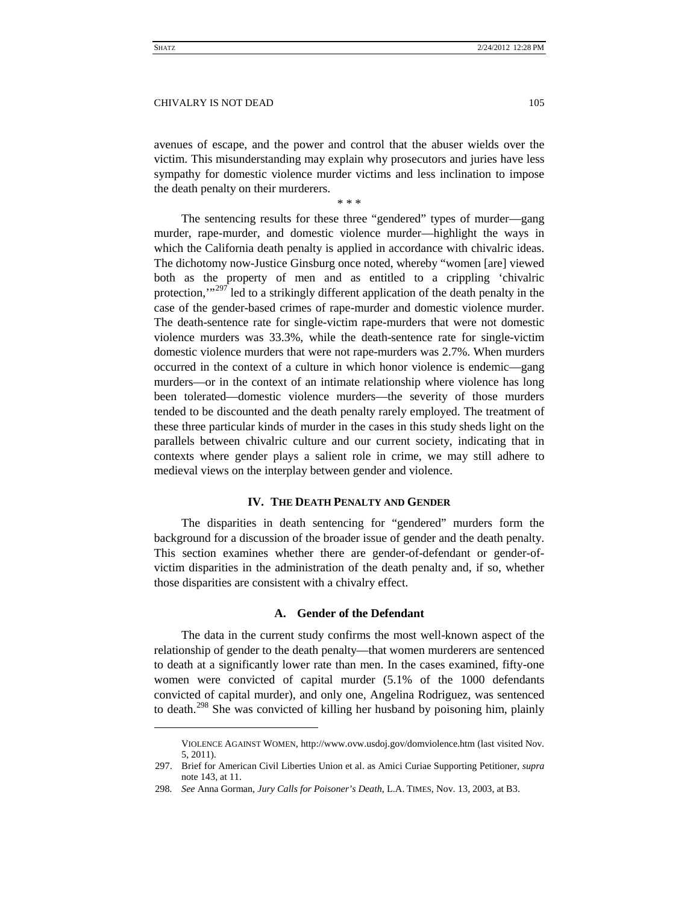avenues of escape, and the power and control that the abuser wields over the victim. This misunderstanding may explain why prosecutors and juries have less sympathy for domestic violence murder victims and less inclination to impose the death penalty on their murderers.

\* \* \*

The sentencing results for these three "gendered" types of murder—gang murder, rape-murder, and domestic violence murder—highlight the ways in which the California death penalty is applied in accordance with chivalric ideas. The dichotomy now-Justice Ginsburg once noted, whereby "women [are] viewed both as the property of men and as entitled to a crippling 'chivalric protection,'"[297] led to a strikingly different application of the death penalty in the case of the gender-based crimes of rape-murder and domestic violence murder. The death-sentence rate for single-victim rape-murders that were not domestic violence murders was 33.3%, while the death-sentence rate for single-victim domestic violence murders that were not rape-murders was 2.7%. When murders occurred in the context of a culture in which honor violence is endemic—gang murders—or in the context of an intimate relationship where violence has long been tolerated—domestic violence murders—the severity of those murders tended to be discounted and the death penalty rarely employed. The treatment of these three particular kinds of murder in the cases in this study sheds light on the parallels between chivalric culture and our current society, indicating that in contexts where gender plays a salient role in crime, we may still adhere to medieval views on the interplay between gender and violence.

## IV. The Death Penalty and Gender

The disparities in death sentencing for "gendered" murders form the background for a discussion of the broader issue of gender and the death penalty. This section examines whether there are gender-of-defendant or gender-of-victim disparities in the administration of the death penalty and, if so, whether those disparities are consistent with a chivalry effect.

### A. Gender of the Defendant

The data in the current study confirms the most well-known aspect of the relationship of gender to the death penalty—that women murderers are sentenced to death at a significantly lower rate than men. In the cases examined, fifty-one women were convicted of capital murder (5.1% of the 1000 defendants convicted of capital murder), and only one, Angelina Rodriguez, was sentenced to death.[298] She was convicted of killing her husband by poisoning him, plainly

---

VIOLENCE AGAINST WOMEN, http://www.ovw.usdoj.gov/domviolence.htm (last visited Nov. 5, 2011).

297. Brief for American Civil Liberties Union et al. as Amici Curiae Supporting Petitioner, *supra* note 143, at 11.

298. *See* Anna Gorman, *Jury Calls for Poisoner's Death*, L.A. TIMES, Nov. 13, 2003, at B3.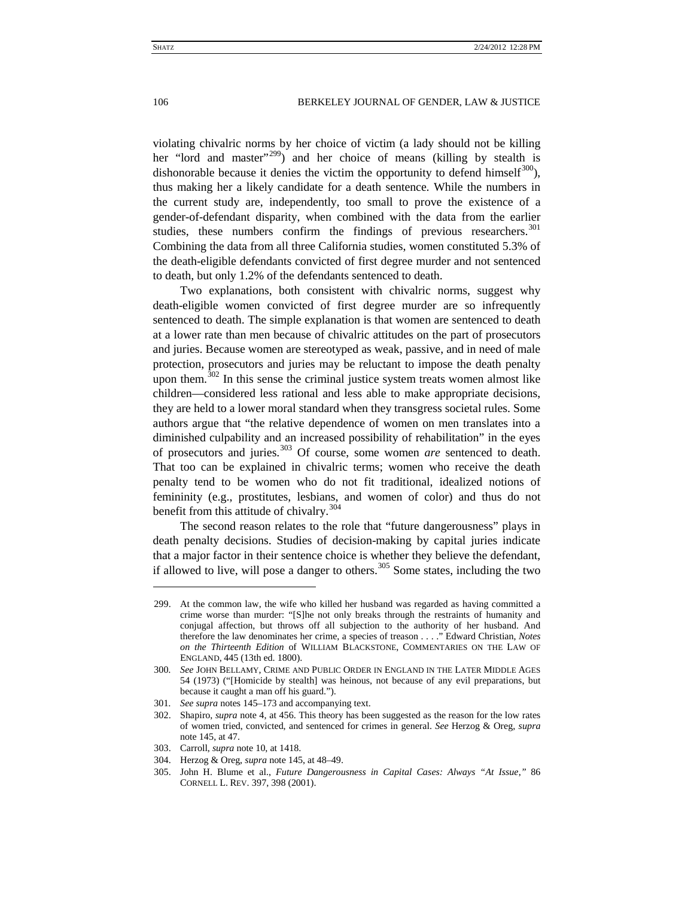violating chivalric norms by her choice of victim (a lady should not be killing her "lord and master"[299]) and her choice of means (killing by stealth is dishonorable because it denies the victim the opportunity to defend himself[300]), thus making her a likely candidate for a death sentence. While the numbers in the current study are, independently, too small to prove the existence of a gender-of-defendant disparity, when combined with the data from the earlier studies, these numbers confirm the findings of previous researchers.[301] Combining the data from all three California studies, women constituted 5.3% of the death-eligible defendants convicted of first degree murder and not sentenced to death, but only 1.2% of the defendants sentenced to death.

Two explanations, both consistent with chivalric norms, suggest why death-eligible women convicted of first degree murder are so infrequently sentenced to death. The simple explanation is that women are sentenced to death at a lower rate than men because of chivalric attitudes on the part of prosecutors and juries. Because women are stereotyped as weak, passive, and in need of male protection, prosecutors and juries may be reluctant to impose the death penalty upon them.[302] In this sense the criminal justice system treats women almost like children—considered less rational and less able to make appropriate decisions, they are held to a lower moral standard when they transgress societal rules. Some authors argue that "the relative dependence of women on men translates into a diminished culpability and an increased possibility of rehabilitation" in the eyes of prosecutors and juries.[303] Of course, some women *are* sentenced to death. That too can be explained in chivalric terms; women who receive the death penalty tend to be women who do not fit traditional, idealized notions of femininity (e.g., prostitutes, lesbians, and women of color) and thus do not benefit from this attitude of chivalry.[304]

The second reason relates to the role that "future dangerousness" plays in death penalty decisions. Studies of decision-making by capital juries indicate that a major factor in their sentence choice is whether they believe the defendant, if allowed to live, will pose a danger to others.[305] Some states, including the two

---

299. At the common law, the wife who killed her husband was regarded as having committed a crime worse than murder: "[S]he not only breaks through the restraints of humanity and conjugal affection, but throws off all subjection to the authority of her husband. And therefore the law denominates her crime, a species of treason . . . ." Edward Christian, *Notes on the Thirteenth Edition* of WILLIAM BLACKSTONE, COMMENTARIES ON THE LAW OF ENGLAND, 445 (13th ed. 1800).

300. *See* JOHN BELLAMY, CRIME AND PUBLIC ORDER IN ENGLAND IN THE LATER MIDDLE AGES 54 (1973) ("[Homicide by stealth] was heinous, not because of any evil preparations, but because it caught a man off his guard.").

301. *See supra* notes 145–173 and accompanying text.

302. Shapiro, *supra* note 4, at 456. This theory has been suggested as the reason for the low rates of women tried, convicted, and sentenced for crimes in general. *See* Herzog & Oreg, *supra* note 145, at 47.

303. Carroll, *supra* note 10, at 1418.

304. Herzog & Oreg, *supra* note 145, at 48–49.

305. John H. Blume et al., *Future Dangerousness in Capital Cases: Always "At Issue*,*"* 86 CORNELL L. REV. 397, 398 (2001).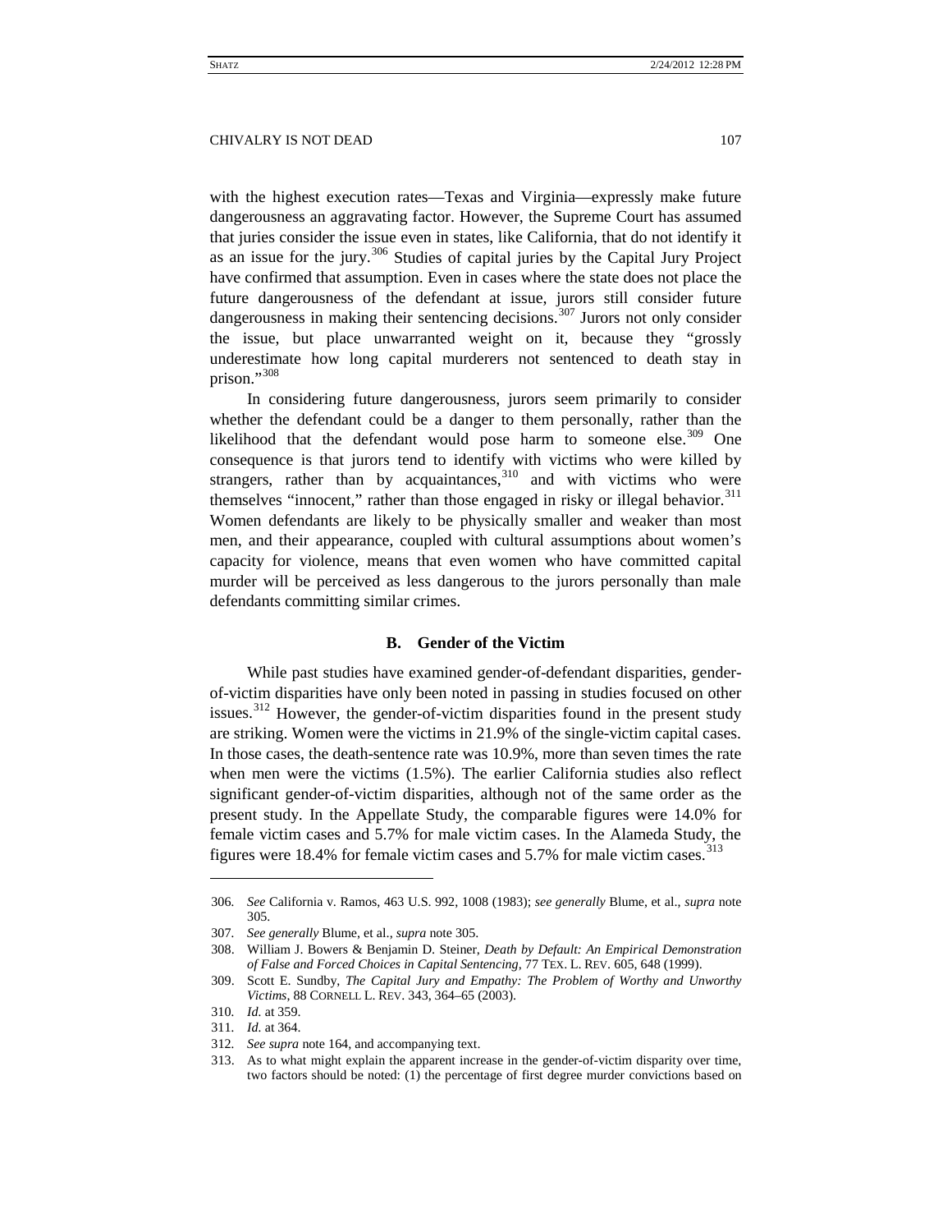with the highest execution rates—Texas and Virginia—expressly make future dangerousness an aggravating factor. However, the Supreme Court has assumed that juries consider the issue even in states, like California, that do not identify it as an issue for the jury.[306] Studies of capital juries by the Capital Jury Project have confirmed that assumption. Even in cases where the state does not place the future dangerousness of the defendant at issue, jurors still consider future dangerousness in making their sentencing decisions.[307] Jurors not only consider the issue, but place unwarranted weight on it, because they "grossly underestimate how long capital murderers not sentenced to death stay in prison."[308]

In considering future dangerousness, jurors seem primarily to consider whether the defendant could be a danger to them personally, rather than the likelihood that the defendant would pose harm to someone else.[309] One consequence is that jurors tend to identify with victims who were killed by strangers, rather than by acquaintances,[310] and with victims who were themselves "innocent," rather than those engaged in risky or illegal behavior.[311] Women defendants are likely to be physically smaller and weaker than most men, and their appearance, coupled with cultural assumptions about women's capacity for violence, means that even women who have committed capital murder will be perceived as less dangerous to the jurors personally than male defendants committing similar crimes.

### B. Gender of the Victim

While past studies have examined gender-of-defendant disparities, gender-of-victim disparities have only been noted in passing in studies focused on other issues.[312] However, the gender-of-victim disparities found in the present study are striking. Women were the victims in 21.9% of the single-victim capital cases. In those cases, the death-sentence rate was 10.9%, more than seven times the rate when men were the victims (1.5%). The earlier California studies also reflect significant gender-of-victim disparities, although not of the same order as the present study. In the Appellate Study, the comparable figures were 14.0% for female victim cases and 5.7% for male victim cases. In the Alameda Study, the figures were 18.4% for female victim cases and 5.7% for male victim cases.[313]

---

306. *See* California v. Ramos, 463 U.S. 992, 1008 (1983); *see generally* Blume, et al., *supra* note 305.

307. *See generally* Blume, et al., *supra* note 305.

308. William J. Bowers & Benjamin D. Steiner, *Death by Default: An Empirical Demonstration of False and Forced Choices in Capital Sentencing*, 77 TEX. L. REV. 605, 648 (1999).

309. Scott E. Sundby, *The Capital Jury and Empathy: The Problem of Worthy and Unworthy Victims*, 88 CORNELL L. REV. 343, 364–65 (2003).

310. *Id.* at 359.

311. *Id.* at 364.

312. *See supra* note 164, and accompanying text.

313. As to what might explain the apparent increase in the gender-of-victim disparity over time, two factors should be noted: (1) the percentage of first degree murder convictions based on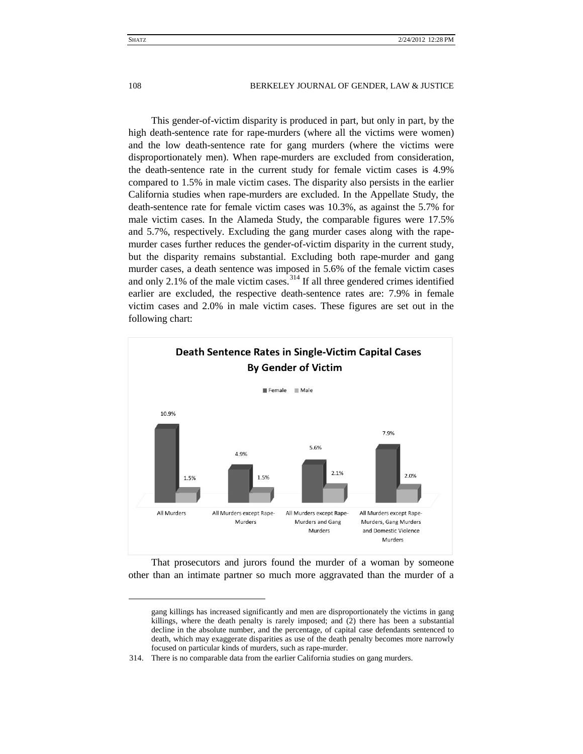This gender-of-victim disparity is produced in part, but only in part, by the high death-sentence rate for rape-murders (where all the victims were women) and the low death-sentence rate for gang murders (where the victims were disproportionately men). When rape-murders are excluded from consideration, the death-sentence rate in the current study for female victim cases is 4.9% compared to 1.5% in male victim cases. The disparity also persists in the earlier California studies when rape-murders are excluded. In the Appellate Study, the death-sentence rate for female victim cases was 10.3%, as against the 5.7% for male victim cases. In the Alameda Study, the comparable figures were 17.5% and 5.7%, respectively. Excluding the gang murder cases along with the rape-murder cases further reduces the gender-of-victim disparity in the current study, but the disparity remains substantial. Excluding both rape-murder and gang murder cases, a death sentence was imposed in 5.6% of the female victim cases and only 2.1% of the male victim cases.[314] If all three gendered crimes identified earlier are excluded, the respective death-sentence rates are: 7.9% in female victim cases and 2.0% in male victim cases. These figures are set out in the following chart:

**Death Sentence Rates in Single-Victim Capital Cases By Gender of Victim**

| | Female | Male |
|---|---|---|
| All Murders | 10.9% | 1.5% |
| All Murders except Rape-Murders | 4.9% | 1.5% |
| All Murders except Rape-Murders and Gang Murders | 5.6% | 2.1% |
| All Murders except Rape-Murders, Gang Murders and Domestic Violence Murders | 7.9% | 2.0% |

That prosecutors and jurors found the murder of a woman by someone other than an intimate partner so much more aggravated than the murder of a

---

gang killings has increased significantly and men are disproportionately the victims in gang killings, where the death penalty is rarely imposed; and (2) there has been a substantial decline in the absolute number, and the percentage, of capital case defendants sentenced to death, which may exaggerate disparities as use of the death penalty becomes more narrowly focused on particular kinds of murders, such as rape-murder.

314. There is no comparable data from the earlier California studies on gang murders.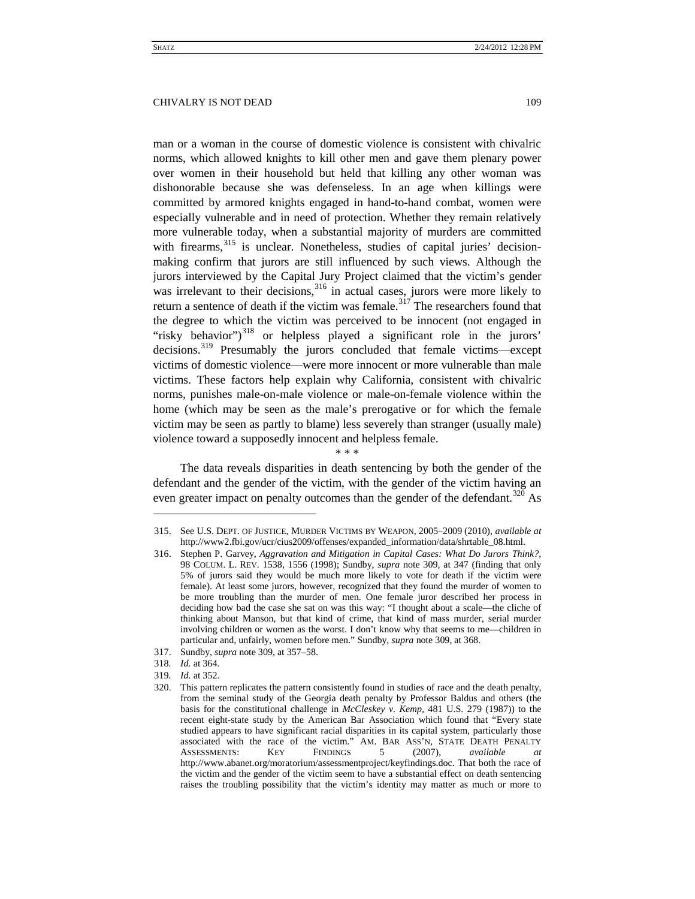man or a woman in the course of domestic violence is consistent with chivalric norms, which allowed knights to kill other men and gave them plenary power over women in their household but held that killing any other woman was dishonorable because she was defenseless. In an age when killings were committed by armored knights engaged in hand-to-hand combat, women were especially vulnerable and in need of protection. Whether they remain relatively more vulnerable today, when a substantial majority of murders are committed with firearms,[315] is unclear. Nonetheless, studies of capital juries' decision-making confirm that jurors are still influenced by such views. Although the jurors interviewed by the Capital Jury Project claimed that the victim's gender was irrelevant to their decisions,[316] in actual cases, jurors were more likely to return a sentence of death if the victim was female.[317] The researchers found that the degree to which the victim was perceived to be innocent (not engaged in "risky behavior")[318] or helpless played a significant role in the jurors' decisions.[319] Presumably the jurors concluded that female victims—except victims of domestic violence—were more innocent or more vulnerable than male victims. These factors help explain why California, consistent with chivalric norms, punishes male-on-male violence or male-on-female violence within the home (which may be seen as the male's prerogative or for which the female victim may be seen as partly to blame) less severely than stranger (usually male) violence toward a supposedly innocent and helpless female.

\* \* \*

The data reveals disparities in death sentencing by both the gender of the defendant and the gender of the victim, with the gender of the victim having an even greater impact on penalty outcomes than the gender of the defendant.[320] As

---

315. See U.S. DEPT. OF JUSTICE, MURDER VICTIMS BY WEAPON, 2005–2009 (2010), *available at* http://www2.fbi.gov/ucr/cius2009/offenses/expanded_information/data/shrtable_08.html.

316. Stephen P. Garvey, *Aggravation and Mitigation in Capital Cases: What Do Jurors Think?*, 98 COLUM. L. REV. 1538, 1556 (1998); Sundby, *supra* note 309, at 347 (finding that only 5% of jurors said they would be much more likely to vote for death if the victim were female). At least some jurors, however, recognized that they found the murder of women to be more troubling than the murder of men. One female juror described her process in deciding how bad the case she sat on was this way: "I thought about a scale—the cliche of thinking about Manson, but that kind of crime, that kind of mass murder, serial murder involving children or women as the worst. I don't know why that seems to me—children in particular and, unfairly, women before men." Sundby, *supra* note 309, at 368.

317. Sundby, *supra* note 309, at 357–58.

318. *Id.* at 364.

319. *Id.* at 352.

320. This pattern replicates the pattern consistently found in studies of race and the death penalty, from the seminal study of the Georgia death penalty by Professor Baldus and others (the basis for the constitutional challenge in *McCleskey v. Kemp*, 481 U.S. 279 (1987)) to the recent eight-state study by the American Bar Association which found that "Every state studied appears to have significant racial disparities in its capital system, particularly those associated with the race of the victim." AM. BAR ASS'N, STATE DEATH PENALTY ASSESSMENTS: KEY FINDINGS 5 (2007), *available at* http://www.abanet.org/moratorium/assessmentproject/keyfindings.doc. That both the race of the victim and the gender of the victim seem to have a substantial effect on death sentencing raises the troubling possibility that the victim's identity may matter as much or more to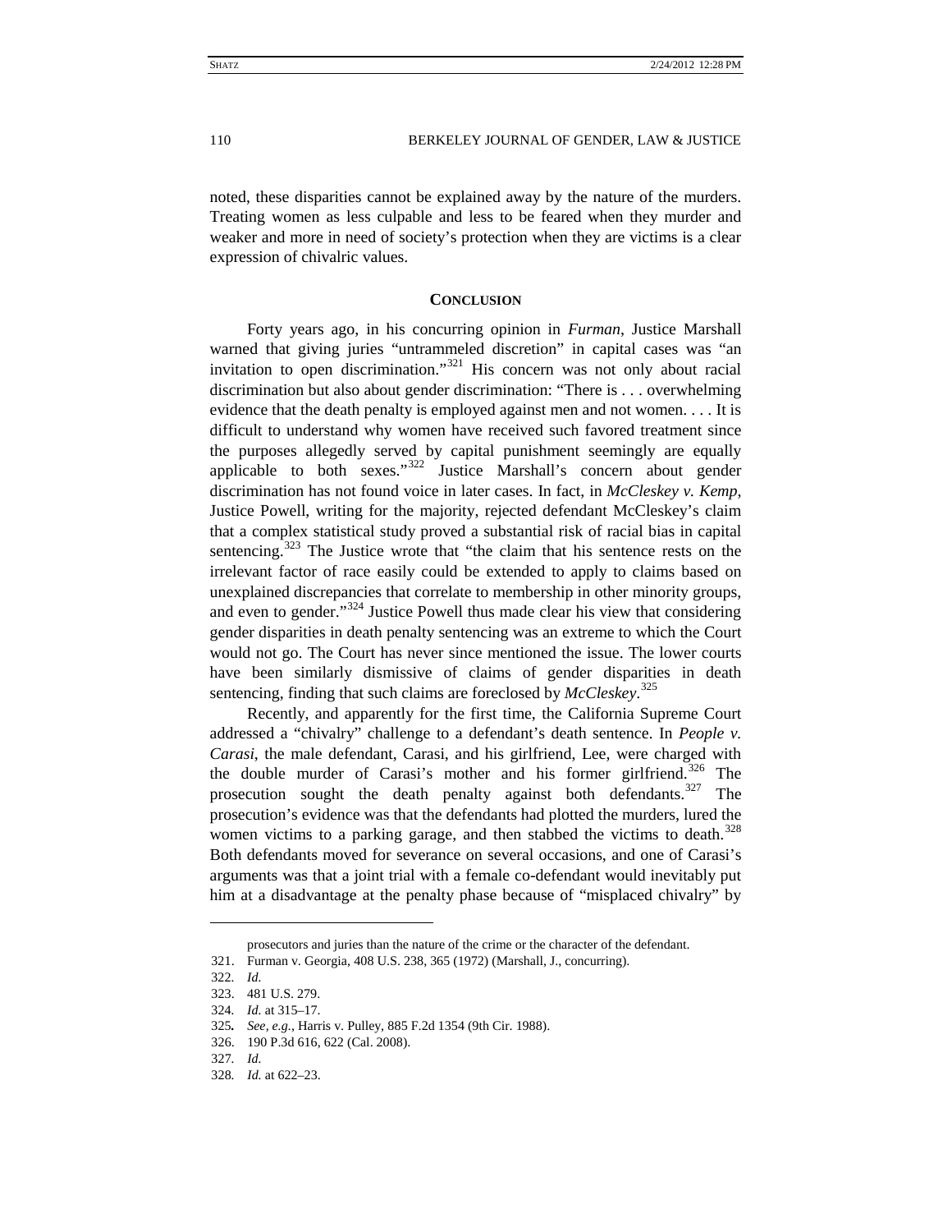noted, these disparities cannot be explained away by the nature of the murders. Treating women as less culpable and less to be feared when they murder and weaker and more in need of society's protection when they are victims is a clear expression of chivalric values.

## CONCLUSION

Forty years ago, in his concurring opinion in *Furman*, Justice Marshall warned that giving juries "untrammeled discretion" in capital cases was "an invitation to open discrimination."[321] His concern was not only about racial discrimination but also about gender discrimination: "There is . . . overwhelming evidence that the death penalty is employed against men and not women. . . . It is difficult to understand why women have received such favored treatment since the purposes allegedly served by capital punishment seemingly are equally applicable to both sexes."[322] Justice Marshall's concern about gender discrimination has not found voice in later cases. In fact, in *McCleskey v. Kemp*, Justice Powell, writing for the majority, rejected defendant McCleskey's claim that a complex statistical study proved a substantial risk of racial bias in capital sentencing.[323] The Justice wrote that "the claim that his sentence rests on the irrelevant factor of race easily could be extended to apply to claims based on unexplained discrepancies that correlate to membership in other minority groups, and even to gender."[324] Justice Powell thus made clear his view that considering gender disparities in death penalty sentencing was an extreme to which the Court would not go. The Court has never since mentioned the issue. The lower courts have been similarly dismissive of claims of gender disparities in death sentencing, finding that such claims are foreclosed by *McCleskey*.[325]

Recently, and apparently for the first time, the California Supreme Court addressed a "chivalry" challenge to a defendant's death sentence. In *People v. Carasi*, the male defendant, Carasi, and his girlfriend, Lee, were charged with the double murder of Carasi's mother and his former girlfriend.[326] The prosecution sought the death penalty against both defendants.[327] The prosecution's evidence was that the defendants had plotted the murders, lured the women victims to a parking garage, and then stabbed the victims to death.[328] Both defendants moved for severance on several occasions, and one of Carasi's arguments was that a joint trial with a female co-defendant would inevitably put him at a disadvantage at the penalty phase because of "misplaced chivalry" by

---

prosecutors and juries than the nature of the crime or the character of the defendant.

321. Furman v. Georgia, 408 U.S. 238, 365 (1972) (Marshall, J., concurring).

322. *Id.*

323. 481 U.S. 279.

324. *Id.* at 315–17.

325. *See, e.g.*, Harris v. Pulley, 885 F.2d 1354 (9th Cir. 1988).

326. 190 P.3d 616, 622 (Cal. 2008).

327. *Id.*

328. *Id.* at 622–23.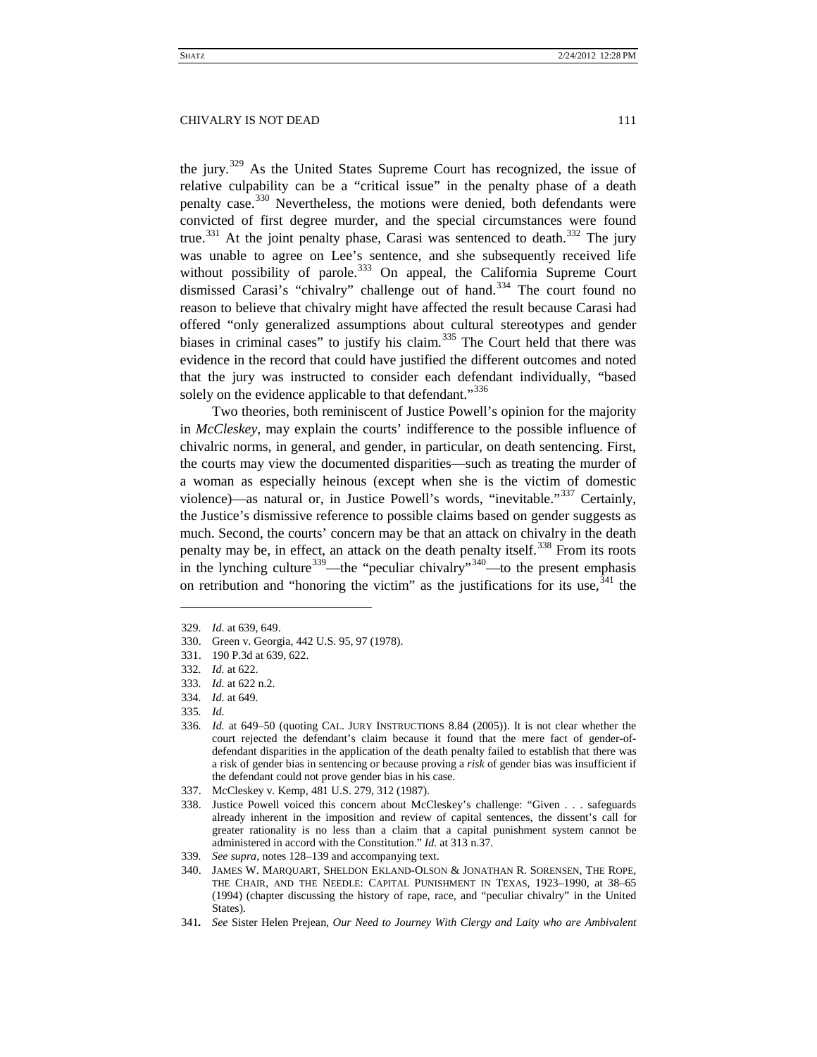the jury.[329] As the United States Supreme Court has recognized, the issue of relative culpability can be a "critical issue" in the penalty phase of a death penalty case.[330] Nevertheless, the motions were denied, both defendants were convicted of first degree murder, and the special circumstances were found true.[331] At the joint penalty phase, Carasi was sentenced to death.[332] The jury was unable to agree on Lee's sentence, and she subsequently received life without possibility of parole.[333] On appeal, the California Supreme Court dismissed Carasi's "chivalry" challenge out of hand.[334] The court found no reason to believe that chivalry might have affected the result because Carasi had offered "only generalized assumptions about cultural stereotypes and gender biases in criminal cases" to justify his claim.[335] The Court held that there was evidence in the record that could have justified the different outcomes and noted that the jury was instructed to consider each defendant individually, "based solely on the evidence applicable to that defendant."[336]

Two theories, both reminiscent of Justice Powell's opinion for the majority in *McCleskey*, may explain the courts' indifference to the possible influence of chivalric norms, in general, and gender, in particular, on death sentencing. First, the courts may view the documented disparities—such as treating the murder of a woman as especially heinous (except when she is the victim of domestic violence)—as natural or, in Justice Powell's words, "inevitable."[337] Certainly, the Justice's dismissive reference to possible claims based on gender suggests as much. Second, the courts' concern may be that an attack on chivalry in the death penalty may be, in effect, an attack on the death penalty itself.[338] From its roots in the lynching culture[339]—the "peculiar chivalry"[340]—to the present emphasis on retribution and "honoring the victim" as the justifications for its use,[341] the

---

329. *Id.* at 639, 649.

330. Green v. Georgia, 442 U.S. 95, 97 (1978).

331. 190 P.3d at 639, 622.

332. *Id.* at 622.

333. *Id.* at 622 n.2.

334. *Id.* at 649.

335. *Id.*

336. *Id.* at 649–50 (quoting CAL. JURY INSTRUCTIONS 8.84 (2005)). It is not clear whether the court rejected the defendant's claim because it found that the mere fact of gender-of-defendant disparities in the application of the death penalty failed to establish that there was a risk of gender bias in sentencing or because proving a *risk* of gender bias was insufficient if the defendant could not prove gender bias in his case.

337. McCleskey v. Kemp, 481 U.S. 279, 312 (1987).

338. Justice Powell voiced this concern about McCleskey's challenge: "Given . . . safeguards already inherent in the imposition and review of capital sentences, the dissent's call for greater rationality is no less than a claim that a capital punishment system cannot be administered in accord with the Constitution." *Id.* at 313 n.37.

339. *See supra*, notes 128–139 and accompanying text.

340. JAMES W. MARQUART, SHELDON EKLAND-OLSON & JONATHAN R. SORENSEN, THE ROPE, THE CHAIR, AND THE NEEDLE: CAPITAL PUNISHMENT IN TEXAS, 1923–1990, at 38–65 (1994) (chapter discussing the history of rape, race, and "peculiar chivalry" in the United States).

341. *See* Sister Helen Prejean, *Our Need to Journey With Clergy and Laity who are Ambivalent*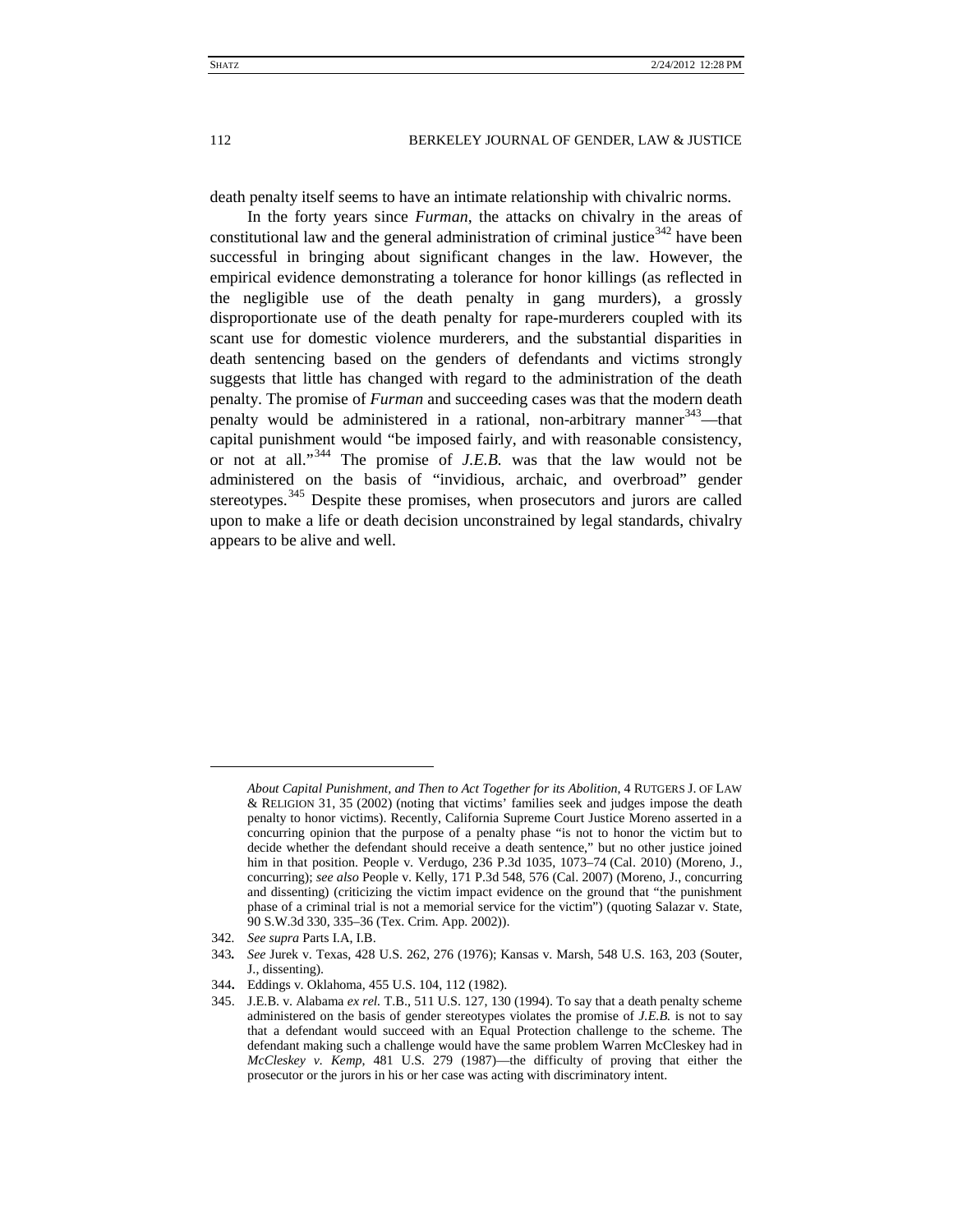death penalty itself seems to have an intimate relationship with chivalric norms.

In the forty years since *Furman*, the attacks on chivalry in the areas of constitutional law and the general administration of criminal justice[342] have been successful in bringing about significant changes in the law. However, the empirical evidence demonstrating a tolerance for honor killings (as reflected in the negligible use of the death penalty in gang murders), a grossly disproportionate use of the death penalty for rape-murderers coupled with its scant use for domestic violence murderers, and the substantial disparities in death sentencing based on the genders of defendants and victims strongly suggests that little has changed with regard to the administration of the death penalty. The promise of *Furman* and succeeding cases was that the modern death penalty would be administered in a rational, non-arbitrary manner[343]—that capital punishment would "be imposed fairly, and with reasonable consistency, or not at all."[344] The promise of *J.E.B.* was that the law would not be administered on the basis of "invidious, archaic, and overbroad" gender stereotypes.[345] Despite these promises, when prosecutors and jurors are called upon to make a life or death decision unconstrained by legal standards, chivalry appears to be alive and well.

---

*About Capital Punishment, and Then to Act Together for its Abolition*, 4 RUTGERS J. OF LAW & RELIGION 31, 35 (2002) (noting that victims' families seek and judges impose the death penalty to honor victims). Recently, California Supreme Court Justice Moreno asserted in a concurring opinion that the purpose of a penalty phase "is not to honor the victim but to decide whether the defendant should receive a death sentence," but no other justice joined him in that position. People v. Verdugo, 236 P.3d 1035, 1073–74 (Cal. 2010) (Moreno, J., concurring); *see also* People v. Kelly, 171 P.3d 548, 576 (Cal. 2007) (Moreno, J., concurring and dissenting) (criticizing the victim impact evidence on the ground that "the punishment phase of a criminal trial is not a memorial service for the victim") (quoting Salazar v. State, 90 S.W.3d 330, 335–36 (Tex. Crim. App. 2002)).

342. *See supra* Parts I.A, I.B.

343. *See* Jurek v. Texas, 428 U.S. 262, 276 (1976); Kansas v. Marsh, 548 U.S. 163, 203 (Souter, J., dissenting).

344. Eddings v. Oklahoma, 455 U.S. 104, 112 (1982).

345. J.E.B. v. Alabama *ex rel.* T.B., 511 U.S. 127, 130 (1994). To say that a death penalty scheme administered on the basis of gender stereotypes violates the promise of *J.E.B.* is not to say that a defendant would succeed with an Equal Protection challenge to the scheme. The defendant making such a challenge would have the same problem Warren McCleskey had in *McCleskey v. Kemp*, 481 U.S. 279 (1987)—the difficulty of proving that either the prosecutor or the jurors in his or her case was acting with discriminatory intent.